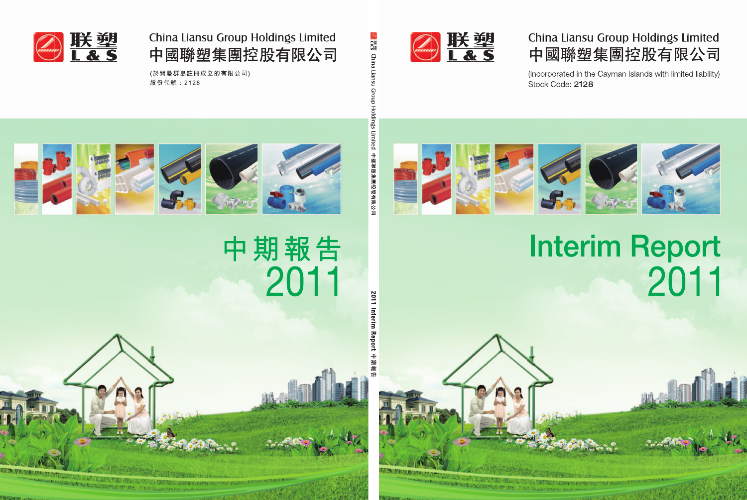联塑 L & S

China Liansu Group Holdings Limited

中國聯塑集團控股有限公司

(於開曼群島註冊成立的有限公司)
股份代號：2128

# 中期報告 2011

China Liansu Group Holdings Limited 中國聯塑集團控股有限公司

2011 Interim Report 中期報告

联塑 L & S

China Liansu Group Holdings Limited

中國聯塑集團控股有限公司

(Incorporated in the Cayman Islands with limited liability)
Stock Code: 2128

# Interim Report 2011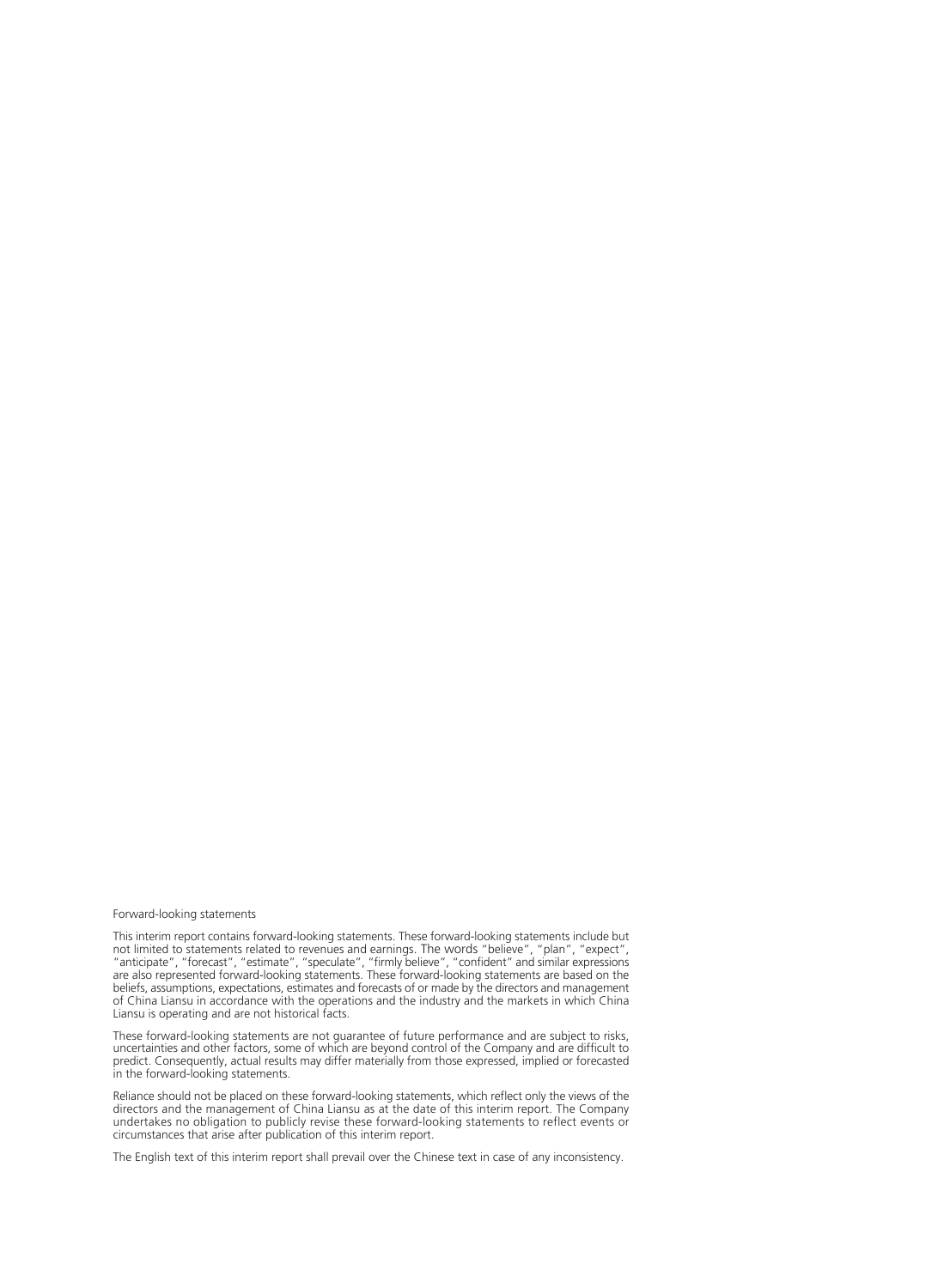Forward-looking statements

This interim report contains forward-looking statements. These forward-looking statements include but not limited to statements related to revenues and earnings. The words "believe", "plan", "expect", "anticipate", "forecast", "estimate", "speculate", "firmly believe", "confident" and similar expressions are also represented forward-looking statements. These forward-looking statements are based on the beliefs, assumptions, expectations, estimates and forecasts of or made by the directors and management of China Liansu in accordance with the operations and the industry and the markets in which China Liansu is operating and are not historical facts.

These forward-looking statements are not guarantee of future performance and are subject to risks, uncertainties and other factors, some of which are beyond control of the Company and are difficult to predict. Consequently, actual results may differ materially from those expressed, implied or forecasted in the forward-looking statements.

Reliance should not be placed on these forward-looking statements, which reflect only the views of the directors and the management of China Liansu as at the date of this interim report. The Company undertakes no obligation to publicly revise these forward-looking statements to reflect events or circumstances that arise after publication of this interim report.

The English text of this interim report shall prevail over the Chinese text in case of any inconsistency.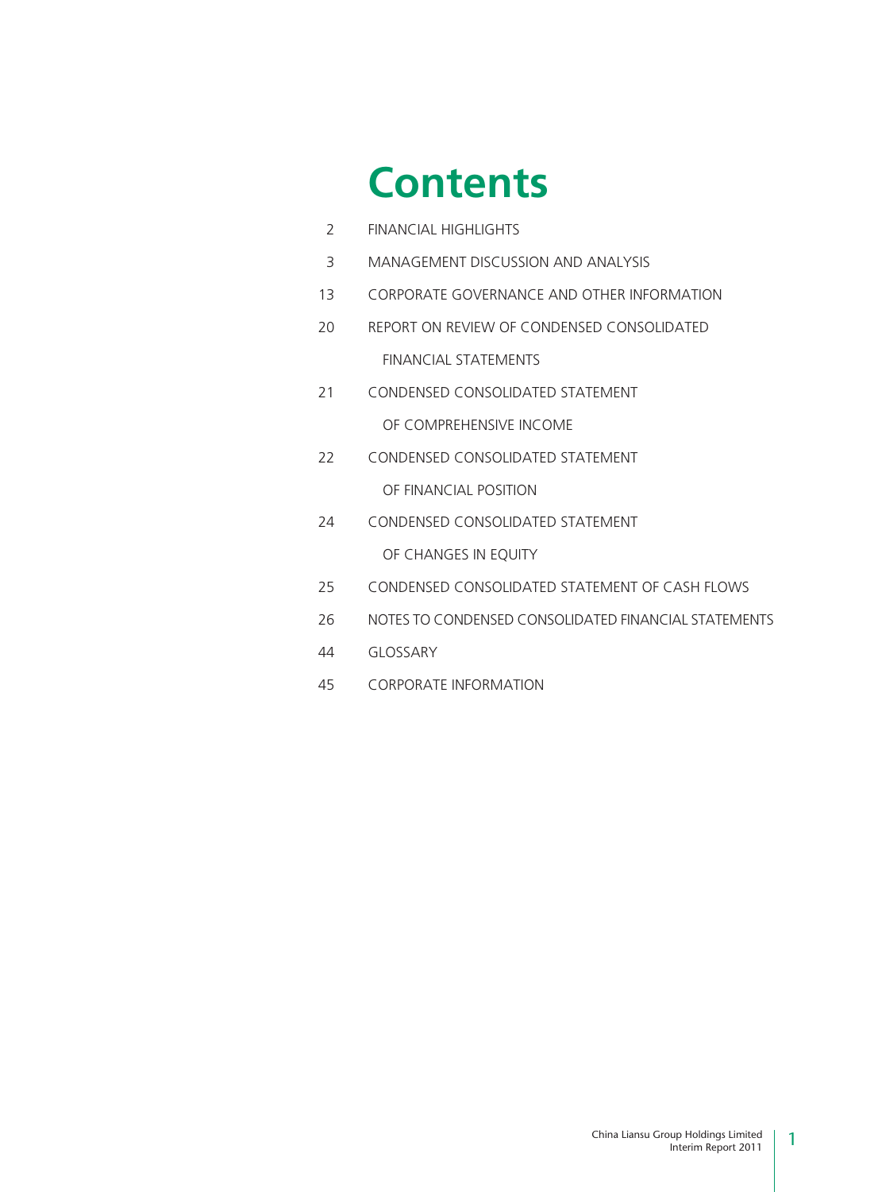# Contents

| | |
|---|---|
| 2 | FINANCIAL HIGHLIGHTS |
| 3 | MANAGEMENT DISCUSSION AND ANALYSIS |
| 13 | CORPORATE GOVERNANCE AND OTHER INFORMATION |
| 20 | REPORT ON REVIEW OF CONDENSED CONSOLIDATED FINANCIAL STATEMENTS |
| 21 | CONDENSED CONSOLIDATED STATEMENT OF COMPREHENSIVE INCOME |
| 22 | CONDENSED CONSOLIDATED STATEMENT OF FINANCIAL POSITION |
| 24 | CONDENSED CONSOLIDATED STATEMENT OF CHANGES IN EQUITY |
| 25 | CONDENSED CONSOLIDATED STATEMENT OF CASH FLOWS |
| 26 | NOTES TO CONDENSED CONSOLIDATED FINANCIAL STATEMENTS |
| 44 | GLOSSARY |
| 45 | CORPORATE INFORMATION |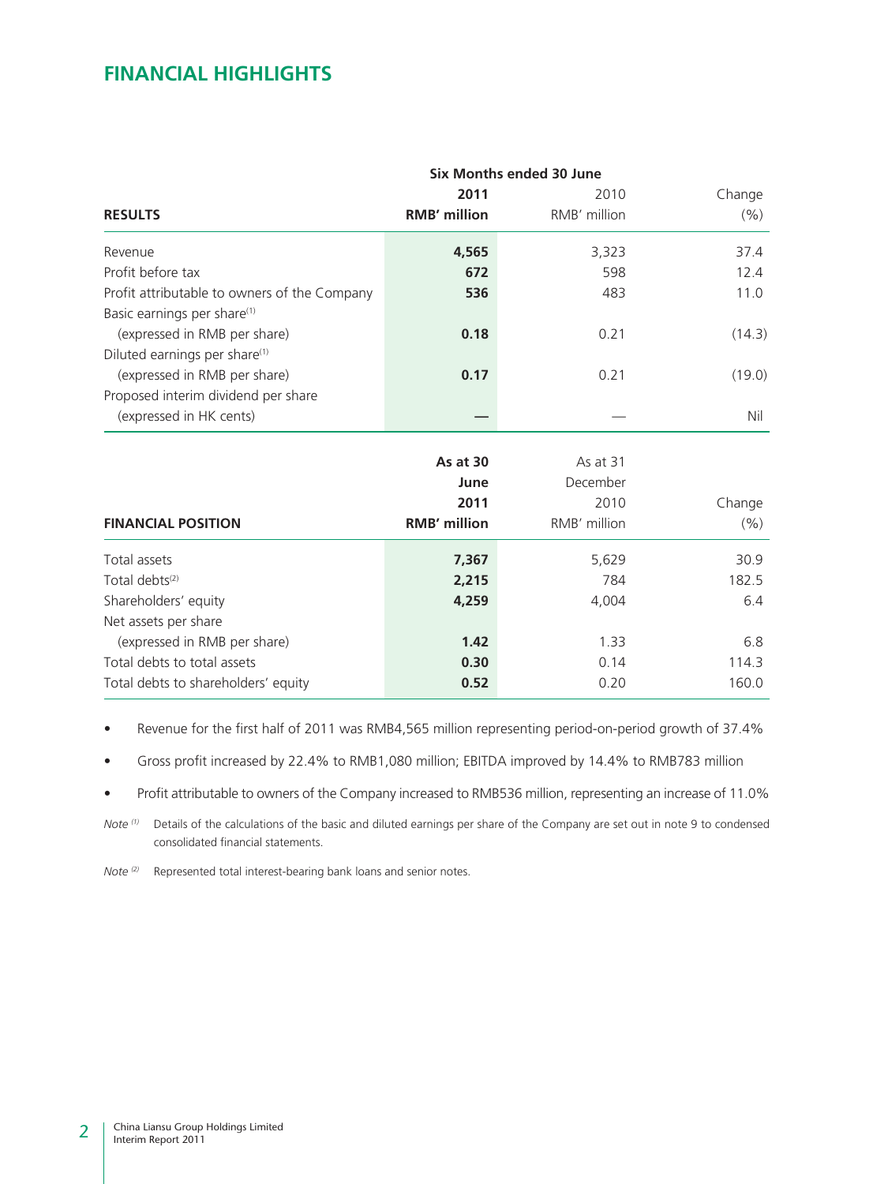# FINANCIAL HIGHLIGHTS

| | Six Months ended 30 June | | |
|---|---|---|---|
| | **2011** | 2010 | Change |
| **RESULTS** | **RMB' million** | RMB' million | (%) |
| Revenue | **4,565** | 3,323 | 37.4 |
| Profit before tax | **672** | 598 | 12.4 |
| Profit attributable to owners of the Company | **536** | 483 | 11.0 |
| Basic earnings per share[1] (expressed in RMB per share) | **0.18** | 0.21 | (14.3) |
| Diluted earnings per share[1] (expressed in RMB per share) | **0.17** | 0.21 | (19.0) |
| Proposed interim dividend per share (expressed in HK cents) | **—** | — | Nil |

| **FINANCIAL POSITION** | **As at 30 June 2011 RMB' million** | As at 31 December 2010 RMB' million | Change (%) |
|---|---|---|---|
| Total assets | **7,367** | 5,629 | 30.9 |
| Total debts[2] | **2,215** | 784 | 182.5 |
| Shareholders' equity | **4,259** | 4,004 | 6.4 |
| Net assets per share (expressed in RMB per share) | **1.42** | 1.33 | 6.8 |
| Total debts to total assets | **0.30** | 0.14 | 114.3 |
| Total debts to shareholders' equity | **0.52** | 0.20 | 160.0 |

- Revenue for the first half of 2011 was RMB4,565 million representing period-on-period growth of 37.4%
- Gross profit increased by 22.4% to RMB1,080 million; EBITDA improved by 14.4% to RMB783 million
- Profit attributable to owners of the Company increased to RMB536 million, representing an increase of 11.0%

*Note [1]* Details of the calculations of the basic and diluted earnings per share of the Company are set out in note 9 to condensed consolidated financial statements.

*Note [2]* Represented total interest-bearing bank loans and senior notes.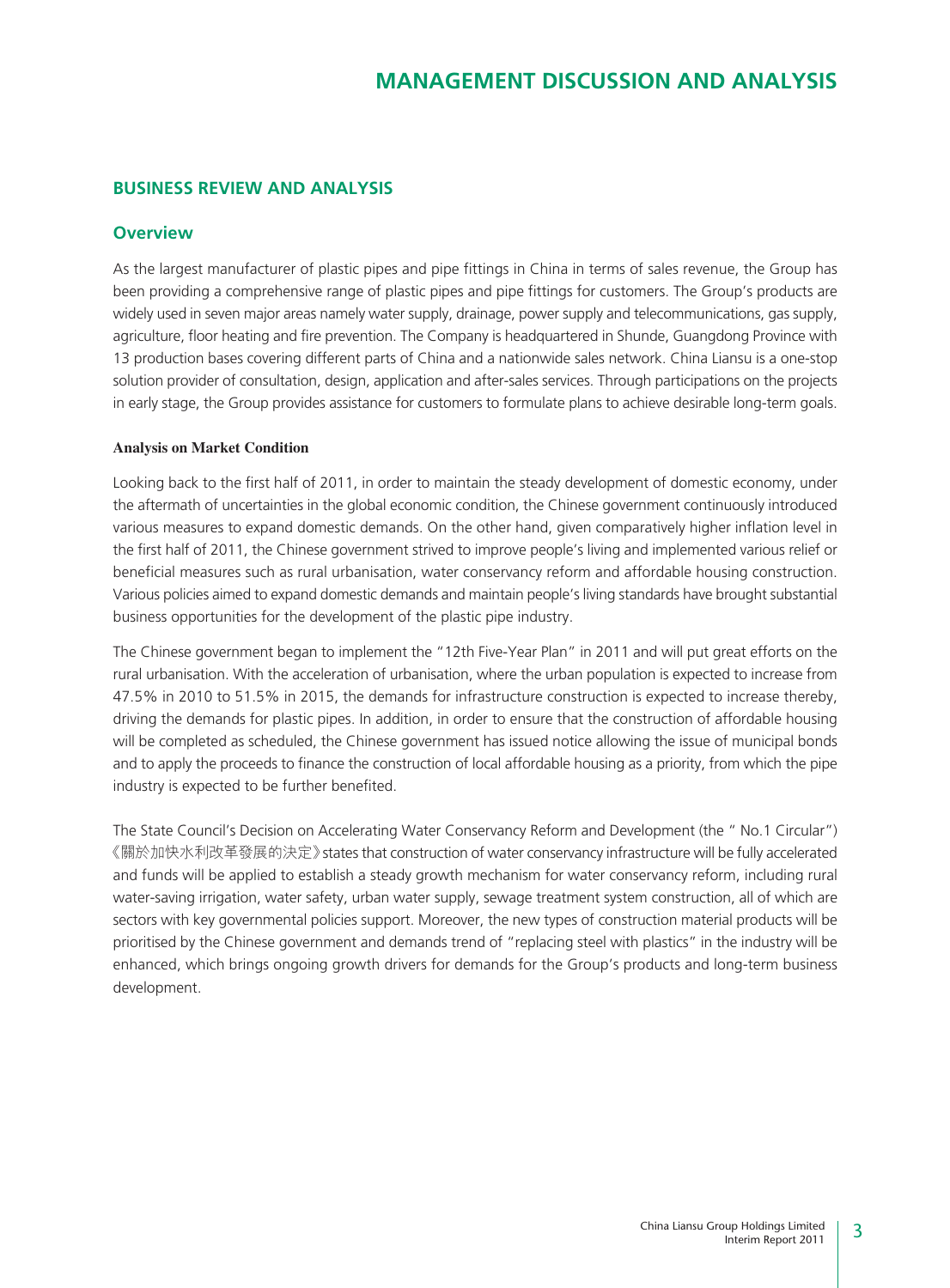# MANAGEMENT DISCUSSION AND ANALYSIS

## BUSINESS REVIEW AND ANALYSIS

### Overview

As the largest manufacturer of plastic pipes and pipe fittings in China in terms of sales revenue, the Group has been providing a comprehensive range of plastic pipes and pipe fittings for customers. The Group's products are widely used in seven major areas namely water supply, drainage, power supply and telecommunications, gas supply, agriculture, floor heating and fire prevention. The Company is headquartered in Shunde, Guangdong Province with 13 production bases covering different parts of China and a nationwide sales network. China Liansu is a one-stop solution provider of consultation, design, application and after-sales services. Through participations on the projects in early stage, the Group provides assistance for customers to formulate plans to achieve desirable long-term goals.

**Analysis on Market Condition**

Looking back to the first half of 2011, in order to maintain the steady development of domestic economy, under the aftermath of uncertainties in the global economic condition, the Chinese government continuously introduced various measures to expand domestic demands. On the other hand, given comparatively higher inflation level in the first half of 2011, the Chinese government strived to improve people's living and implemented various relief or beneficial measures such as rural urbanisation, water conservancy reform and affordable housing construction. Various policies aimed to expand domestic demands and maintain people's living standards have brought substantial business opportunities for the development of the plastic pipe industry.

The Chinese government began to implement the "12th Five-Year Plan" in 2011 and will put great efforts on the rural urbanisation. With the acceleration of urbanisation, where the urban population is expected to increase from 47.5% in 2010 to 51.5% in 2015, the demands for infrastructure construction is expected to increase thereby, driving the demands for plastic pipes. In addition, in order to ensure that the construction of affordable housing will be completed as scheduled, the Chinese government has issued notice allowing the issue of municipal bonds and to apply the proceeds to finance the construction of local affordable housing as a priority, from which the pipe industry is expected to be further benefited.

The State Council's Decision on Accelerating Water Conservancy Reform and Development (the " No.1 Circular") 《關於加快水利改革發展的決定》states that construction of water conservancy infrastructure will be fully accelerated and funds will be applied to establish a steady growth mechanism for water conservancy reform, including rural water-saving irrigation, water safety, urban water supply, sewage treatment system construction, all of which are sectors with key governmental policies support. Moreover, the new types of construction material products will be prioritised by the Chinese government and demands trend of "replacing steel with plastics" in the industry will be enhanced, which brings ongoing growth drivers for demands for the Group's products and long-term business development.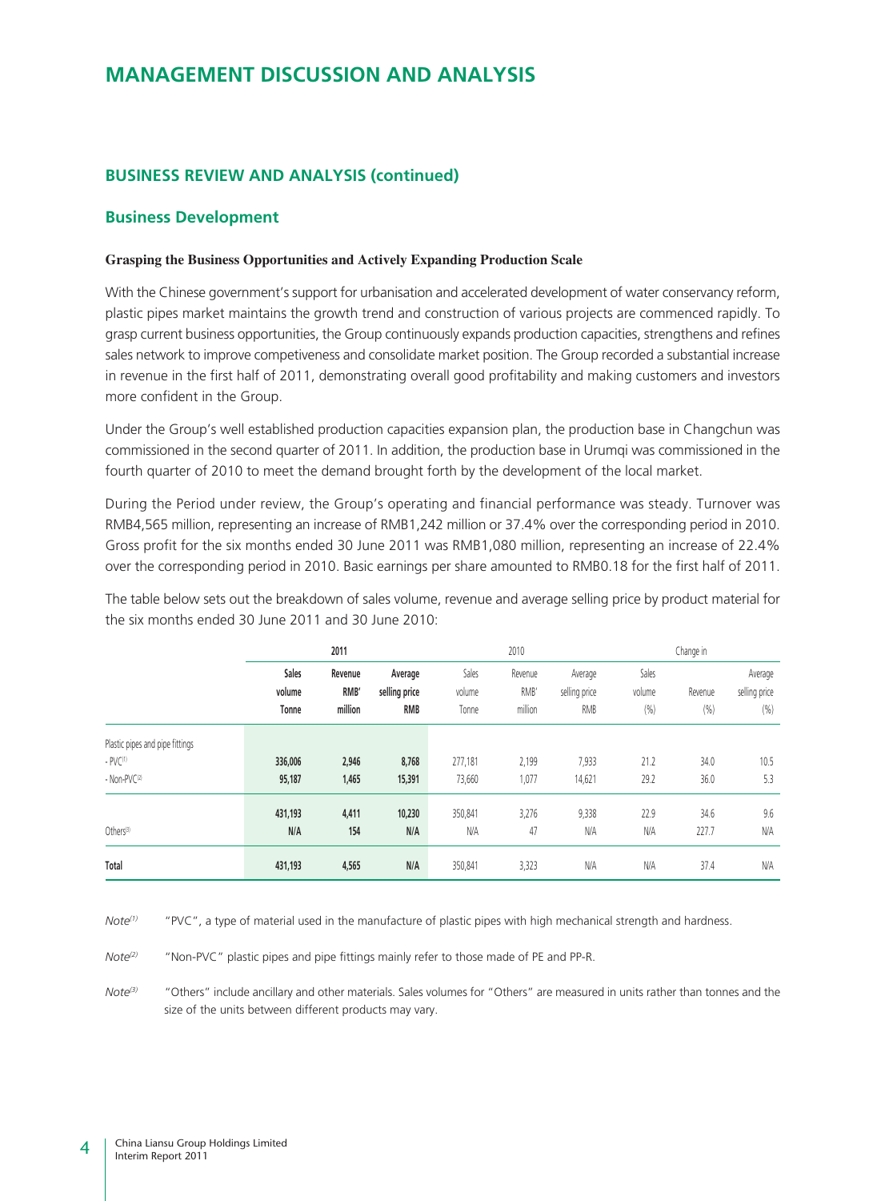# MANAGEMENT DISCUSSION AND ANALYSIS

## BUSINESS REVIEW AND ANALYSIS (continued)

### Business Development

**Grasping the Business Opportunities and Actively Expanding Production Scale**

With the Chinese government's support for urbanisation and accelerated development of water conservancy reform, plastic pipes market maintains the growth trend and construction of various projects are commenced rapidly. To grasp current business opportunities, the Group continuously expands production capacities, strengthens and refines sales network to improve competitiveness and consolidate market position. The Group recorded a substantial increase in revenue in the first half of 2011, demonstrating overall good profitability and making customers and investors more confident in the Group.

Under the Group's well established production capacities expansion plan, the production base in Changchun was commissioned in the second quarter of 2011. In addition, the production base in Urumqi was commissioned in the fourth quarter of 2010 to meet the demand brought forth by the development of the local market.

During the Period under review, the Group's operating and financial performance was steady. Turnover was RMB4,565 million, representing an increase of RMB1,242 million or 37.4% over the corresponding period in 2010. Gross profit for the six months ended 30 June 2011 was RMB1,080 million, representing an increase of 22.4% over the corresponding period in 2010. Basic earnings per share amounted to RMB0.18 for the first half of 2011.

The table below sets out the breakdown of sales volume, revenue and average selling price by product material for the six months ended 30 June 2011 and 30 June 2010:

| | **2011** | | | 2010 | | | Change in | | |
|---|---|---|---|---|---|---|---|---|---|
| | **Sales volume Tonne** | **Revenue RMB' million** | **Average selling price RMB** | Sales volume Tonne | Revenue RMB' million | Average selling price RMB | Sales volume (%) | Revenue (%) | Average selling price (%) |
| Plastic pipes and pipe fittings | | | | | | | | | |
| - PVC[1] | **336,006** | **2,946** | **8,768** | 277,181 | 2,199 | 7,933 | 21.2 | 34.0 | 10.5 |
| - Non-PVC[2] | **95,187** | **1,465** | **15,391** | 73,660 | 1,077 | 14,621 | 29.2 | 36.0 | 5.3 |
| | **431,193** | **4,411** | **10,230** | 350,841 | 3,276 | 9,338 | 22.9 | 34.6 | 9.6 |
| Others[3] | **N/A** | **154** | **N/A** | N/A | 47 | N/A | N/A | 227.7 | N/A |
| **Total** | **431,193** | **4,565** | **N/A** | 350,841 | 3,323 | N/A | N/A | 37.4 | N/A |

*Note[1]* "PVC", a type of material used in the manufacture of plastic pipes with high mechanical strength and hardness.

*Note[2]* "Non-PVC" plastic pipes and pipe fittings mainly refer to those made of PE and PP-R.

*Note[3]* "Others" include ancillary and other materials. Sales volumes for "Others" are measured in units rather than tonnes and the size of the units between different products may vary.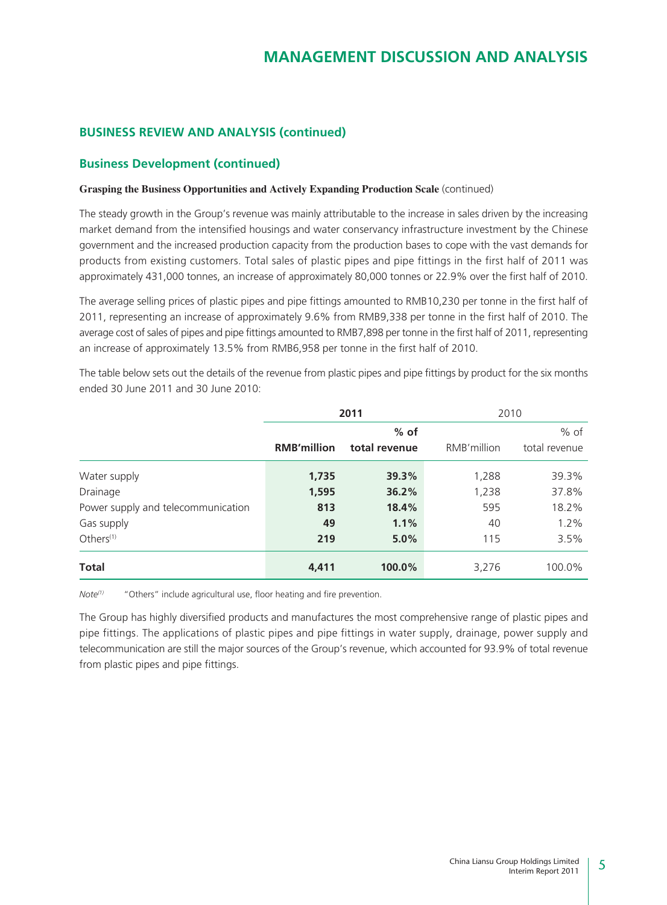# MANAGEMENT DISCUSSION AND ANALYSIS

## BUSINESS REVIEW AND ANALYSIS (continued)

### Business Development (continued)

**Grasping the Business Opportunities and Actively Expanding Production Scale** (continued)

The steady growth in the Group's revenue was mainly attributable to the increase in sales driven by the increasing market demand from the intensified housings and water conservancy infrastructure investment by the Chinese government and the increased production capacity from the production bases to cope with the vast demands for products from existing customers. Total sales of plastic pipes and pipe fittings in the first half of 2011 was approximately 431,000 tonnes, an increase of approximately 80,000 tonnes or 22.9% over the first half of 2010.

The average selling prices of plastic pipes and pipe fittings amounted to RMB10,230 per tonne in the first half of 2011, representing an increase of approximately 9.6% from RMB9,338 per tonne in the first half of 2010. The average cost of sales of pipes and pipe fittings amounted to RMB7,898 per tonne in the first half of 2011, representing an increase of approximately 13.5% from RMB6,958 per tonne in the first half of 2010.

The table below sets out the details of the revenue from plastic pipes and pipe fittings by product for the six months ended 30 June 2011 and 30 June 2010:

| | **2011** | | 2010 | |
|---|---|---|---|---|
| | **RMB'million** | **% of total revenue** | RMB'million | % of total revenue |
| Water supply | **1,735** | **39.3%** | 1,288 | 39.3% |
| Drainage | **1,595** | **36.2%** | 1,238 | 37.8% |
| Power supply and telecommunication | **813** | **18.4%** | 595 | 18.2% |
| Gas supply | **49** | **1.1%** | 40 | 1.2% |
| Others[(1)] | **219** | **5.0%** | 115 | 3.5% |
| **Total** | **4,411** | **100.0%** | 3,276 | 100.0% |

*Note*[(1)] "Others" include agricultural use, floor heating and fire prevention.

The Group has highly diversified products and manufactures the most comprehensive range of plastic pipes and pipe fittings. The applications of plastic pipes and pipe fittings in water supply, drainage, power supply and telecommunication are still the major sources of the Group's revenue, which accounted for 93.9% of total revenue from plastic pipes and pipe fittings.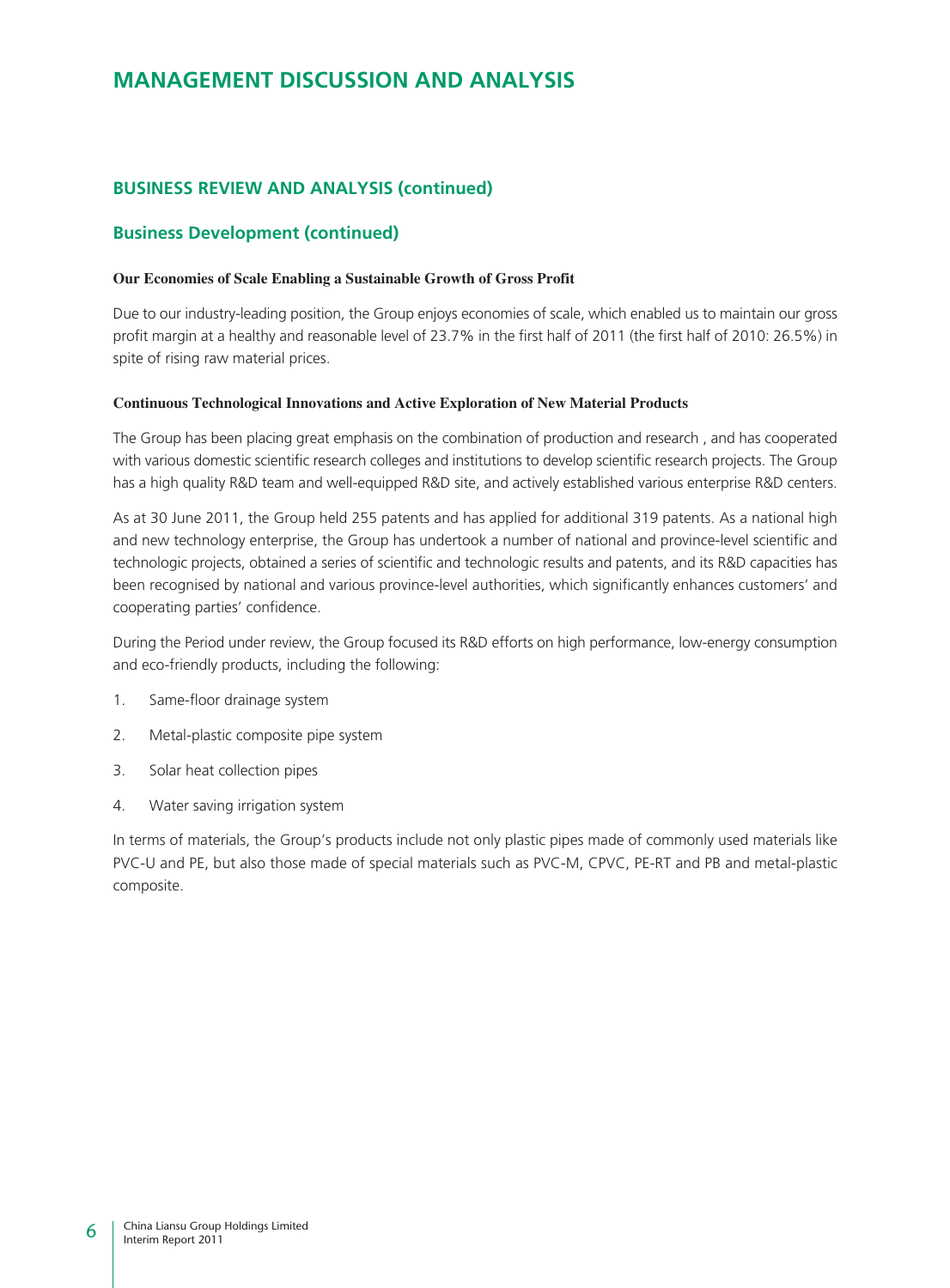# MANAGEMENT DISCUSSION AND ANALYSIS

## BUSINESS REVIEW AND ANALYSIS (continued)

### Business Development (continued)

**Our Economies of Scale Enabling a Sustainable Growth of Gross Profit**

Due to our industry-leading position, the Group enjoys economies of scale, which enabled us to maintain our gross profit margin at a healthy and reasonable level of 23.7% in the first half of 2011 (the first half of 2010: 26.5%) in spite of rising raw material prices.

**Continuous Technological Innovations and Active Exploration of New Material Products**

The Group has been placing great emphasis on the combination of production and research , and has cooperated with various domestic scientific research colleges and institutions to develop scientific research projects. The Group has a high quality R&D team and well-equipped R&D site, and actively established various enterprise R&D centers.

As at 30 June 2011, the Group held 255 patents and has applied for additional 319 patents. As a national high and new technology enterprise, the Group has undertook a number of national and province-level scientific and technologic projects, obtained a series of scientific and technologic results and patents, and its R&D capacities has been recognised by national and various province-level authorities, which significantly enhances customers' and cooperating parties' confidence.

During the Period under review, the Group focused its R&D efforts on high performance, low-energy consumption and eco-friendly products, including the following:

1. Same-floor drainage system
2. Metal-plastic composite pipe system
3. Solar heat collection pipes
4. Water saving irrigation system

In terms of materials, the Group's products include not only plastic pipes made of commonly used materials like PVC-U and PE, but also those made of special materials such as PVC-M, CPVC, PE-RT and PB and metal-plastic composite.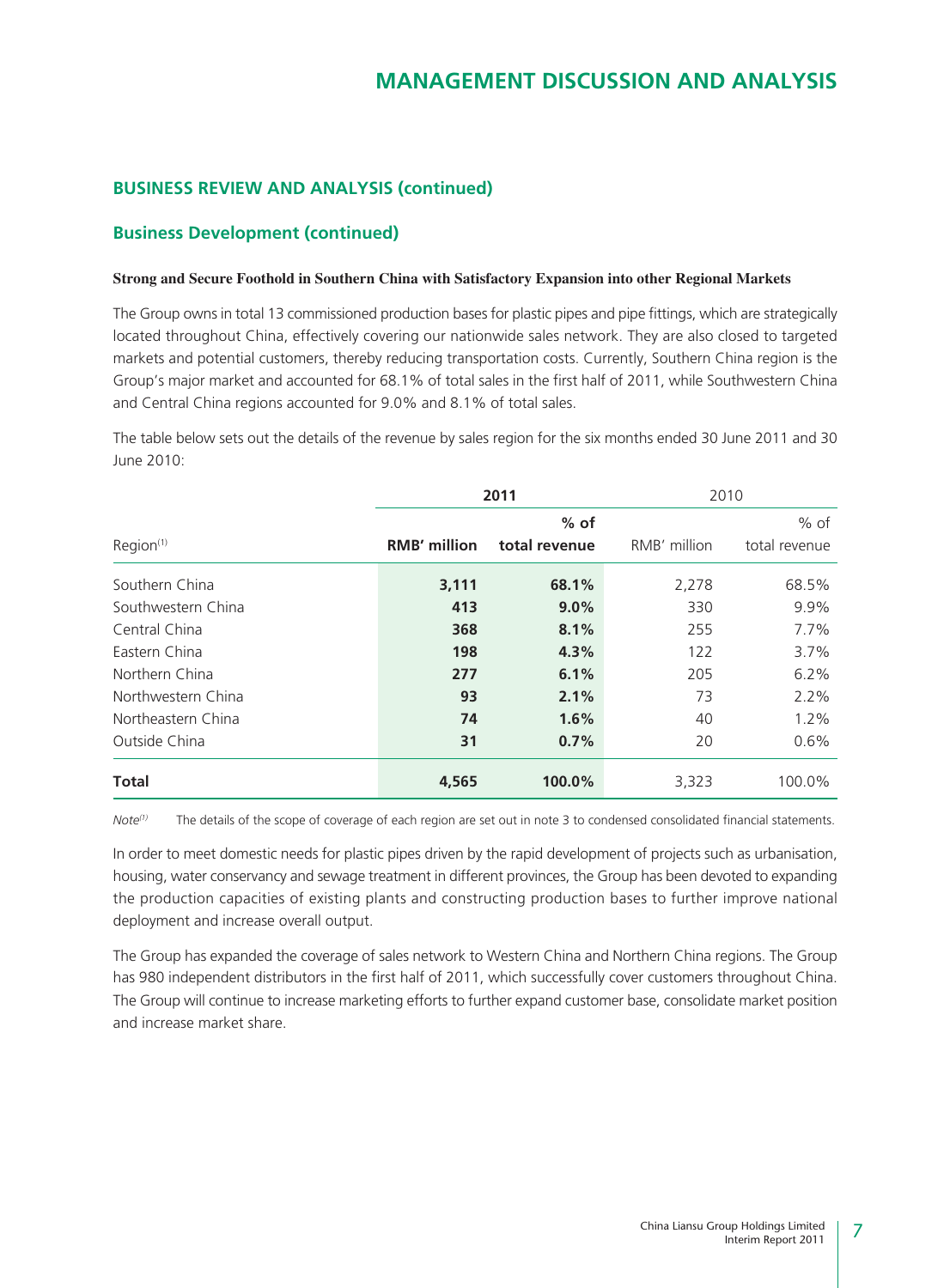# MANAGEMENT DISCUSSION AND ANALYSIS

## BUSINESS REVIEW AND ANALYSIS (continued)

### Business Development (continued)

**Strong and Secure Foothold in Southern China with Satisfactory Expansion into other Regional Markets**

The Group owns in total 13 commissioned production bases for plastic pipes and pipe fittings, which are strategically located throughout China, effectively covering our nationwide sales network. They are also closed to targeted markets and potential customers, thereby reducing transportation costs. Currently, Southern China region is the Group's major market and accounted for 68.1% of total sales in the first half of 2011, while Southwestern China and Central China regions accounted for 9.0% and 8.1% of total sales.

The table below sets out the details of the revenue by sales region for the six months ended 30 June 2011 and 30 June 2010:

| | 2011 | | 2010 | |
|---|---|---|---|---|
| Region[1] | RMB' million | % of total revenue | RMB' million | % of total revenue |
| Southern China | **3,111** | **68.1%** | 2,278 | 68.5% |
| Southwestern China | **413** | **9.0%** | 330 | 9.9% |
| Central China | **368** | **8.1%** | 255 | 7.7% |
| Eastern China | **198** | **4.3%** | 122 | 3.7% |
| Northern China | **277** | **6.1%** | 205 | 6.2% |
| Northwestern China | **93** | **2.1%** | 73 | 2.2% |
| Northeastern China | **74** | **1.6%** | 40 | 1.2% |
| Outside China | **31** | **0.7%** | 20 | 0.6% |
| **Total** | **4,565** | **100.0%** | 3,323 | 100.0% |

*Note*[1] The details of the scope of coverage of each region are set out in note 3 to condensed consolidated financial statements.

In order to meet domestic needs for plastic pipes driven by the rapid development of projects such as urbanisation, housing, water conservancy and sewage treatment in different provinces, the Group has been devoted to expanding the production capacities of existing plants and constructing production bases to further improve national deployment and increase overall output.

The Group has expanded the coverage of sales network to Western China and Northern China regions. The Group has 980 independent distributors in the first half of 2011, which successfully cover customers throughout China. The Group will continue to increase marketing efforts to further expand customer base, consolidate market position and increase market share.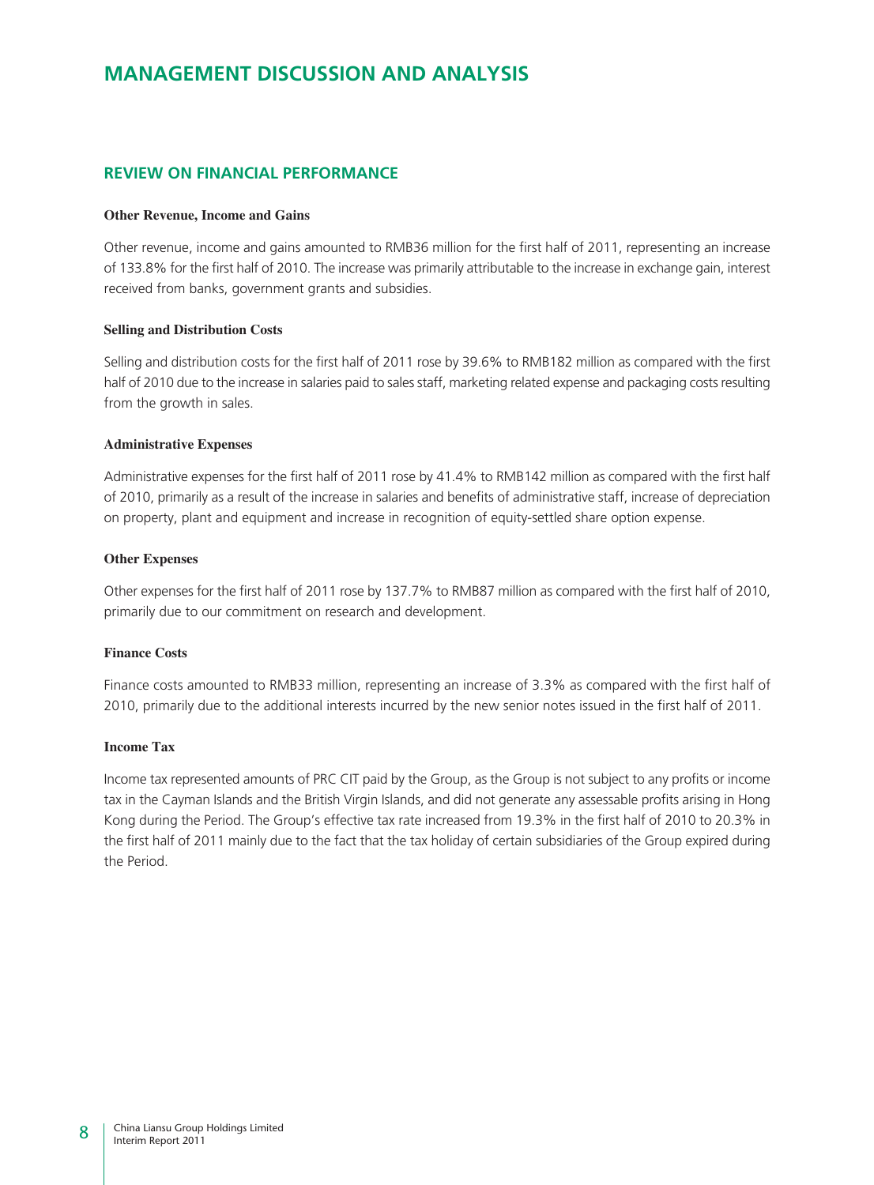# MANAGEMENT DISCUSSION AND ANALYSIS

## REVIEW ON FINANCIAL PERFORMANCE

### Other Revenue, Income and Gains

Other revenue, income and gains amounted to RMB36 million for the first half of 2011, representing an increase of 133.8% for the first half of 2010. The increase was primarily attributable to the increase in exchange gain, interest received from banks, government grants and subsidies.

### Selling and Distribution Costs

Selling and distribution costs for the first half of 2011 rose by 39.6% to RMB182 million as compared with the first half of 2010 due to the increase in salaries paid to sales staff, marketing related expense and packaging costs resulting from the growth in sales.

### Administrative Expenses

Administrative expenses for the first half of 2011 rose by 41.4% to RMB142 million as compared with the first half of 2010, primarily as a result of the increase in salaries and benefits of administrative staff, increase of depreciation on property, plant and equipment and increase in recognition of equity-settled share option expense.

### Other Expenses

Other expenses for the first half of 2011 rose by 137.7% to RMB87 million as compared with the first half of 2010, primarily due to our commitment on research and development.

### Finance Costs

Finance costs amounted to RMB33 million, representing an increase of 3.3% as compared with the first half of 2010, primarily due to the additional interests incurred by the new senior notes issued in the first half of 2011.

### Income Tax

Income tax represented amounts of PRC CIT paid by the Group, as the Group is not subject to any profits or income tax in the Cayman Islands and the British Virgin Islands, and did not generate any assessable profits arising in Hong Kong during the Period. The Group's effective tax rate increased from 19.3% in the first half of 2010 to 20.3% in the first half of 2011 mainly due to the fact that the tax holiday of certain subsidiaries of the Group expired during the Period.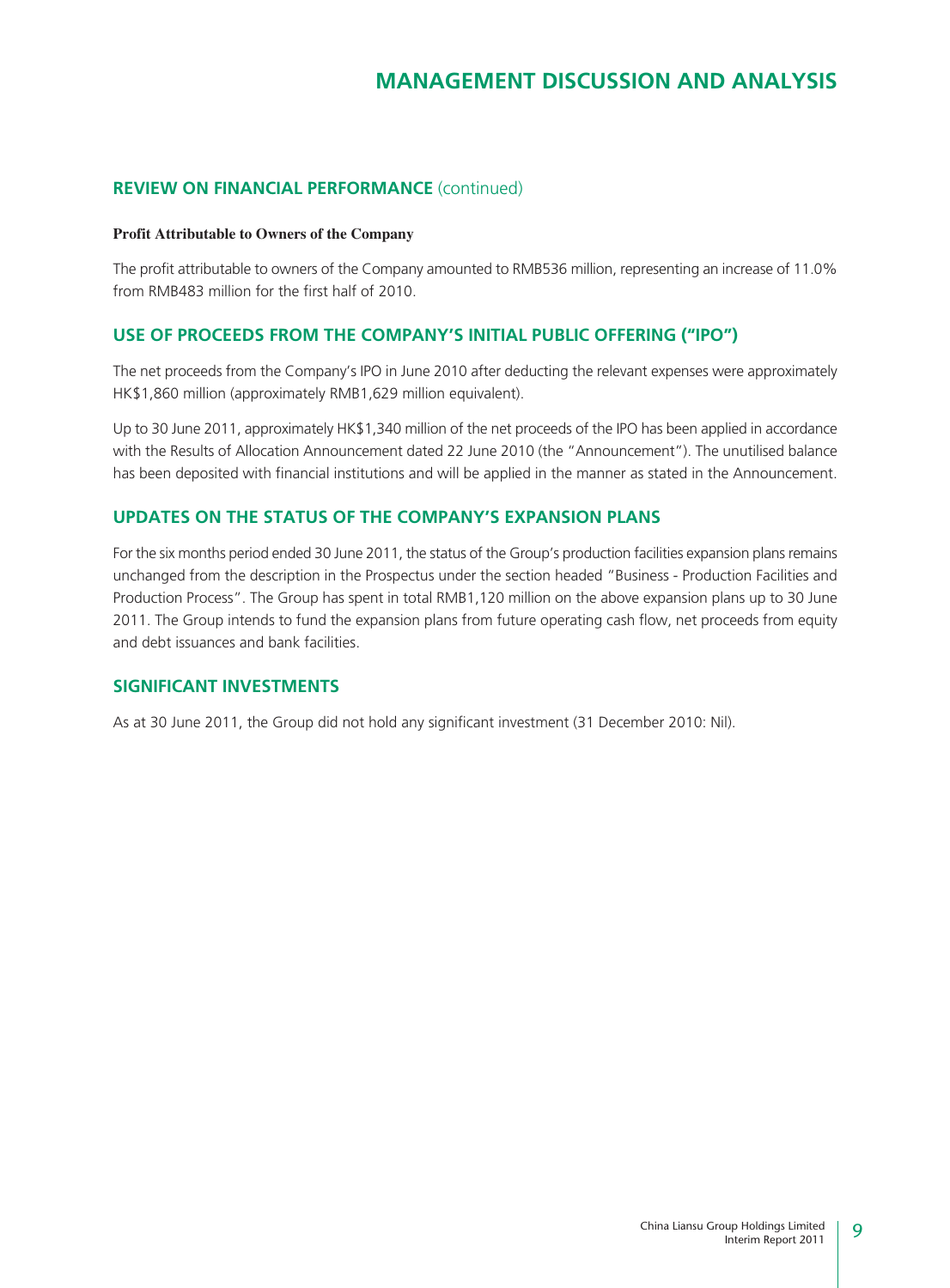# MANAGEMENT DISCUSSION AND ANALYSIS

## REVIEW ON FINANCIAL PERFORMANCE (continued)

**Profit Attributable to Owners of the Company**

The profit attributable to owners of the Company amounted to RMB536 million, representing an increase of 11.0% from RMB483 million for the first half of 2010.

## USE OF PROCEEDS FROM THE COMPANY'S INITIAL PUBLIC OFFERING ("IPO")

The net proceeds from the Company's IPO in June 2010 after deducting the relevant expenses were approximately HK$1,860 million (approximately RMB1,629 million equivalent).

Up to 30 June 2011, approximately HK$1,340 million of the net proceeds of the IPO has been applied in accordance with the Results of Allocation Announcement dated 22 June 2010 (the "Announcement"). The unutilised balance has been deposited with financial institutions and will be applied in the manner as stated in the Announcement.

## UPDATES ON THE STATUS OF THE COMPANY'S EXPANSION PLANS

For the six months period ended 30 June 2011, the status of the Group's production facilities expansion plans remains unchanged from the description in the Prospectus under the section headed "Business - Production Facilities and Production Process". The Group has spent in total RMB1,120 million on the above expansion plans up to 30 June 2011. The Group intends to fund the expansion plans from future operating cash flow, net proceeds from equity and debt issuances and bank facilities.

## SIGNIFICANT INVESTMENTS

As at 30 June 2011, the Group did not hold any significant investment (31 December 2010: Nil).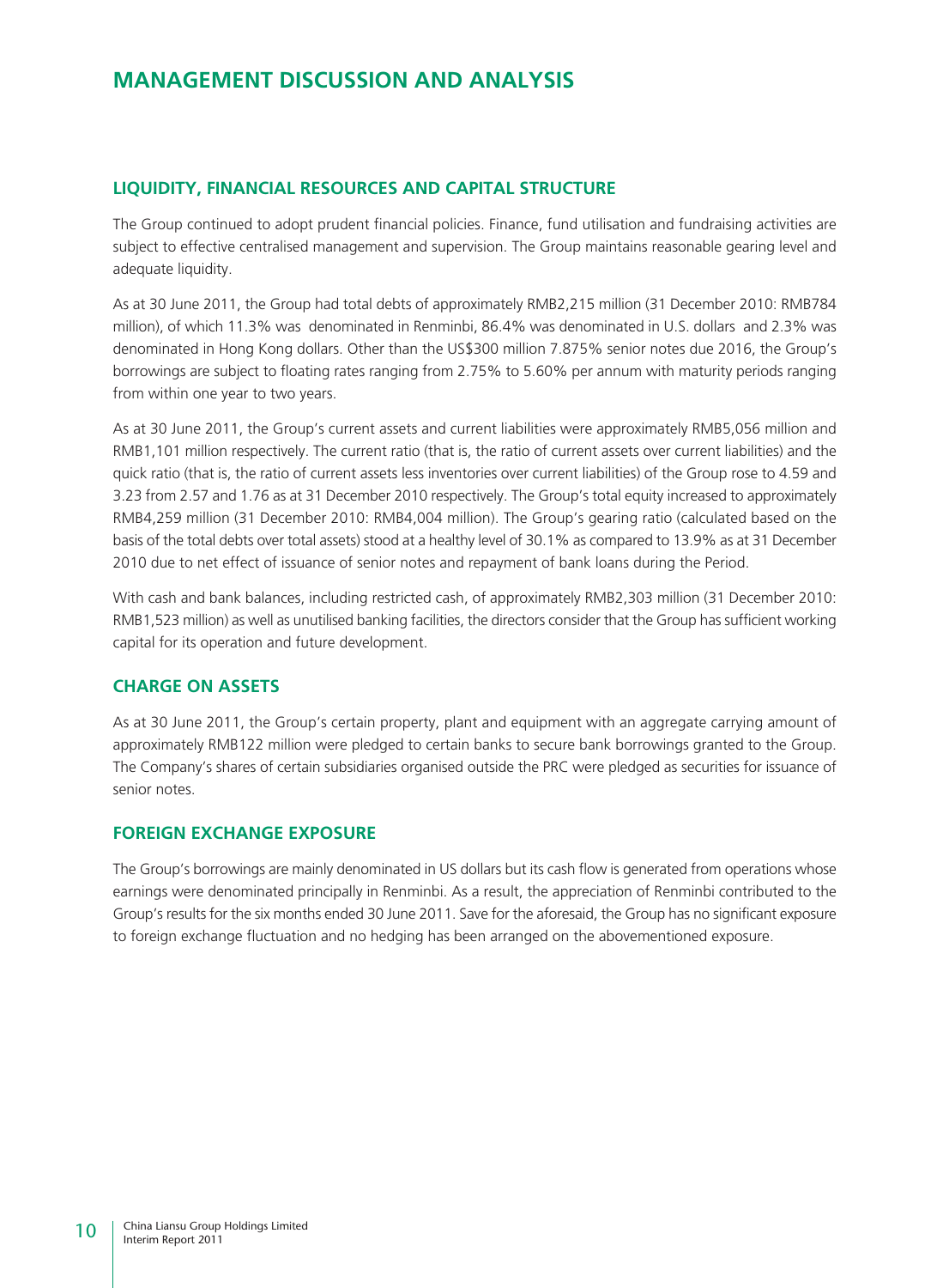# MANAGEMENT DISCUSSION AND ANALYSIS

## LIQUIDITY, FINANCIAL RESOURCES AND CAPITAL STRUCTURE

The Group continued to adopt prudent financial policies. Finance, fund utilisation and fundraising activities are subject to effective centralised management and supervision. The Group maintains reasonable gearing level and adequate liquidity.

As at 30 June 2011, the Group had total debts of approximately RMB2,215 million (31 December 2010: RMB784 million), of which 11.3% was denominated in Renminbi, 86.4% was denominated in U.S. dollars and 2.3% was denominated in Hong Kong dollars. Other than the US$300 million 7.875% senior notes due 2016, the Group's borrowings are subject to floating rates ranging from 2.75% to 5.60% per annum with maturity periods ranging from within one year to two years.

As at 30 June 2011, the Group's current assets and current liabilities were approximately RMB5,056 million and RMB1,101 million respectively. The current ratio (that is, the ratio of current assets over current liabilities) and the quick ratio (that is, the ratio of current assets less inventories over current liabilities) of the Group rose to 4.59 and 3.23 from 2.57 and 1.76 as at 31 December 2010 respectively. The Group's total equity increased to approximately RMB4,259 million (31 December 2010: RMB4,004 million). The Group's gearing ratio (calculated based on the basis of the total debts over total assets) stood at a healthy level of 30.1% as compared to 13.9% as at 31 December 2010 due to net effect of issuance of senior notes and repayment of bank loans during the Period.

With cash and bank balances, including restricted cash, of approximately RMB2,303 million (31 December 2010: RMB1,523 million) as well as unutilised banking facilities, the directors consider that the Group has sufficient working capital for its operation and future development.

## CHARGE ON ASSETS

As at 30 June 2011, the Group's certain property, plant and equipment with an aggregate carrying amount of approximately RMB122 million were pledged to certain banks to secure bank borrowings granted to the Group. The Company's shares of certain subsidiaries organised outside the PRC were pledged as securities for issuance of senior notes.

## FOREIGN EXCHANGE EXPOSURE

The Group's borrowings are mainly denominated in US dollars but its cash flow is generated from operations whose earnings were denominated principally in Renminbi. As a result, the appreciation of Renminbi contributed to the Group's results for the six months ended 30 June 2011. Save for the aforesaid, the Group has no significant exposure to foreign exchange fluctuation and no hedging has been arranged on the abovementioned exposure.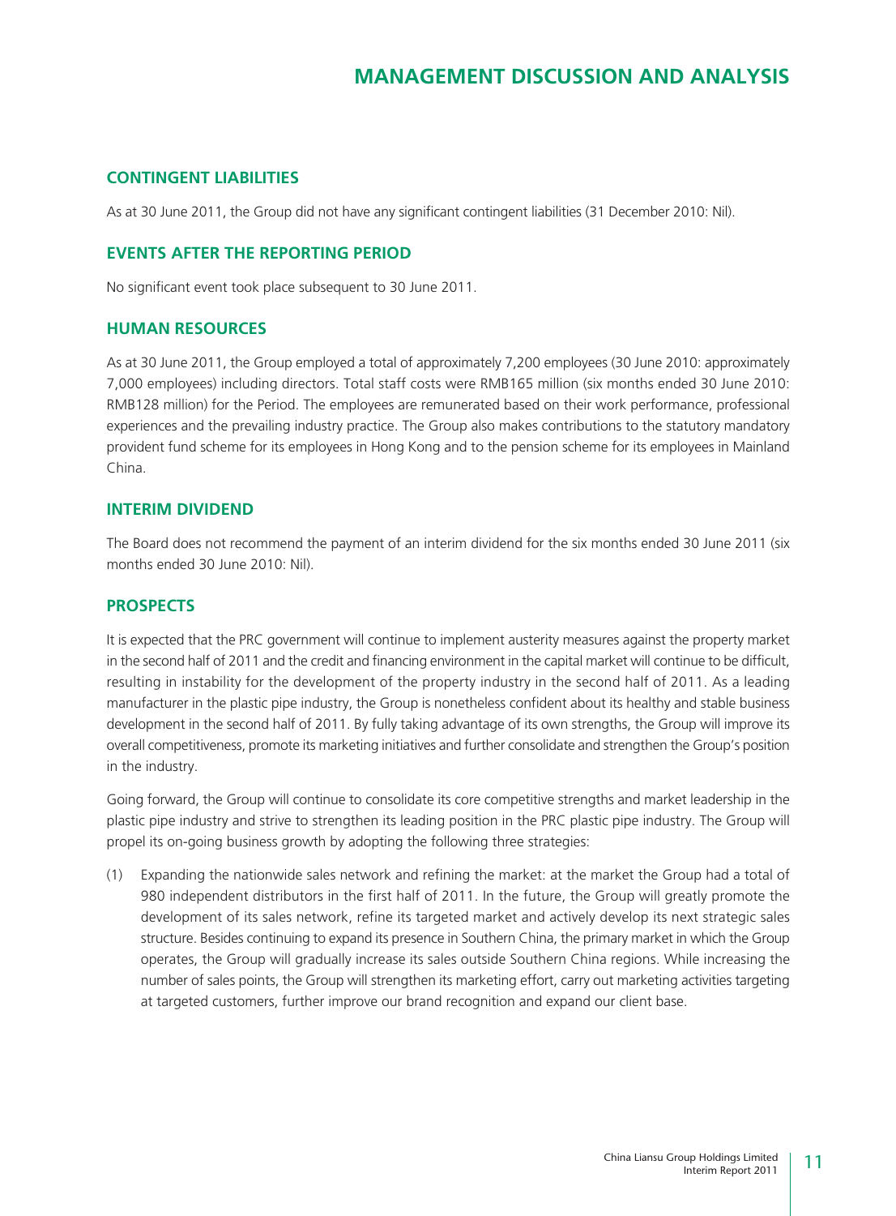# MANAGEMENT DISCUSSION AND ANALYSIS

## CONTINGENT LIABILITIES

As at 30 June 2011, the Group did not have any significant contingent liabilities (31 December 2010: Nil).

## EVENTS AFTER THE REPORTING PERIOD

No significant event took place subsequent to 30 June 2011.

## HUMAN RESOURCES

As at 30 June 2011, the Group employed a total of approximately 7,200 employees (30 June 2010: approximately 7,000 employees) including directors. Total staff costs were RMB165 million (six months ended 30 June 2010: RMB128 million) for the Period. The employees are remunerated based on their work performance, professional experiences and the prevailing industry practice. The Group also makes contributions to the statutory mandatory provident fund scheme for its employees in Hong Kong and to the pension scheme for its employees in Mainland China.

## INTERIM DIVIDEND

The Board does not recommend the payment of an interim dividend for the six months ended 30 June 2011 (six months ended 30 June 2010: Nil).

## PROSPECTS

It is expected that the PRC government will continue to implement austerity measures against the property market in the second half of 2011 and the credit and financing environment in the capital market will continue to be difficult, resulting in instability for the development of the property industry in the second half of 2011. As a leading manufacturer in the plastic pipe industry, the Group is nonetheless confident about its healthy and stable business development in the second half of 2011. By fully taking advantage of its own strengths, the Group will improve its overall competitiveness, promote its marketing initiatives and further consolidate and strengthen the Group's position in the industry.

Going forward, the Group will continue to consolidate its core competitive strengths and market leadership in the plastic pipe industry and strive to strengthen its leading position in the PRC plastic pipe industry. The Group will propel its on-going business growth by adopting the following three strategies:

(1) Expanding the nationwide sales network and refining the market: at the market the Group had a total of 980 independent distributors in the first half of 2011. In the future, the Group will greatly promote the development of its sales network, refine its targeted market and actively develop its next strategic sales structure. Besides continuing to expand its presence in Southern China, the primary market in which the Group operates, the Group will gradually increase its sales outside Southern China regions. While increasing the number of sales points, the Group will strengthen its marketing effort, carry out marketing activities targeting at targeted customers, further improve our brand recognition and expand our client base.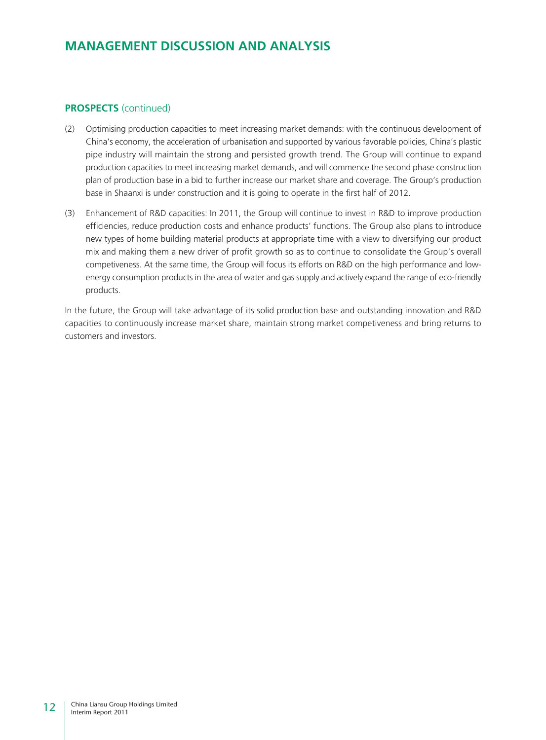# MANAGEMENT DISCUSSION AND ANALYSIS

## PROSPECTS (continued)

(2) Optimising production capacities to meet increasing market demands: with the continuous development of China's economy, the acceleration of urbanisation and supported by various favorable policies, China's plastic pipe industry will maintain the strong and persisted growth trend. The Group will continue to expand production capacities to meet increasing market demands, and will commence the second phase construction plan of production base in a bid to further increase our market share and coverage. The Group's production base in Shaanxi is under construction and it is going to operate in the first half of 2012.

(3) Enhancement of R&D capacities: In 2011, the Group will continue to invest in R&D to improve production efficiencies, reduce production costs and enhance products' functions. The Group also plans to introduce new types of home building material products at appropriate time with a view to diversifying our product mix and making them a new driver of profit growth so as to continue to consolidate the Group's overall competitiveness. At the same time, the Group will focus its efforts on R&D on the high performance and low-energy consumption products in the area of water and gas supply and actively expand the range of eco-friendly products.

In the future, the Group will take advantage of its solid production base and outstanding innovation and R&D capacities to continuously increase market share, maintain strong market competitiveness and bring returns to customers and investors.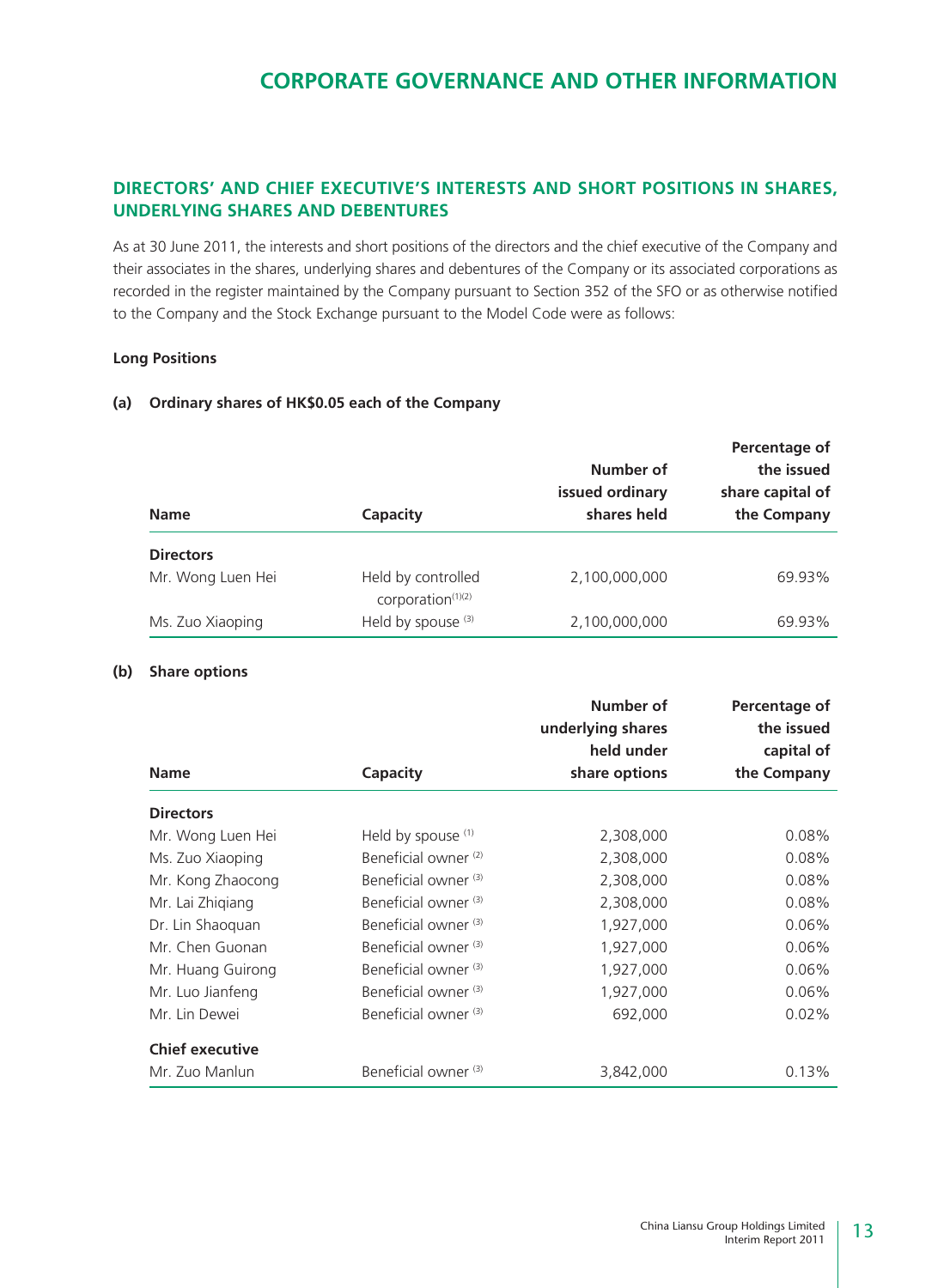# CORPORATE GOVERNANCE AND OTHER INFORMATION

## DIRECTORS' AND CHIEF EXECUTIVE'S INTERESTS AND SHORT POSITIONS IN SHARES, UNDERLYING SHARES AND DEBENTURES

As at 30 June 2011, the interests and short positions of the directors and the chief executive of the Company and their associates in the shares, underlying shares and debentures of the Company or its associated corporations as recorded in the register maintained by the Company pursuant to Section 352 of the SFO or as otherwise notified to the Company and the Stock Exchange pursuant to the Model Code were as follows:

**Long Positions**

**(a) Ordinary shares of HK$0.05 each of the Company**

| Name | Capacity | Number of issued ordinary shares held | Percentage of the issued share capital of the Company |
|---|---|---|---|
| **Directors** | | | |
| Mr. Wong Luen Hei | Held by controlled corporation[(1)(2)] | 2,100,000,000 | 69.93% |
| Ms. Zuo Xiaoping | Held by spouse [(3)] | 2,100,000,000 | 69.93% |

**(b) Share options**

| Name | Capacity | Number of underlying shares held under share options | Percentage of the issued capital of the Company |
|---|---|---|---|
| **Directors** | | | |
| Mr. Wong Luen Hei | Held by spouse [(1)] | 2,308,000 | 0.08% |
| Ms. Zuo Xiaoping | Beneficial owner [(2)] | 2,308,000 | 0.08% |
| Mr. Kong Zhaocong | Beneficial owner [(3)] | 2,308,000 | 0.08% |
| Mr. Lai Zhiqiang | Beneficial owner [(3)] | 2,308,000 | 0.08% |
| Dr. Lin Shaoquan | Beneficial owner [(3)] | 1,927,000 | 0.06% |
| Mr. Chen Guonan | Beneficial owner [(3)] | 1,927,000 | 0.06% |
| Mr. Huang Guirong | Beneficial owner [(3)] | 1,927,000 | 0.06% |
| Mr. Luo Jianfeng | Beneficial owner [(3)] | 1,927,000 | 0.06% |
| Mr. Lin Dewei | Beneficial owner [(3)] | 692,000 | 0.02% |
| **Chief executive** | | | |
| Mr. Zuo Manlun | Beneficial owner [(3)] | 3,842,000 | 0.13% |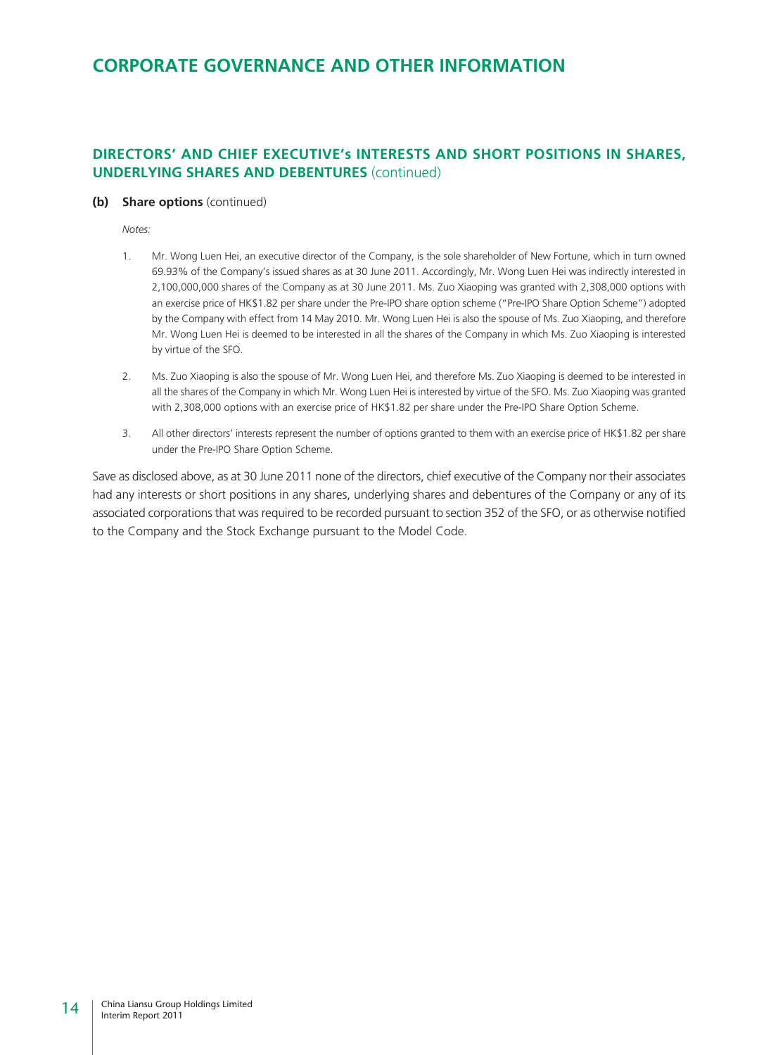# CORPORATE GOVERNANCE AND OTHER INFORMATION

## DIRECTORS' AND CHIEF EXECUTIVE's INTERESTS AND SHORT POSITIONS IN SHARES, UNDERLYING SHARES AND DEBENTURES (continued)

**(b) Share options** (continued)

*Notes:*

1. Mr. Wong Luen Hei, an executive director of the Company, is the sole shareholder of New Fortune, which in turn owned 69.93% of the Company's issued shares as at 30 June 2011. Accordingly, Mr. Wong Luen Hei was indirectly interested in 2,100,000,000 shares of the Company as at 30 June 2011. Ms. Zuo Xiaoping was granted with 2,308,000 options with an exercise price of HK$1.82 per share under the Pre-IPO share option scheme ("Pre-IPO Share Option Scheme") adopted by the Company with effect from 14 May 2010. Mr. Wong Luen Hei is also the spouse of Ms. Zuo Xiaoping, and therefore Mr. Wong Luen Hei is deemed to be interested in all the shares of the Company in which Ms. Zuo Xiaoping is interested by virtue of the SFO.

2. Ms. Zuo Xiaoping is also the spouse of Mr. Wong Luen Hei, and therefore Ms. Zuo Xiaoping is deemed to be interested in all the shares of the Company in which Mr. Wong Luen Hei is interested by virtue of the SFO. Ms. Zuo Xiaoping was granted with 2,308,000 options with an exercise price of HK$1.82 per share under the Pre-IPO Share Option Scheme.

3. All other directors' interests represent the number of options granted to them with an exercise price of HK$1.82 per share under the Pre-IPO Share Option Scheme.

Save as disclosed above, as at 30 June 2011 none of the directors, chief executive of the Company nor their associates had any interests or short positions in any shares, underlying shares and debentures of the Company or any of its associated corporations that was required to be recorded pursuant to section 352 of the SFO, or as otherwise notified to the Company and the Stock Exchange pursuant to the Model Code.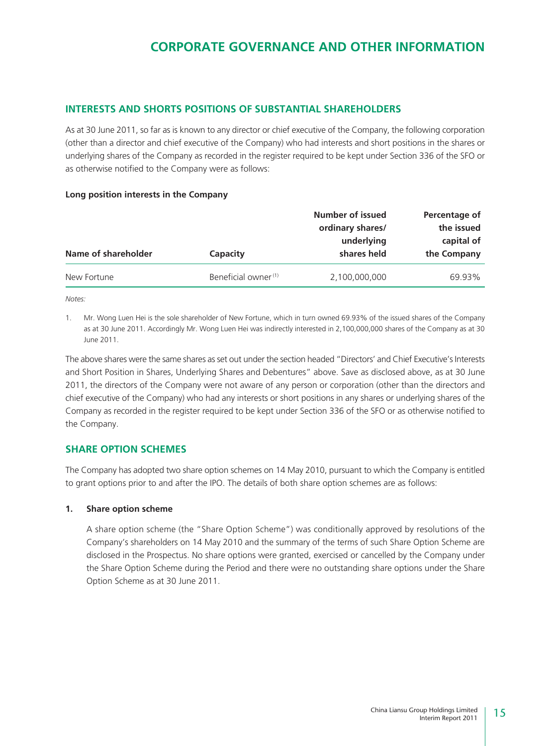# CORPORATE GOVERNANCE AND OTHER INFORMATION

## INTERESTS AND SHORTS POSITIONS OF SUBSTANTIAL SHAREHOLDERS

As at 30 June 2011, so far as is known to any director or chief executive of the Company, the following corporation (other than a director and chief executive of the Company) who had interests and short positions in the shares or underlying shares of the Company as recorded in the register required to be kept under Section 336 of the SFO or as otherwise notified to the Company were as follows:

**Long position interests in the Company**

| Name of shareholder | Capacity | Number of issued ordinary shares/ underlying shares held | Percentage of the issued capital of the Company |
|---|---|---|---|
| New Fortune | Beneficial owner [1] | 2,100,000,000 | 69.93% |

*Notes:*

1. Mr. Wong Luen Hei is the sole shareholder of New Fortune, which in turn owned 69.93% of the issued shares of the Company as at 30 June 2011. Accordingly Mr. Wong Luen Hei was indirectly interested in 2,100,000,000 shares of the Company as at 30 June 2011.

The above shares were the same shares as set out under the section headed "Directors' and Chief Executive's Interests and Short Position in Shares, Underlying Shares and Debentures" above. Save as disclosed above, as at 30 June 2011, the directors of the Company were not aware of any person or corporation (other than the directors and chief executive of the Company) who had any interests or short positions in any shares or underlying shares of the Company as recorded in the register required to be kept under Section 336 of the SFO or as otherwise notified to the Company.

## SHARE OPTION SCHEMES

The Company has adopted two share option schemes on 14 May 2010, pursuant to which the Company is entitled to grant options prior to and after the IPO. The details of both share option schemes are as follows:

### 1. Share option scheme

A share option scheme (the "Share Option Scheme") was conditionally approved by resolutions of the Company's shareholders on 14 May 2010 and the summary of the terms of such Share Option Scheme are disclosed in the Prospectus. No share options were granted, exercised or cancelled by the Company under the Share Option Scheme during the Period and there were no outstanding share options under the Share Option Scheme as at 30 June 2011.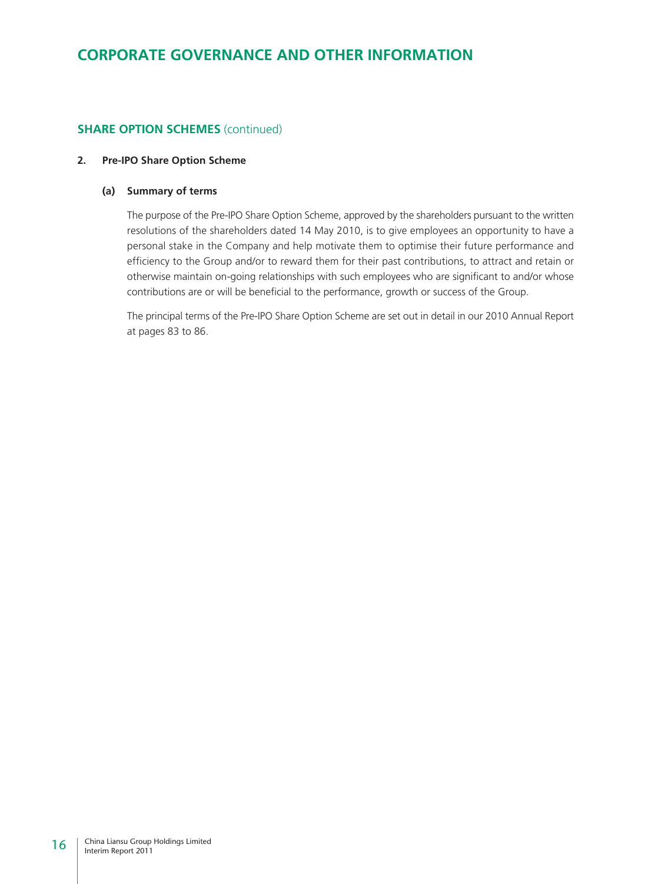# CORPORATE GOVERNANCE AND OTHER INFORMATION

## SHARE OPTION SCHEMES (continued)

### 2. Pre-IPO Share Option Scheme

#### (a) Summary of terms

The purpose of the Pre-IPO Share Option Scheme, approved by the shareholders pursuant to the written resolutions of the shareholders dated 14 May 2010, is to give employees an opportunity to have a personal stake in the Company and help motivate them to optimise their future performance and efficiency to the Group and/or to reward them for their past contributions, to attract and retain or otherwise maintain on-going relationships with such employees who are significant to and/or whose contributions are or will be beneficial to the performance, growth or success of the Group.

The principal terms of the Pre-IPO Share Option Scheme are set out in detail in our 2010 Annual Report at pages 83 to 86.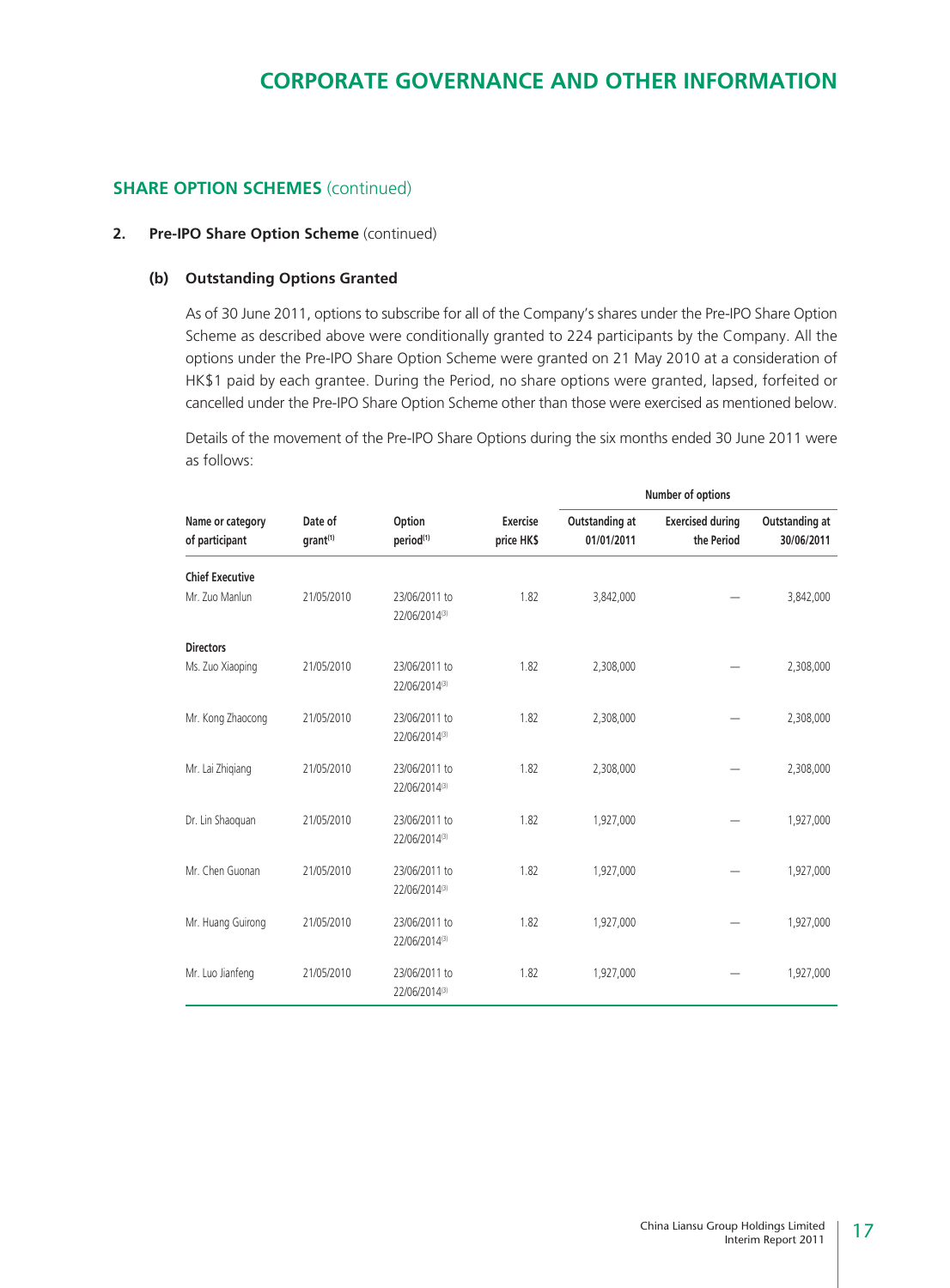# CORPORATE GOVERNANCE AND OTHER INFORMATION

## SHARE OPTION SCHEMES (continued)

### 2. Pre-IPO Share Option Scheme (continued)

#### (b) Outstanding Options Granted

As of 30 June 2011, options to subscribe for all of the Company's shares under the Pre-IPO Share Option Scheme as described above were conditionally granted to 224 participants by the Company. All the options under the Pre-IPO Share Option Scheme were granted on 21 May 2010 at a consideration of HK$1 paid by each grantee. During the Period, no share options were granted, lapsed, forfeited or cancelled under the Pre-IPO Share Option Scheme other than those were exercised as mentioned below.

Details of the movement of the Pre-IPO Share Options during the six months ended 30 June 2011 were as follows:

| | | | | Number of options | | |
|---|---|---|---|---|---|---|
| Name or category of participant | Date of grant[1] | Option period[1] | Exercise price HK$ | Outstanding at 01/01/2011 | Exercised during the Period | Outstanding at 30/06/2011 |
| **Chief Executive** | | | | | | |
| Mr. Zuo Manlun | 21/05/2010 | 23/06/2011 to 22/06/2014[3] | 1.82 | 3,842,000 | — | 3,842,000 |
| **Directors** | | | | | | |
| Ms. Zuo Xiaoping | 21/05/2010 | 23/06/2011 to 22/06/2014[3] | 1.82 | 2,308,000 | — | 2,308,000 |
| Mr. Kong Zhaocong | 21/05/2010 | 23/06/2011 to 22/06/2014[3] | 1.82 | 2,308,000 | — | 2,308,000 |
| Mr. Lai Zhiqiang | 21/05/2010 | 23/06/2011 to 22/06/2014[3] | 1.82 | 2,308,000 | — | 2,308,000 |
| Dr. Lin Shaoquan | 21/05/2010 | 23/06/2011 to 22/06/2014[3] | 1.82 | 1,927,000 | — | 1,927,000 |
| Mr. Chen Guonan | 21/05/2010 | 23/06/2011 to 22/06/2014[3] | 1.82 | 1,927,000 | — | 1,927,000 |
| Mr. Huang Guirong | 21/05/2010 | 23/06/2011 to 22/06/2014[3] | 1.82 | 1,927,000 | — | 1,927,000 |
| Mr. Luo Jianfeng | 21/05/2010 | 23/06/2011 to 22/06/2014[3] | 1.82 | 1,927,000 | — | 1,927,000 |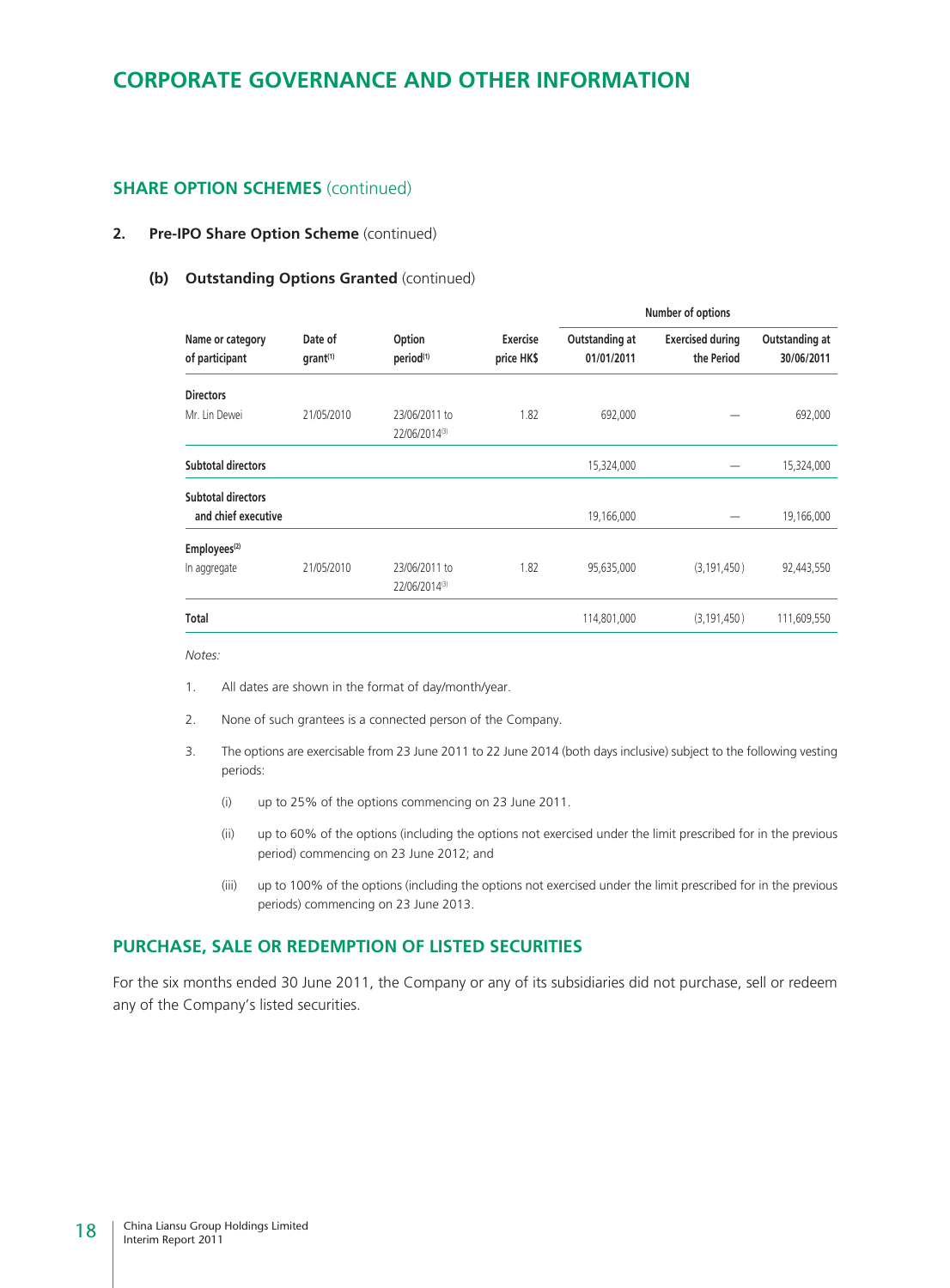# CORPORATE GOVERNANCE AND OTHER INFORMATION

## SHARE OPTION SCHEMES (continued)

### 2. Pre-IPO Share Option Scheme (continued)

#### (b) Outstanding Options Granted (continued)

| Name or category of participant | Date of grant[1] | Option period[1] | Exercise price HK$ | Number of options | | |
|---|---|---|---|---|---|---|
| | | | | Outstanding at 01/01/2011 | Exercised during the Period | Outstanding at 30/06/2011 |
| **Directors** | | | | | | |
| Mr. Lin Dewei | 21/05/2010 | 23/06/2011 to 22/06/2014[3] | 1.82 | 692,000 | — | 692,000 |
| **Subtotal directors** | | | | 15,324,000 | — | 15,324,000 |
| **Subtotal directors and chief executive** | | | | 19,166,000 | — | 19,166,000 |
| **Employees[2]** | | | | | | |
| In aggregate | 21/05/2010 | 23/06/2011 to 22/06/2014[3] | 1.82 | 95,635,000 | (3,191,450) | 92,443,550 |
| **Total** | | | | 114,801,000 | (3,191,450) | 111,609,550 |

*Notes:*

1. All dates are shown in the format of day/month/year.
2. None of such grantees is a connected person of the Company.
3. The options are exercisable from 23 June 2011 to 22 June 2014 (both days inclusive) subject to the following vesting periods:
   (i) up to 25% of the options commencing on 23 June 2011.
   (ii) up to 60% of the options (including the options not exercised under the limit prescribed for in the previous period) commencing on 23 June 2012; and
   (iii) up to 100% of the options (including the options not exercised under the limit prescribed for in the previous periods) commencing on 23 June 2013.

## PURCHASE, SALE OR REDEMPTION OF LISTED SECURITIES

For the six months ended 30 June 2011, the Company or any of its subsidiaries did not purchase, sell or redeem any of the Company's listed securities.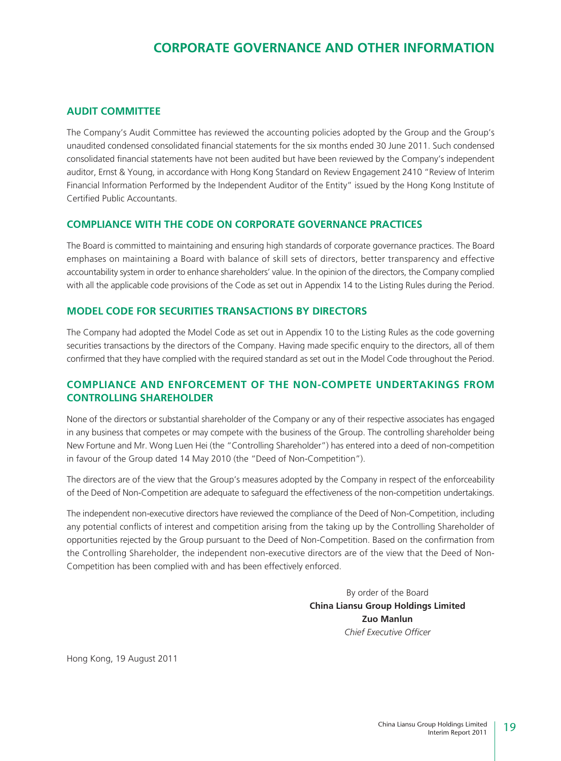# CORPORATE GOVERNANCE AND OTHER INFORMATION

## AUDIT COMMITTEE

The Company's Audit Committee has reviewed the accounting policies adopted by the Group and the Group's unaudited condensed consolidated financial statements for the six months ended 30 June 2011. Such condensed consolidated financial statements have not been audited but have been reviewed by the Company's independent auditor, Ernst & Young, in accordance with Hong Kong Standard on Review Engagement 2410 "Review of Interim Financial Information Performed by the Independent Auditor of the Entity" issued by the Hong Kong Institute of Certified Public Accountants.

## COMPLIANCE WITH THE CODE ON CORPORATE GOVERNANCE PRACTICES

The Board is committed to maintaining and ensuring high standards of corporate governance practices. The Board emphases on maintaining a Board with balance of skill sets of directors, better transparency and effective accountability system in order to enhance shareholders' value. In the opinion of the directors, the Company complied with all the applicable code provisions of the Code as set out in Appendix 14 to the Listing Rules during the Period.

## MODEL CODE FOR SECURITIES TRANSACTIONS BY DIRECTORS

The Company had adopted the Model Code as set out in Appendix 10 to the Listing Rules as the code governing securities transactions by the directors of the Company. Having made specific enquiry to the directors, all of them confirmed that they have complied with the required standard as set out in the Model Code throughout the Period.

## COMPLIANCE AND ENFORCEMENT OF THE NON-COMPETE UNDERTAKINGS FROM CONTROLLING SHAREHOLDER

None of the directors or substantial shareholder of the Company or any of their respective associates has engaged in any business that competes or may compete with the business of the Group. The controlling shareholder being New Fortune and Mr. Wong Luen Hei (the "Controlling Shareholder") has entered into a deed of non-competition in favour of the Group dated 14 May 2010 (the "Deed of Non-Competition").

The directors are of the view that the Group's measures adopted by the Company in respect of the enforceability of the Deed of Non-Competition are adequate to safeguard the effectiveness of the non-competition undertakings.

The independent non-executive directors have reviewed the compliance of the Deed of Non-Competition, including any potential conflicts of interest and competition arising from the taking up by the Controlling Shareholder of opportunities rejected by the Group pursuant to the Deed of Non-Competition. Based on the confirmation from the Controlling Shareholder, the independent non-executive directors are of the view that the Deed of Non-Competition has been complied with and has been effectively enforced.

By order of the Board
**China Liansu Group Holdings Limited**
**Zuo Manlun**
*Chief Executive Officer*

Hong Kong, 19 August 2011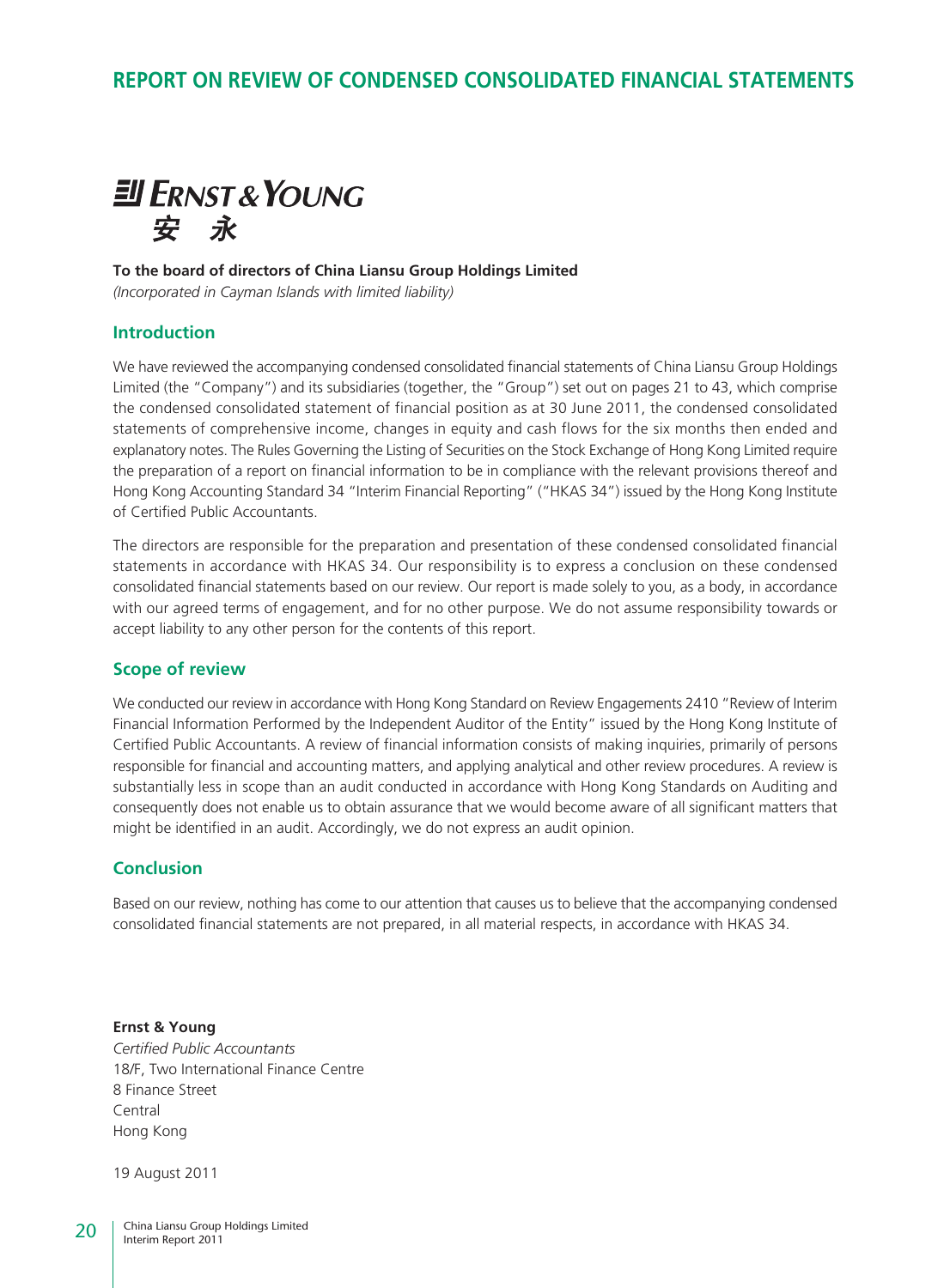# REPORT ON REVIEW OF CONDENSED CONSOLIDATED FINANCIAL STATEMENTS

**Ernst & Young**
**安永**

**To the board of directors of China Liansu Group Holdings Limited**
*(Incorporated in Cayman Islands with limited liability)*

## Introduction

We have reviewed the accompanying condensed consolidated financial statements of China Liansu Group Holdings Limited (the "Company") and its subsidiaries (together, the "Group") set out on pages 21 to 43, which comprise the condensed consolidated statement of financial position as at 30 June 2011, the condensed consolidated statements of comprehensive income, changes in equity and cash flows for the six months then ended and explanatory notes. The Rules Governing the Listing of Securities on the Stock Exchange of Hong Kong Limited require the preparation of a report on financial information to be in compliance with the relevant provisions thereof and Hong Kong Accounting Standard 34 "Interim Financial Reporting" ("HKAS 34") issued by the Hong Kong Institute of Certified Public Accountants.

The directors are responsible for the preparation and presentation of these condensed consolidated financial statements in accordance with HKAS 34. Our responsibility is to express a conclusion on these condensed consolidated financial statements based on our review. Our report is made solely to you, as a body, in accordance with our agreed terms of engagement, and for no other purpose. We do not assume responsibility towards or accept liability to any other person for the contents of this report.

## Scope of review

We conducted our review in accordance with Hong Kong Standard on Review Engagements 2410 "Review of Interim Financial Information Performed by the Independent Auditor of the Entity" issued by the Hong Kong Institute of Certified Public Accountants. A review of financial information consists of making inquiries, primarily of persons responsible for financial and accounting matters, and applying analytical and other review procedures. A review is substantially less in scope than an audit conducted in accordance with Hong Kong Standards on Auditing and consequently does not enable us to obtain assurance that we would become aware of all significant matters that might be identified in an audit. Accordingly, we do not express an audit opinion.

## Conclusion

Based on our review, nothing has come to our attention that causes us to believe that the accompanying condensed consolidated financial statements are not prepared, in all material respects, in accordance with HKAS 34.

**Ernst & Young**
*Certified Public Accountants*
18/F, Two International Finance Centre
8 Finance Street
Central
Hong Kong

19 August 2011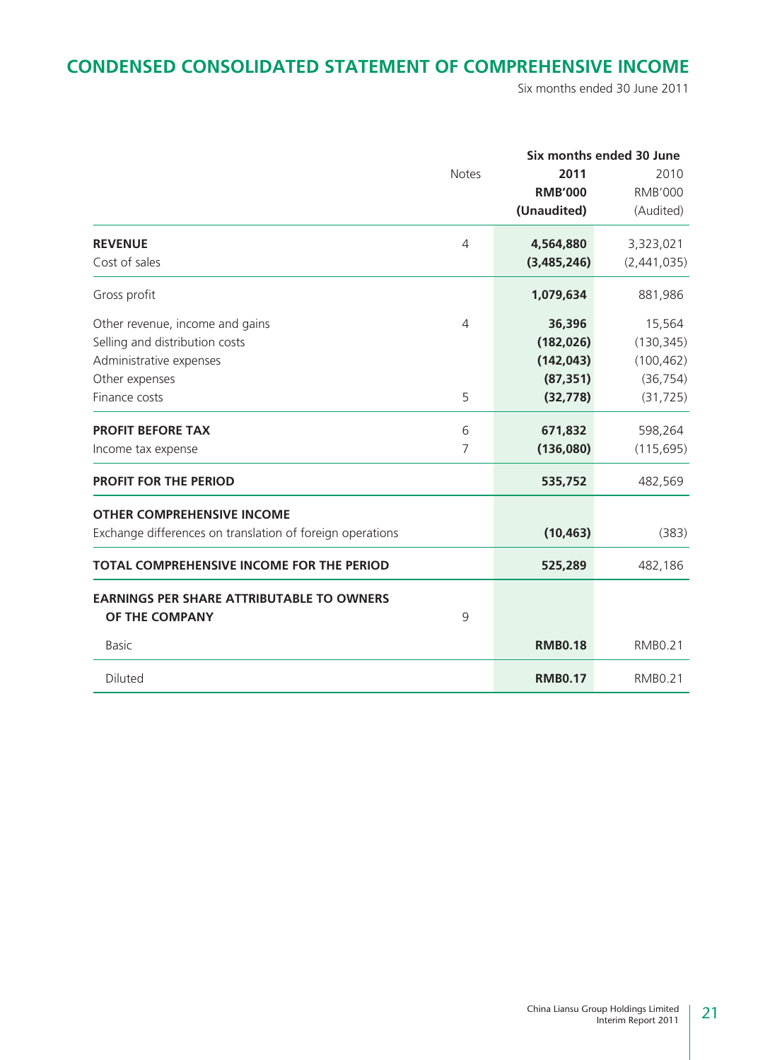## CONDENSED CONSOLIDATED STATEMENT OF COMPREHENSIVE INCOME

Six months ended 30 June 2011

| | Notes | Six months ended 30 June | |
|---|---|---|---|
| | | **2011** | 2010 |
| | | **RMB'000** | RMB'000 |
| | | **(Unaudited)** | (Audited) |
| **REVENUE** | 4 | **4,564,880** | 3,323,021 |
| Cost of sales | | **(3,485,246)** | (2,441,035) |
| Gross profit | | **1,079,634** | 881,986 |
| Other revenue, income and gains | 4 | **36,396** | 15,564 |
| Selling and distribution costs | | **(182,026)** | (130,345) |
| Administrative expenses | | **(142,043)** | (100,462) |
| Other expenses | | **(87,351)** | (36,754) |
| Finance costs | 5 | **(32,778)** | (31,725) |
| **PROFIT BEFORE TAX** | 6 | **671,832** | 598,264 |
| Income tax expense | 7 | **(136,080)** | (115,695) |
| **PROFIT FOR THE PERIOD** | | **535,752** | 482,569 |
| **OTHER COMPREHENSIVE INCOME** | | | |
| Exchange differences on translation of foreign operations | | **(10,463)** | (383) |
| **TOTAL COMPREHENSIVE INCOME FOR THE PERIOD** | | **525,289** | 482,186 |
| **EARNINGS PER SHARE ATTRIBUTABLE TO OWNERS OF THE COMPANY** | 9 | | |
| Basic | | **RMB0.18** | RMB0.21 |
| Diluted | | **RMB0.17** | RMB0.21 |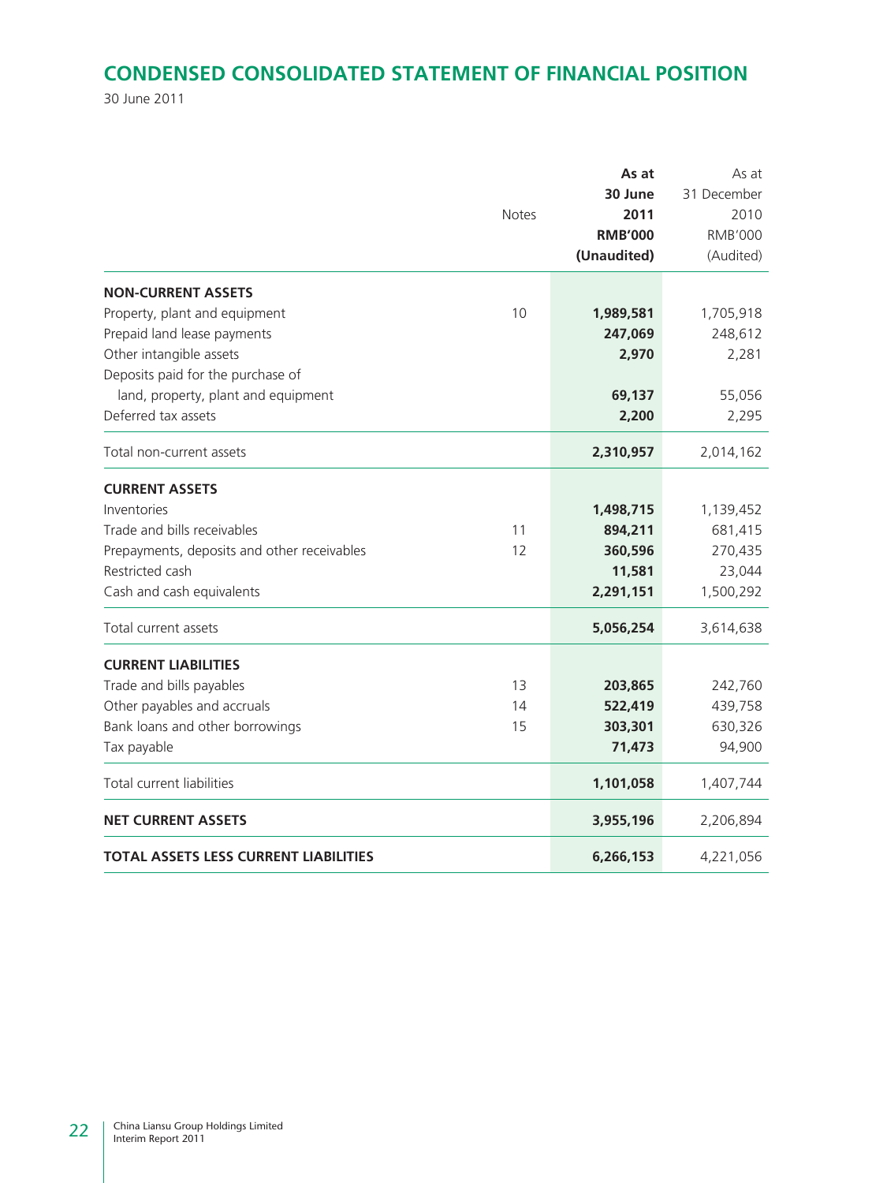# CONDENSED CONSOLIDATED STATEMENT OF FINANCIAL POSITION

30 June 2011

| | Notes | As at 30 June 2011 RMB'000 (Unaudited) | As at 31 December 2010 RMB'000 (Audited) |
|---|---|---|---|
| **NON-CURRENT ASSETS** | | | |
| Property, plant and equipment | 10 | **1,989,581** | 1,705,918 |
| Prepaid land lease payments | | **247,069** | 248,612 |
| Other intangible assets | | **2,970** | 2,281 |
| Deposits paid for the purchase of land, property, plant and equipment | | **69,137** | 55,056 |
| Deferred tax assets | | **2,200** | 2,295 |
| Total non-current assets | | **2,310,957** | 2,014,162 |
| **CURRENT ASSETS** | | | |
| Inventories | | **1,498,715** | 1,139,452 |
| Trade and bills receivables | 11 | **894,211** | 681,415 |
| Prepayments, deposits and other receivables | 12 | **360,596** | 270,435 |
| Restricted cash | | **11,581** | 23,044 |
| Cash and cash equivalents | | **2,291,151** | 1,500,292 |
| Total current assets | | **5,056,254** | 3,614,638 |
| **CURRENT LIABILITIES** | | | |
| Trade and bills payables | 13 | **203,865** | 242,760 |
| Other payables and accruals | 14 | **522,419** | 439,758 |
| Bank loans and other borrowings | 15 | **303,301** | 630,326 |
| Tax payable | | **71,473** | 94,900 |
| Total current liabilities | | **1,101,058** | 1,407,744 |
| **NET CURRENT ASSETS** | | **3,955,196** | 2,206,894 |
| **TOTAL ASSETS LESS CURRENT LIABILITIES** | | **6,266,153** | 4,221,056 |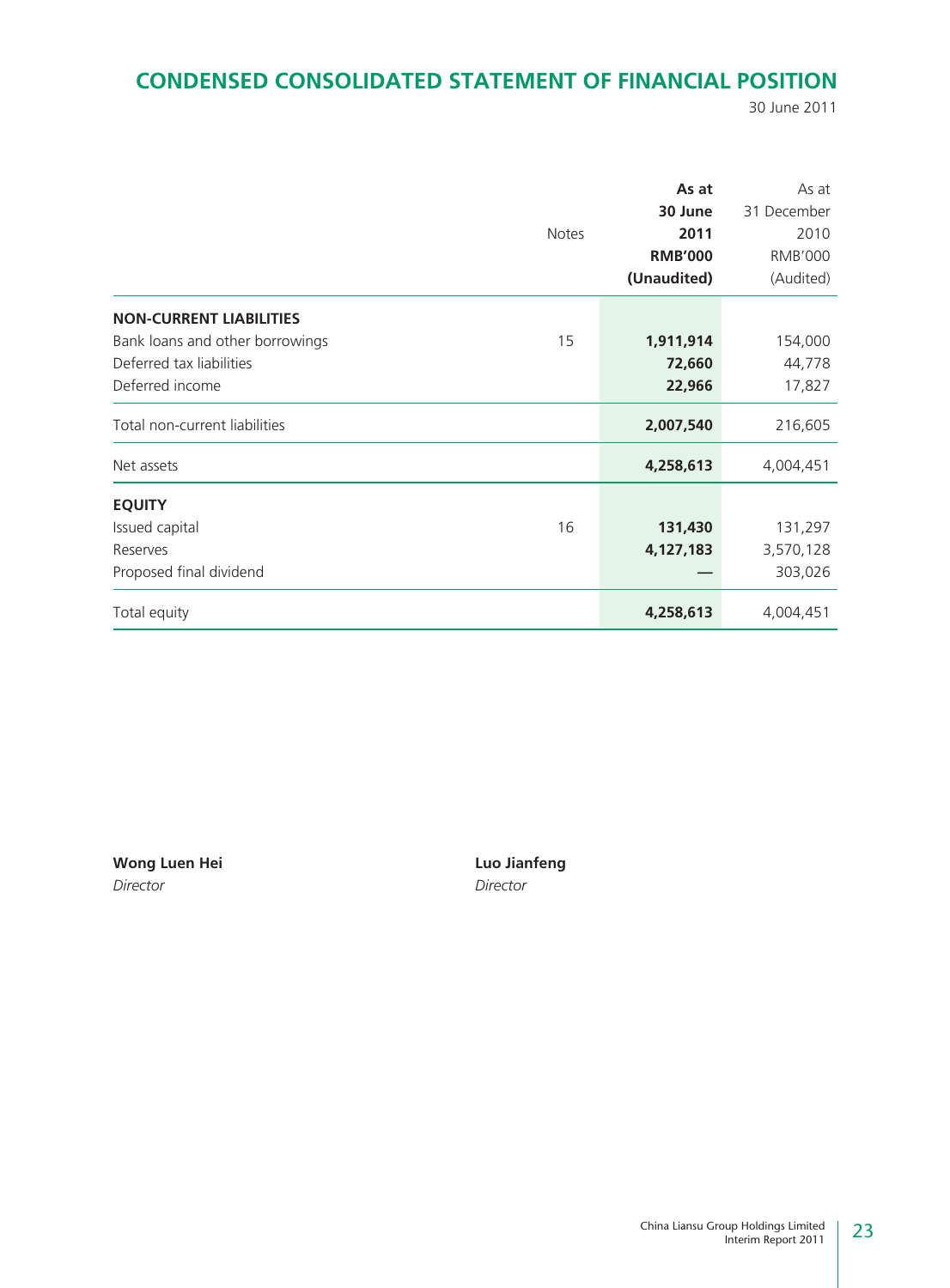## CONDENSED CONSOLIDATED STATEMENT OF FINANCIAL POSITION

30 June 2011

| | Notes | As at 30 June 2011 RMB'000 (Unaudited) | As at 31 December 2010 RMB'000 (Audited) |
|---|---|---|---|
| **NON-CURRENT LIABILITIES** | | | |
| Bank loans and other borrowings | 15 | **1,911,914** | 154,000 |
| Deferred tax liabilities | | **72,660** | 44,778 |
| Deferred income | | **22,966** | 17,827 |
| Total non-current liabilities | | **2,007,540** | 216,605 |
| Net assets | | **4,258,613** | 4,004,451 |
| **EQUITY** | | | |
| Issued capital | 16 | **131,430** | 131,297 |
| Reserves | | **4,127,183** | 3,570,128 |
| Proposed final dividend | | **—** | 303,026 |
| Total equity | | **4,258,613** | 4,004,451 |

**Wong Luen Hei**
*Director*

**Luo Jianfeng**
*Director*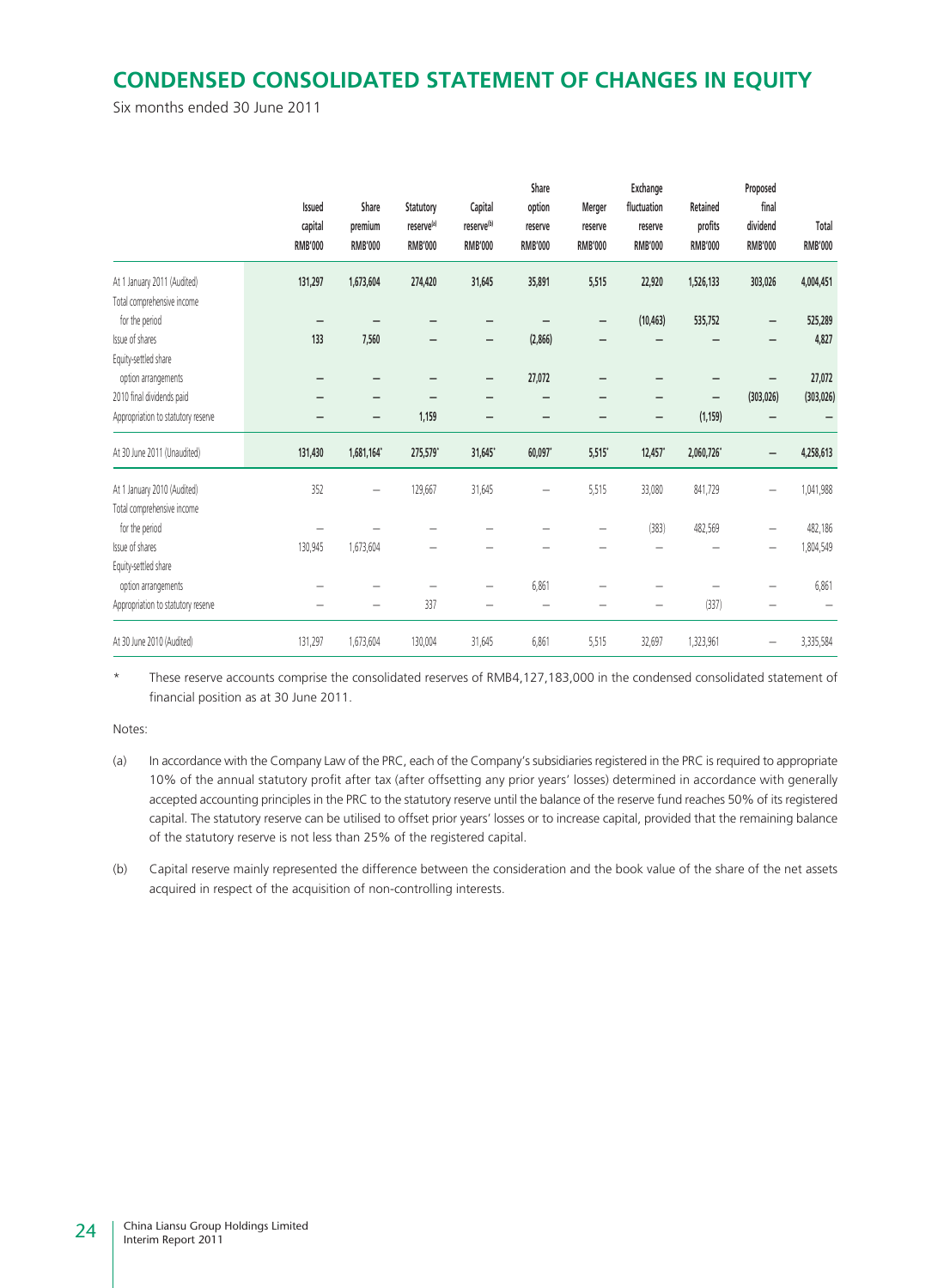# CONDENSED CONSOLIDATED STATEMENT OF CHANGES IN EQUITY

Six months ended 30 June 2011

| | Issued capital RMB'000 | Share premium RMB'000 | Statutory reserve[(a)] RMB'000 | Capital reserve[(b)] RMB'000 | Share option reserve RMB'000 | Merger reserve RMB'000 | Exchange fluctuation reserve RMB'000 | Retained profits RMB'000 | Proposed final dividend RMB'000 | Total RMB'000 |
|---|---|---|---|---|---|---|---|---|---|---|
| At 1 January 2011 (Audited) | 131,297 | 1,673,604 | 274,420 | 31,645 | 35,891 | 5,515 | 22,920 | 1,526,133 | 303,026 | 4,004,451 |
| Total comprehensive income for the period | – | – | – | – | – | – | (10,463) | 535,752 | – | 525,289 |
| Issue of shares | 133 | 7,560 | – | – | (2,866) | – | – | – | – | 4,827 |
| Equity-settled share option arrangements | – | – | – | – | 27,072 | – | – | – | – | 27,072 |
| 2010 final dividends paid | – | – | – | – | – | – | – | – | (303,026) | (303,026) |
| Appropriation to statutory reserve | – | – | 1,159 | – | – | – | – | (1,159) | – | – |
| At 30 June 2011 (Unaudited) | 131,430 | 1,681,164* | 275,579* | 31,645* | 60,097* | 5,515* | 12,457* | 2,060,726* | – | 4,258,613 |
| At 1 January 2010 (Audited) | 352 | – | 129,667 | 31,645 | – | 5,515 | 33,080 | 841,729 | – | 1,041,988 |
| Total comprehensive income for the period | – | – | – | – | – | – | (383) | 482,569 | – | 482,186 |
| Issue of shares | 130,945 | 1,673,604 | – | – | – | – | – | – | – | 1,804,549 |
| Equity-settled share option arrangements | – | – | – | – | 6,861 | – | – | – | – | 6,861 |
| Appropriation to statutory reserve | – | – | 337 | – | – | – | – | (337) | – | – |
| At 30 June 2010 (Audited) | 131,297 | 1,673,604 | 130,004 | 31,645 | 6,861 | 5,515 | 32,697 | 1,323,961 | – | 3,335,584 |

\* These reserve accounts comprise the consolidated reserves of RMB4,127,183,000 in the condensed consolidated statement of financial position as at 30 June 2011.

Notes:

(a) In accordance with the Company Law of the PRC, each of the Company's subsidiaries registered in the PRC is required to appropriate 10% of the annual statutory profit after tax (after offsetting any prior years' losses) determined in accordance with generally accepted accounting principles in the PRC to the statutory reserve until the balance of the reserve fund reaches 50% of its registered capital. The statutory reserve can be utilised to offset prior years' losses or to increase capital, provided that the remaining balance of the statutory reserve is not less than 25% of the registered capital.

(b) Capital reserve mainly represented the difference between the consideration and the book value of the share of the net assets acquired in respect of the acquisition of non-controlling interests.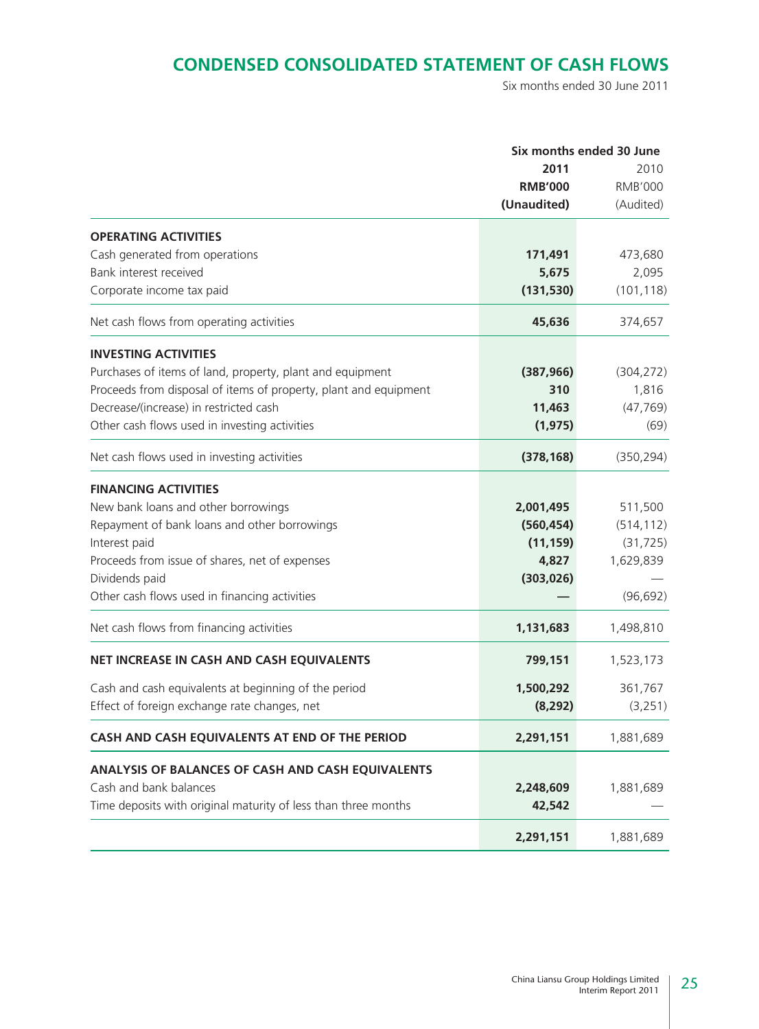# CONDENSED CONSOLIDATED STATEMENT OF CASH FLOWS

Six months ended 30 June 2011

| | Six months ended 30 June | |
|---|---|---|
| | **2011** | 2010 |
| | **RMB'000** | RMB'000 |
| | **(Unaudited)** | (Audited) |
| **OPERATING ACTIVITIES** | | |
| Cash generated from operations | **171,491** | 473,680 |
| Bank interest received | **5,675** | 2,095 |
| Corporate income tax paid | **(131,530)** | (101,118) |
| Net cash flows from operating activities | **45,636** | 374,657 |
| **INVESTING ACTIVITIES** | | |
| Purchases of items of land, property, plant and equipment | **(387,966)** | (304,272) |
| Proceeds from disposal of items of property, plant and equipment | **310** | 1,816 |
| Decrease/(increase) in restricted cash | **11,463** | (47,769) |
| Other cash flows used in investing activities | **(1,975)** | (69) |
| Net cash flows used in investing activities | **(378,168)** | (350,294) |
| **FINANCING ACTIVITIES** | | |
| New bank loans and other borrowings | **2,001,495** | 511,500 |
| Repayment of bank loans and other borrowings | **(560,454)** | (514,112) |
| Interest paid | **(11,159)** | (31,725) |
| Proceeds from issue of shares, net of expenses | **4,827** | 1,629,839 |
| Dividends paid | **(303,026)** | — |
| Other cash flows used in financing activities | **—** | (96,692) |
| Net cash flows from financing activities | **1,131,683** | 1,498,810 |
| **NET INCREASE IN CASH AND CASH EQUIVALENTS** | **799,151** | 1,523,173 |
| Cash and cash equivalents at beginning of the period | **1,500,292** | 361,767 |
| Effect of foreign exchange rate changes, net | **(8,292)** | (3,251) |
| **CASH AND CASH EQUIVALENTS AT END OF THE PERIOD** | **2,291,151** | 1,881,689 |
| **ANALYSIS OF BALANCES OF CASH AND CASH EQUIVALENTS** | | |
| Cash and bank balances | **2,248,609** | 1,881,689 |
| Time deposits with original maturity of less than three months | **42,542** | — |
| | **2,291,151** | 1,881,689 |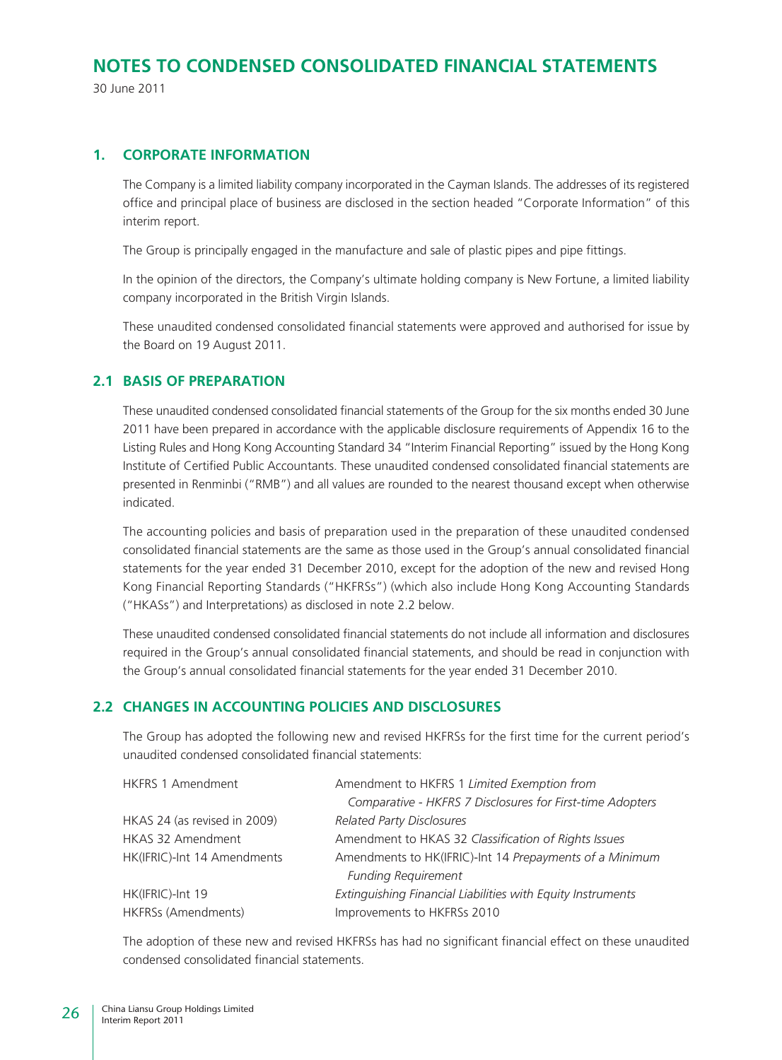# NOTES TO CONDENSED CONSOLIDATED FINANCIAL STATEMENTS

30 June 2011

## 1. CORPORATE INFORMATION

The Company is a limited liability company incorporated in the Cayman Islands. The addresses of its registered office and principal place of business are disclosed in the section headed "Corporate Information" of this interim report.

The Group is principally engaged in the manufacture and sale of plastic pipes and pipe fittings.

In the opinion of the directors, the Company's ultimate holding company is New Fortune, a limited liability company incorporated in the British Virgin Islands.

These unaudited condensed consolidated financial statements were approved and authorised for issue by the Board on 19 August 2011.

## 2.1 BASIS OF PREPARATION

These unaudited condensed consolidated financial statements of the Group for the six months ended 30 June 2011 have been prepared in accordance with the applicable disclosure requirements of Appendix 16 to the Listing Rules and Hong Kong Accounting Standard 34 "Interim Financial Reporting" issued by the Hong Kong Institute of Certified Public Accountants. These unaudited condensed consolidated financial statements are presented in Renminbi ("RMB") and all values are rounded to the nearest thousand except when otherwise indicated.

The accounting policies and basis of preparation used in the preparation of these unaudited condensed consolidated financial statements are the same as those used in the Group's annual consolidated financial statements for the year ended 31 December 2010, except for the adoption of the new and revised Hong Kong Financial Reporting Standards ("HKFRSs") (which also include Hong Kong Accounting Standards ("HKASs") and Interpretations) as disclosed in note 2.2 below.

These unaudited condensed consolidated financial statements do not include all information and disclosures required in the Group's annual consolidated financial statements, and should be read in conjunction with the Group's annual consolidated financial statements for the year ended 31 December 2010.

## 2.2 CHANGES IN ACCOUNTING POLICIES AND DISCLOSURES

The Group has adopted the following new and revised HKFRSs for the first time for the current period's unaudited condensed consolidated financial statements:

| | |
|---|---|
| HKFRS 1 Amendment | Amendment to HKFRS 1 *Limited Exemption from Comparative - HKFRS 7 Disclosures for First-time Adopters* |
| HKAS 24 (as revised in 2009) | *Related Party Disclosures* |
| HKAS 32 Amendment | Amendment to HKAS 32 *Classification of Rights Issues* |
| HK(IFRIC)-Int 14 Amendments | Amendments to HK(IFRIC)-Int 14 *Prepayments of a Minimum Funding Requirement* |
| HK(IFRIC)-Int 19 | *Extinguishing Financial Liabilities with Equity Instruments* |
| HKFRSs (Amendments) | Improvements to HKFRSs 2010 |

The adoption of these new and revised HKFRSs has had no significant financial effect on these unaudited condensed consolidated financial statements.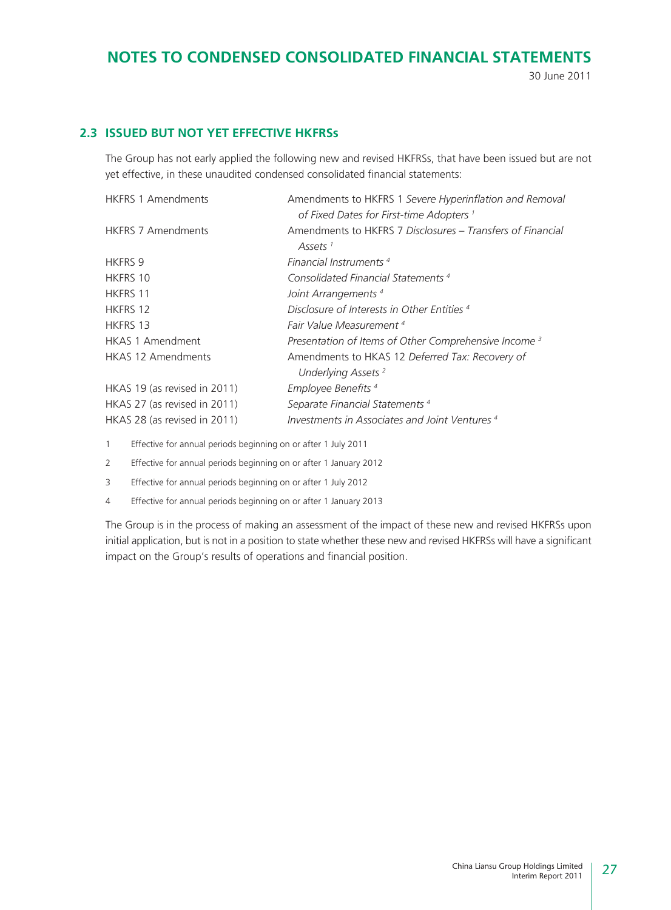## 2.3 ISSUED BUT NOT YET EFFECTIVE HKFRSs

The Group has not early applied the following new and revised HKFRSs, that have been issued but are not yet effective, in these unaudited condensed consolidated financial statements:

| | |
|---|---|
| HKFRS 1 Amendments | Amendments to HKFRS 1 *Severe Hyperinflation and Removal of Fixed Dates for First-time Adopters* [1] |
| HKFRS 7 Amendments | Amendments to HKFRS 7 *Disclosures – Transfers of Financial Assets* [1] |
| HKFRS 9 | *Financial Instruments* [4] |
| HKFRS 10 | *Consolidated Financial Statements* [4] |
| HKFRS 11 | *Joint Arrangements* [4] |
| HKFRS 12 | *Disclosure of Interests in Other Entities* [4] |
| HKFRS 13 | *Fair Value Measurement* [4] |
| HKAS 1 Amendment | *Presentation of Items of Other Comprehensive Income* [3] |
| HKAS 12 Amendments | Amendments to HKAS 12 *Deferred Tax: Recovery of Underlying Assets* [2] |
| HKAS 19 (as revised in 2011) | *Employee Benefits* [4] |
| HKAS 27 (as revised in 2011) | *Separate Financial Statements* [4] |
| HKAS 28 (as revised in 2011) | *Investments in Associates and Joint Ventures* [4] |

1 Effective for annual periods beginning on or after 1 July 2011

2 Effective for annual periods beginning on or after 1 January 2012

3 Effective for annual periods beginning on or after 1 July 2012

4 Effective for annual periods beginning on or after 1 January 2013

The Group is in the process of making an assessment of the impact of these new and revised HKFRSs upon initial application, but is not in a position to state whether these new and revised HKFRSs will have a significant impact on the Group's results of operations and financial position.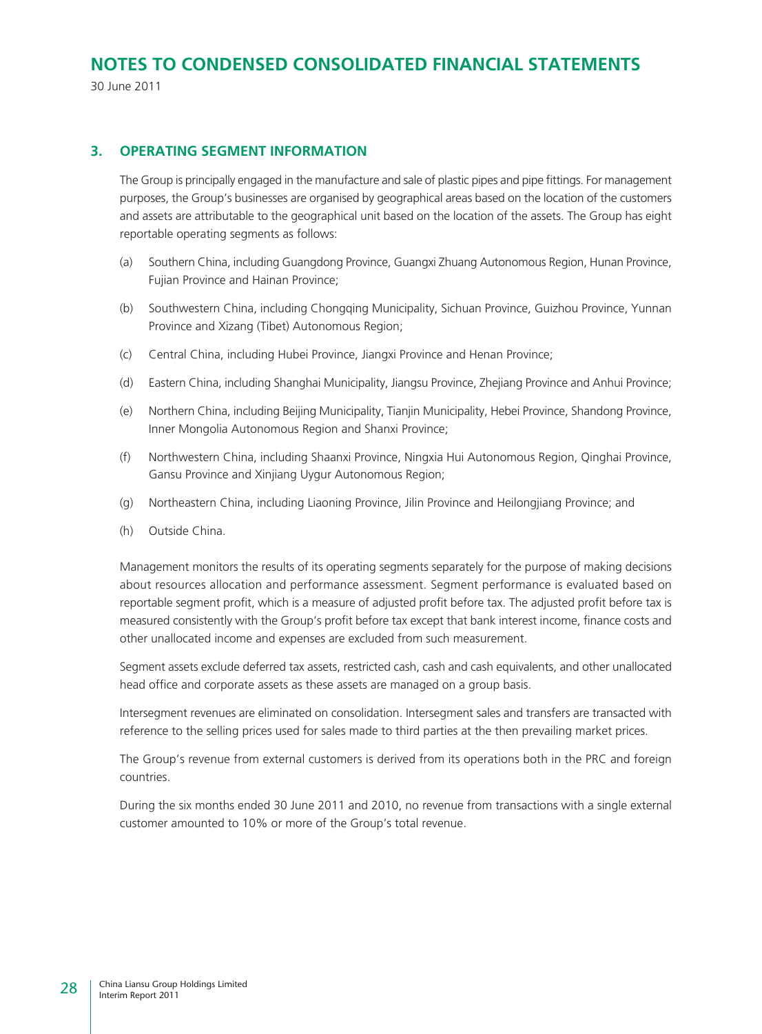# NOTES TO CONDENSED CONSOLIDATED FINANCIAL STATEMENTS

30 June 2011

## 3. OPERATING SEGMENT INFORMATION

The Group is principally engaged in the manufacture and sale of plastic pipes and pipe fittings. For management purposes, the Group's businesses are organised by geographical areas based on the location of the customers and assets are attributable to the geographical unit based on the location of the assets. The Group has eight reportable operating segments as follows:

(a) Southern China, including Guangdong Province, Guangxi Zhuang Autonomous Region, Hunan Province, Fujian Province and Hainan Province;

(b) Southwestern China, including Chongqing Municipality, Sichuan Province, Guizhou Province, Yunnan Province and Xizang (Tibet) Autonomous Region;

(c) Central China, including Hubei Province, Jiangxi Province and Henan Province;

(d) Eastern China, including Shanghai Municipality, Jiangsu Province, Zhejiang Province and Anhui Province;

(e) Northern China, including Beijing Municipality, Tianjin Municipality, Hebei Province, Shandong Province, Inner Mongolia Autonomous Region and Shanxi Province;

(f) Northwestern China, including Shaanxi Province, Ningxia Hui Autonomous Region, Qinghai Province, Gansu Province and Xinjiang Uygur Autonomous Region;

(g) Northeastern China, including Liaoning Province, Jilin Province and Heilongjiang Province; and

(h) Outside China.

Management monitors the results of its operating segments separately for the purpose of making decisions about resources allocation and performance assessment. Segment performance is evaluated based on reportable segment profit, which is a measure of adjusted profit before tax. The adjusted profit before tax is measured consistently with the Group's profit before tax except that bank interest income, finance costs and other unallocated income and expenses are excluded from such measurement.

Segment assets exclude deferred tax assets, restricted cash, cash and cash equivalents, and other unallocated head office and corporate assets as these assets are managed on a group basis.

Intersegment revenues are eliminated on consolidation. Intersegment sales and transfers are transacted with reference to the selling prices used for sales made to third parties at the then prevailing market prices.

The Group's revenue from external customers is derived from its operations both in the PRC and foreign countries.

During the six months ended 30 June 2011 and 2010, no revenue from transactions with a single external customer amounted to 10% or more of the Group's total revenue.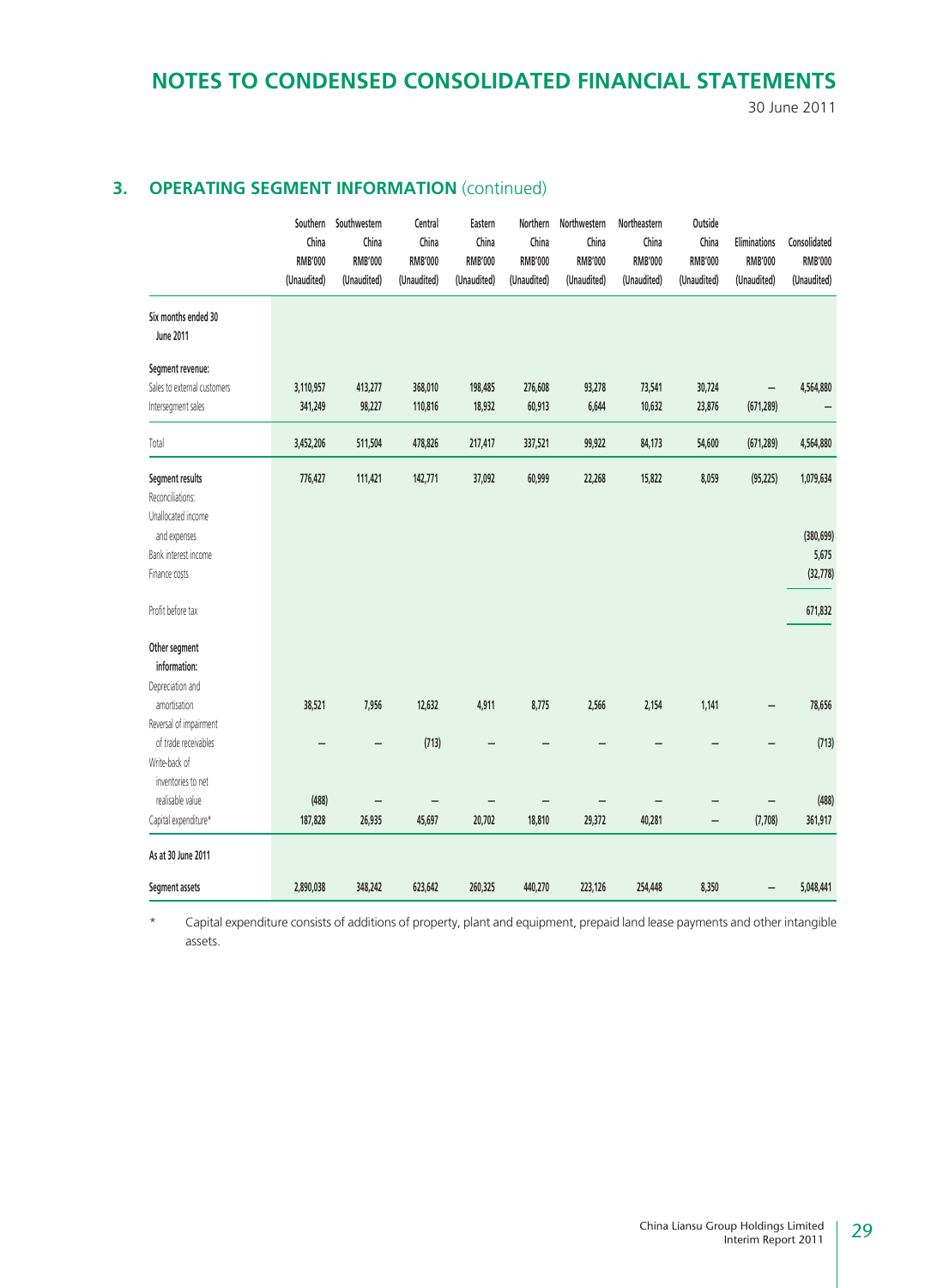## 3. OPERATING SEGMENT INFORMATION (continued)

| | Southern China RMB'000 (Unaudited) | Southwestern China RMB'000 (Unaudited) | Central China RMB'000 (Unaudited) | Eastern China RMB'000 (Unaudited) | Northern China RMB'000 (Unaudited) | Northwestern China RMB'000 (Unaudited) | Northeastern China RMB'000 (Unaudited) | Outside China RMB'000 (Unaudited) | Eliminations RMB'000 (Unaudited) | Consolidated RMB'000 (Unaudited) |
|---|---|---|---|---|---|---|---|---|---|---|
| **Six months ended 30 June 2011** | | | | | | | | | | |
| **Segment revenue:** | | | | | | | | | | |
| Sales to external customers | 3,110,957 | 413,277 | 368,010 | 198,485 | 276,608 | 93,278 | 73,541 | 30,724 | – | 4,564,880 |
| Intersegment sales | 341,249 | 98,227 | 110,816 | 18,932 | 60,913 | 6,644 | 10,632 | 23,876 | (671,289) | – |
| Total | 3,452,206 | 511,504 | 478,826 | 217,417 | 337,521 | 99,922 | 84,173 | 54,600 | (671,289) | 4,564,880 |
| **Segment results** | 776,427 | 111,421 | 142,771 | 37,092 | 60,999 | 22,268 | 15,822 | 8,059 | (95,225) | 1,079,634 |
| Reconciliations: | | | | | | | | | | |
| Unallocated income and expenses | | | | | | | | | | (380,699) |
| Bank interest income | | | | | | | | | | 5,675 |
| Finance costs | | | | | | | | | | (32,778) |
| Profit before tax | | | | | | | | | | 671,832 |
| **Other segment information:** | | | | | | | | | | |
| Depreciation and amortisation | 38,521 | 7,956 | 12,632 | 4,911 | 8,775 | 2,566 | 2,154 | 1,141 | – | 78,656 |
| Reversal of impairment of trade receivables | – | – | (713) | – | – | – | – | – | – | (713) |
| Write-back of inventories to net realisable value | (488) | – | – | – | – | – | – | – | – | (488) |
| Capital expenditure* | 187,828 | 26,935 | 45,697 | 20,702 | 18,810 | 29,372 | 40,281 | – | (7,708) | 361,917 |
| **As at 30 June 2011** | | | | | | | | | | |
| **Segment assets** | 2,890,038 | 348,242 | 623,642 | 260,325 | 440,270 | 223,126 | 254,448 | 8,350 | – | 5,048,441 |

\* Capital expenditure consists of additions of property, plant and equipment, prepaid land lease payments and other intangible assets.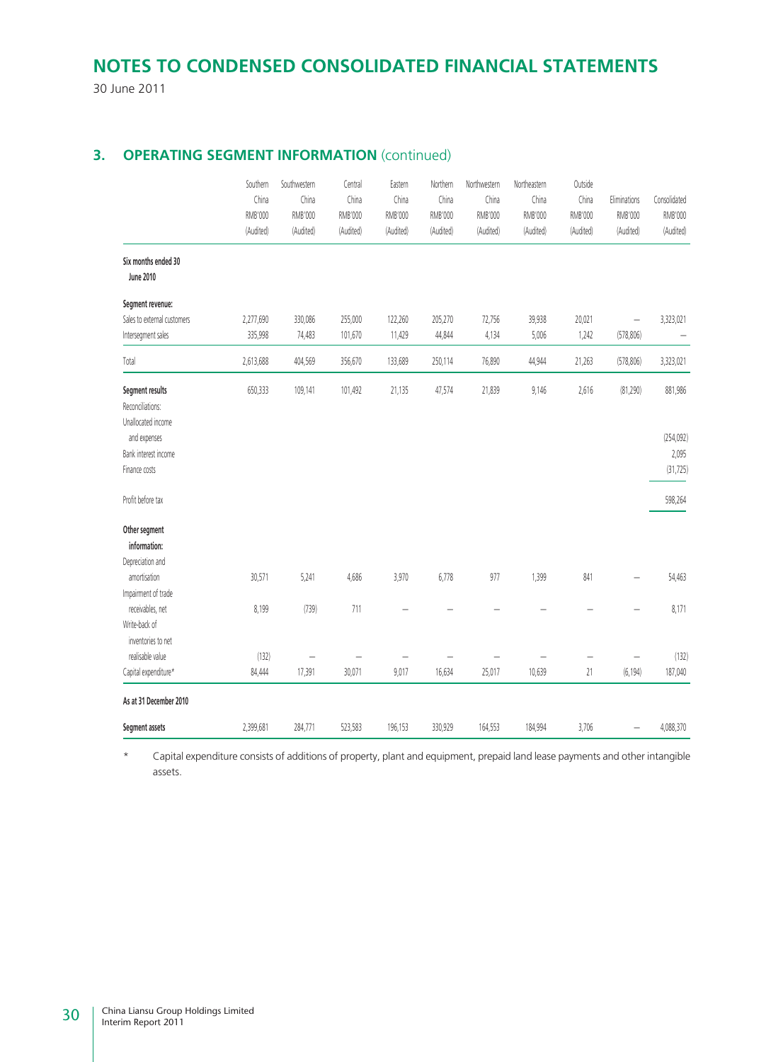# NOTES TO CONDENSED CONSOLIDATED FINANCIAL STATEMENTS

30 June 2011

## 3. OPERATING SEGMENT INFORMATION (continued)

| | Southern China RMB'000 (Audited) | Southwestern China RMB'000 (Audited) | Central China RMB'000 (Audited) | Eastern China RMB'000 (Audited) | Northern China RMB'000 (Audited) | Northwestern China RMB'000 (Audited) | Northeastern China RMB'000 (Audited) | Outside China RMB'000 (Audited) | Eliminations RMB'000 (Audited) | Consolidated RMB'000 (Audited) |
|---|---|---|---|---|---|---|---|---|---|---|
| **Six months ended 30 June 2010** | | | | | | | | | | |
| **Segment revenue:** | | | | | | | | | | |
| Sales to external customers | 2,277,690 | 330,086 | 255,000 | 122,260 | 205,270 | 72,756 | 39,938 | 20,021 | – | 3,323,021 |
| Intersegment sales | 335,998 | 74,483 | 101,670 | 11,429 | 44,844 | 4,134 | 5,006 | 1,242 | (578,806) | – |
| Total | 2,613,688 | 404,569 | 356,670 | 133,689 | 250,114 | 76,890 | 44,944 | 21,263 | (578,806) | 3,323,021 |
| **Segment results** | 650,333 | 109,141 | 101,492 | 21,135 | 47,574 | 21,839 | 9,146 | 2,616 | (81,290) | 881,986 |
| Reconciliations: | | | | | | | | | | |
| Unallocated income and expenses | | | | | | | | | | (254,092) |
| Bank interest income | | | | | | | | | | 2,095 |
| Finance costs | | | | | | | | | | (31,725) |
| Profit before tax | | | | | | | | | | 598,264 |
| **Other segment information:** | | | | | | | | | | |
| Depreciation and amortisation | 30,571 | 5,241 | 4,686 | 3,970 | 6,778 | 977 | 1,399 | 841 | – | 54,463 |
| Impairment of trade receivables, net | 8,199 | (739) | 711 | – | – | – | – | – | – | 8,171 |
| Write-back of inventories to net realisable value | (132) | – | – | – | – | – | – | – | – | (132) |
| Capital expenditure* | 84,444 | 17,391 | 30,071 | 9,017 | 16,634 | 25,017 | 10,639 | 21 | (6,194) | 187,040 |
| **As at 31 December 2010** | | | | | | | | | | |
| **Segment assets** | 2,399,681 | 284,771 | 523,583 | 196,153 | 330,929 | 164,553 | 184,994 | 3,706 | – | 4,088,370 |

\* Capital expenditure consists of additions of property, plant and equipment, prepaid land lease payments and other intangible assets.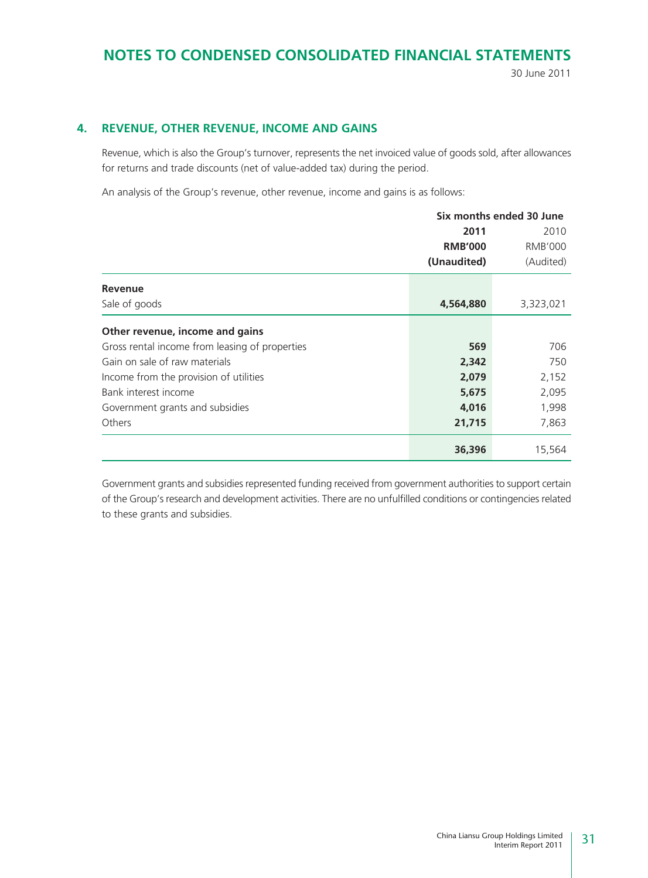# NOTES TO CONDENSED CONSOLIDATED FINANCIAL STATEMENTS

30 June 2011

## 4. REVENUE, OTHER REVENUE, INCOME AND GAINS

Revenue, which is also the Group's turnover, represents the net invoiced value of goods sold, after allowances for returns and trade discounts (net of value-added tax) during the period.

An analysis of the Group's revenue, other revenue, income and gains is as follows:

| | Six months ended 30 June | |
|---|---|---|
| | **2011** | 2010 |
| | **RMB'000** | RMB'000 |
| | **(Unaudited)** | (Audited) |
| **Revenue** | | |
| Sale of goods | **4,564,880** | 3,323,021 |
| **Other revenue, income and gains** | | |
| Gross rental income from leasing of properties | **569** | 706 |
| Gain on sale of raw materials | **2,342** | 750 |
| Income from the provision of utilities | **2,079** | 2,152 |
| Bank interest income | **5,675** | 2,095 |
| Government grants and subsidies | **4,016** | 1,998 |
| Others | **21,715** | 7,863 |
| | **36,396** | 15,564 |

Government grants and subsidies represented funding received from government authorities to support certain of the Group's research and development activities. There are no unfulfilled conditions or contingencies related to these grants and subsidies.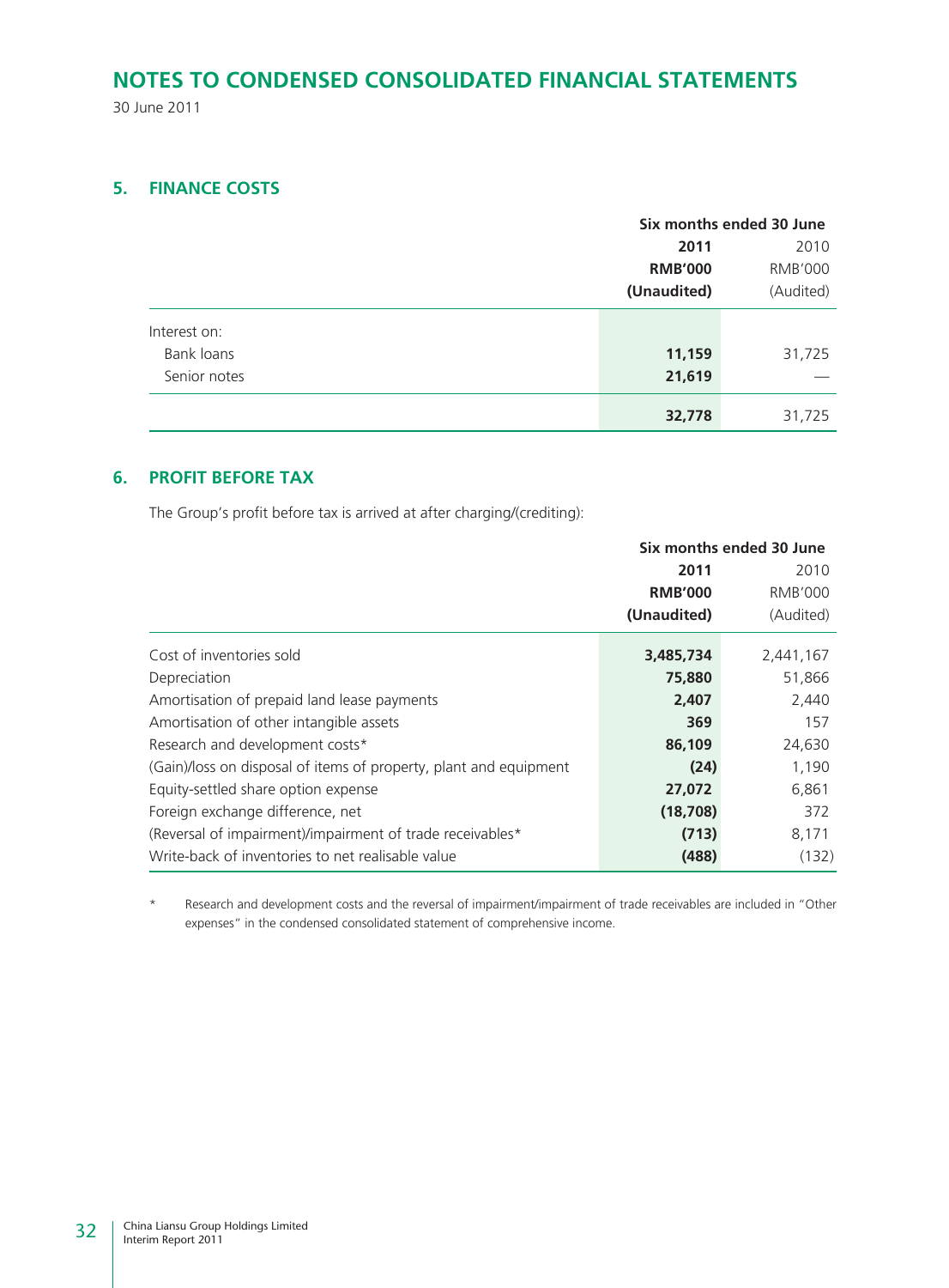# NOTES TO CONDENSED CONSOLIDATED FINANCIAL STATEMENTS

30 June 2011

## 5. FINANCE COSTS

| | Six months ended 30 June | |
|---|---|---|
| | **2011** | 2010 |
| | **RMB'000** | RMB'000 |
| | **(Unaudited)** | (Audited) |
| Interest on: | | |
| Bank loans | **11,159** | 31,725 |
| Senior notes | **21,619** | — |
| | **32,778** | 31,725 |

## 6. PROFIT BEFORE TAX

The Group's profit before tax is arrived at after charging/(crediting):

| | Six months ended 30 June | |
|---|---|---|
| | **2011** | 2010 |
| | **RMB'000** | RMB'000 |
| | **(Unaudited)** | (Audited) |
| Cost of inventories sold | **3,485,734** | 2,441,167 |
| Depreciation | **75,880** | 51,866 |
| Amortisation of prepaid land lease payments | **2,407** | 2,440 |
| Amortisation of other intangible assets | **369** | 157 |
| Research and development costs* | **86,109** | 24,630 |
| (Gain)/loss on disposal of items of property, plant and equipment | **(24)** | 1,190 |
| Equity-settled share option expense | **27,072** | 6,861 |
| Foreign exchange difference, net | **(18,708)** | 372 |
| (Reversal of impairment)/impairment of trade receivables* | **(713)** | 8,171 |
| Write-back of inventories to net realisable value | **(488)** | (132) |

\* Research and development costs and the reversal of impairment/impairment of trade receivables are included in "Other expenses" in the condensed consolidated statement of comprehensive income.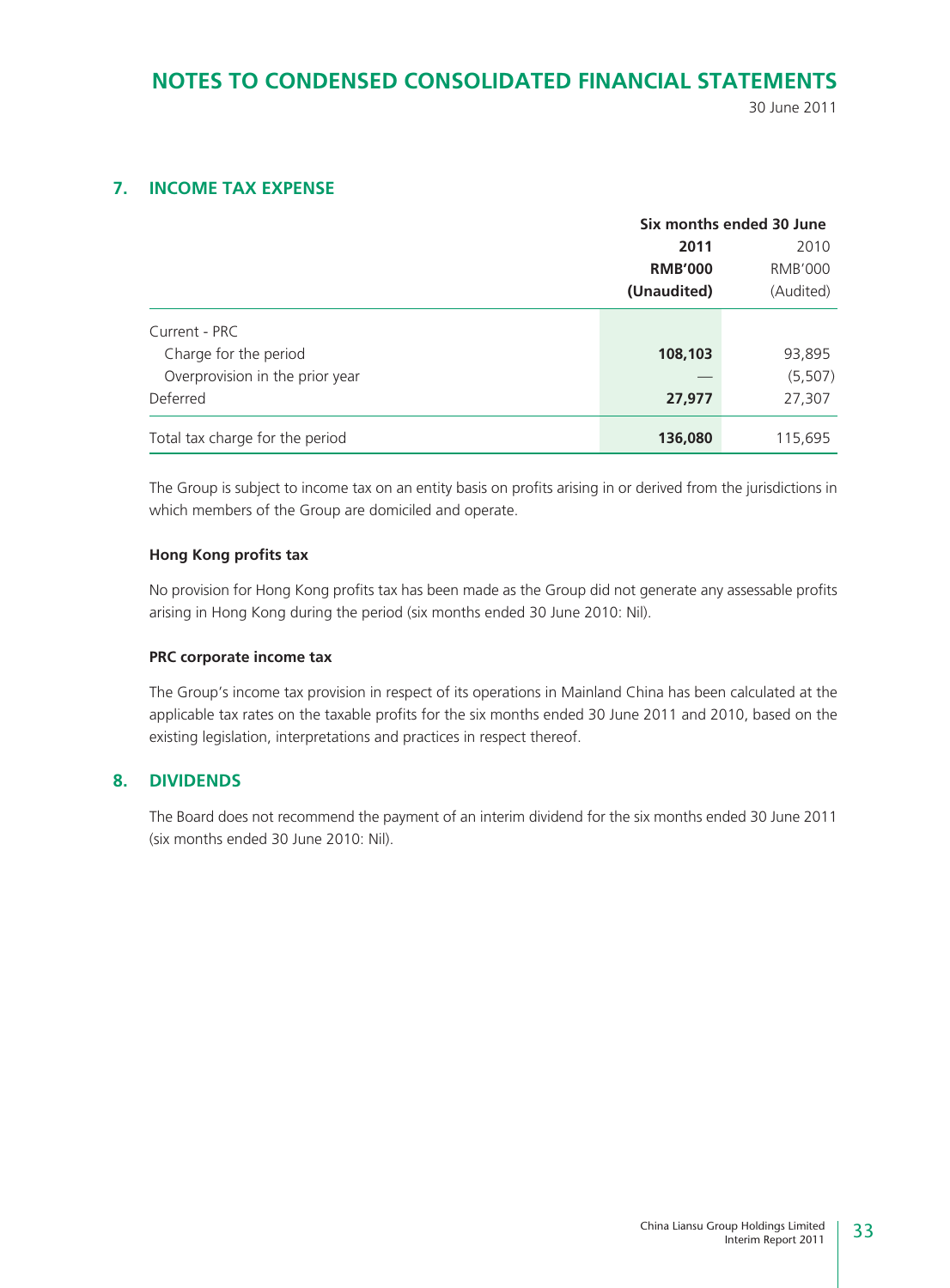# NOTES TO CONDENSED CONSOLIDATED FINANCIAL STATEMENTS

30 June 2011

## 7. INCOME TAX EXPENSE

| | Six months ended 30 June | |
|---|---|---|
| | **2011** | 2010 |
| | **RMB'000** | RMB'000 |
| | **(Unaudited)** | (Audited) |
| Current - PRC | | |
| Charge for the period | **108,103** | 93,895 |
| Overprovision in the prior year | **—** | (5,507) |
| Deferred | **27,977** | 27,307 |
| Total tax charge for the period | **136,080** | 115,695 |

The Group is subject to income tax on an entity basis on profits arising in or derived from the jurisdictions in which members of the Group are domiciled and operate.

**Hong Kong profits tax**

No provision for Hong Kong profits tax has been made as the Group did not generate any assessable profits arising in Hong Kong during the period (six months ended 30 June 2010: Nil).

**PRC corporate income tax**

The Group's income tax provision in respect of its operations in Mainland China has been calculated at the applicable tax rates on the taxable profits for the six months ended 30 June 2011 and 2010, based on the existing legislation, interpretations and practices in respect thereof.

## 8. DIVIDENDS

The Board does not recommend the payment of an interim dividend for the six months ended 30 June 2011 (six months ended 30 June 2010: Nil).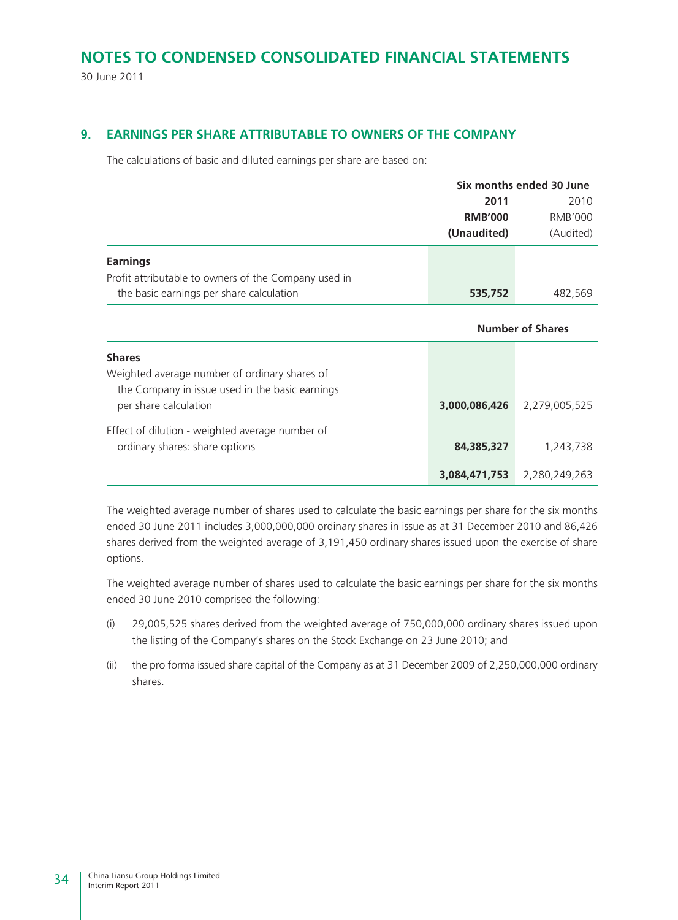# NOTES TO CONDENSED CONSOLIDATED FINANCIAL STATEMENTS

30 June 2011

## 9. EARNINGS PER SHARE ATTRIBUTABLE TO OWNERS OF THE COMPANY

The calculations of basic and diluted earnings per share are based on:

| | Six months ended 30 June | |
|---|---|---|
| | **2011** | 2010 |
| | **RMB'000** | RMB'000 |
| | **(Unaudited)** | (Audited) |
| **Earnings** | | |
| Profit attributable to owners of the Company used in the basic earnings per share calculation | **535,752** | 482,569 |

| | Number of Shares | |
|---|---|---|
| **Shares** | | |
| Weighted average number of ordinary shares of the Company in issue used in the basic earnings per share calculation | **3,000,086,426** | 2,279,005,525 |
| Effect of dilution - weighted average number of ordinary shares: share options | **84,385,327** | 1,243,738 |
| | **3,084,471,753** | 2,280,249,263 |

The weighted average number of shares used to calculate the basic earnings per share for the six months ended 30 June 2011 includes 3,000,000,000 ordinary shares in issue as at 31 December 2010 and 86,426 shares derived from the weighted average of 3,191,450 ordinary shares issued upon the exercise of share options.

The weighted average number of shares used to calculate the basic earnings per share for the six months ended 30 June 2010 comprised the following:

(i) 29,005,525 shares derived from the weighted average of 750,000,000 ordinary shares issued upon the listing of the Company's shares on the Stock Exchange on 23 June 2010; and

(ii) the pro forma issued share capital of the Company as at 31 December 2009 of 2,250,000,000 ordinary shares.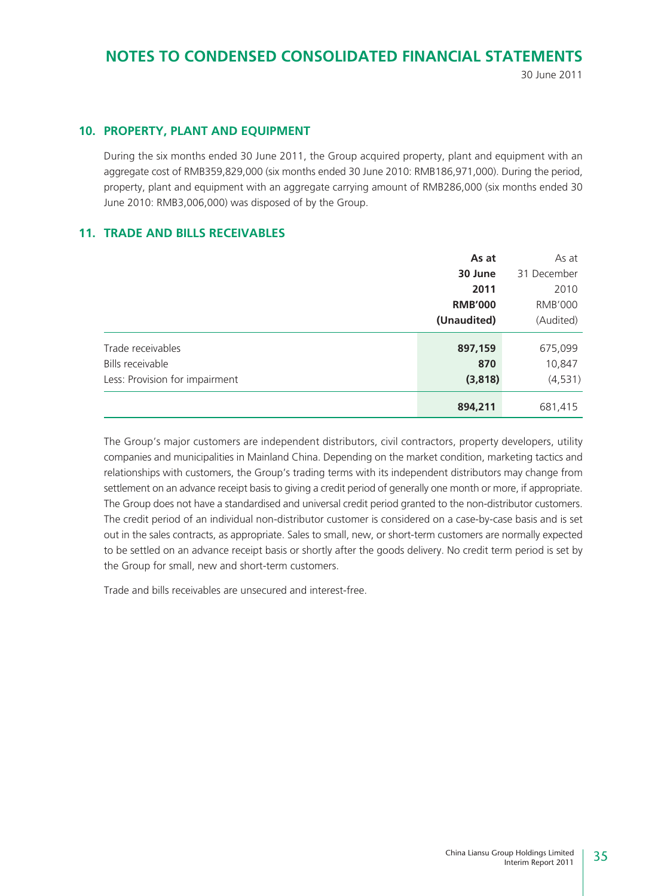# NOTES TO CONDENSED CONSOLIDATED FINANCIAL STATEMENTS

30 June 2011

## 10. PROPERTY, PLANT AND EQUIPMENT

During the six months ended 30 June 2011, the Group acquired property, plant and equipment with an aggregate cost of RMB359,829,000 (six months ended 30 June 2010: RMB186,971,000). During the period, property, plant and equipment with an aggregate carrying amount of RMB286,000 (six months ended 30 June 2010: RMB3,006,000) was disposed of by the Group.

## 11. TRADE AND BILLS RECEIVABLES

| | **As at 30 June 2011 RMB'000 (Unaudited)** | As at 31 December 2010 RMB'000 (Audited) |
|---|---|---|
| Trade receivables | **897,159** | 675,099 |
| Bills receivable | **870** | 10,847 |
| Less: Provision for impairment | **(3,818)** | (4,531) |
| | **894,211** | 681,415 |

The Group's major customers are independent distributors, civil contractors, property developers, utility companies and municipalities in Mainland China. Depending on the market condition, marketing tactics and relationships with customers, the Group's trading terms with its independent distributors may change from settlement on an advance receipt basis to giving a credit period of generally one month or more, if appropriate. The Group does not have a standardised and universal credit period granted to the non-distributor customers. The credit period of an individual non-distributor customer is considered on a case-by-case basis and is set out in the sales contracts, as appropriate. Sales to small, new, or short-term customers are normally expected to be settled on an advance receipt basis or shortly after the goods delivery. No credit term period is set by the Group for small, new and short-term customers.

Trade and bills receivables are unsecured and interest-free.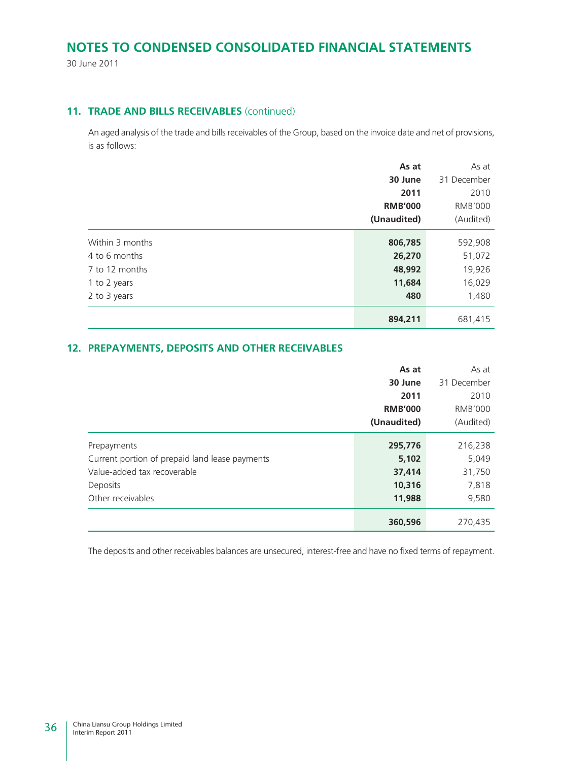# NOTES TO CONDENSED CONSOLIDATED FINANCIAL STATEMENTS

30 June 2011

## 11. TRADE AND BILLS RECEIVABLES (continued)

An aged analysis of the trade and bills receivables of the Group, based on the invoice date and net of provisions, is as follows:

| | **As at 30 June 2011 RMB'000 (Unaudited)** | As at 31 December 2010 RMB'000 (Audited) |
|---|---|---|
| Within 3 months | **806,785** | 592,908 |
| 4 to 6 months | **26,270** | 51,072 |
| 7 to 12 months | **48,992** | 19,926 |
| 1 to 2 years | **11,684** | 16,029 |
| 2 to 3 years | **480** | 1,480 |
| | **894,211** | 681,415 |

## 12. PREPAYMENTS, DEPOSITS AND OTHER RECEIVABLES

| | **As at 30 June 2011 RMB'000 (Unaudited)** | As at 31 December 2010 RMB'000 (Audited) |
|---|---|---|
| Prepayments | **295,776** | 216,238 |
| Current portion of prepaid land lease payments | **5,102** | 5,049 |
| Value-added tax recoverable | **37,414** | 31,750 |
| Deposits | **10,316** | 7,818 |
| Other receivables | **11,988** | 9,580 |
| | **360,596** | 270,435 |

The deposits and other receivables balances are unsecured, interest-free and have no fixed terms of repayment.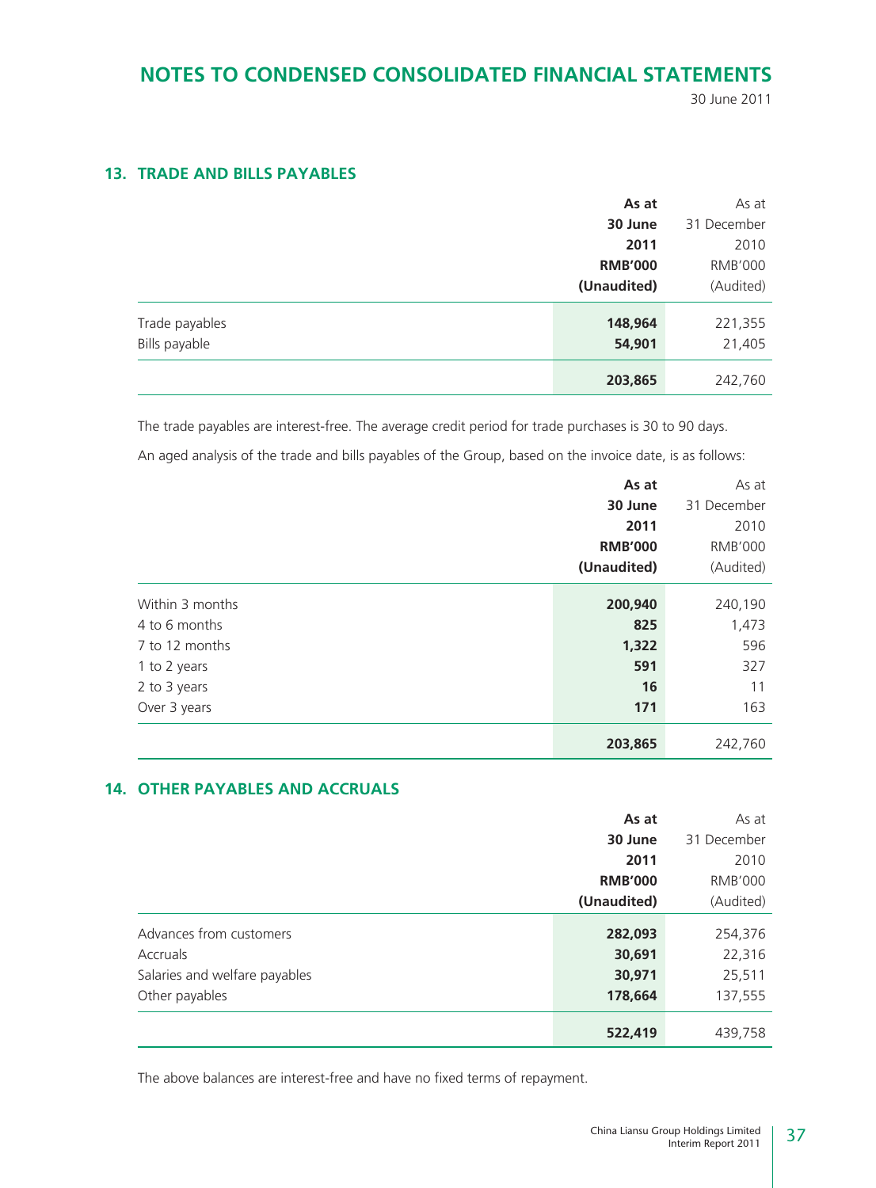# NOTES TO CONDENSED CONSOLIDATED FINANCIAL STATEMENTS

30 June 2011

## 13. TRADE AND BILLS PAYABLES

| | As at 30 June 2011 RMB'000 (Unaudited) | As at 31 December 2010 RMB'000 (Audited) |
|---|---|---|
| Trade payables | **148,964** | 221,355 |
| Bills payable | **54,901** | 21,405 |
| | **203,865** | 242,760 |

The trade payables are interest-free. The average credit period for trade purchases is 30 to 90 days.

An aged analysis of the trade and bills payables of the Group, based on the invoice date, is as follows:

| | As at 30 June 2011 RMB'000 (Unaudited) | As at 31 December 2010 RMB'000 (Audited) |
|---|---|---|
| Within 3 months | **200,940** | 240,190 |
| 4 to 6 months | **825** | 1,473 |
| 7 to 12 months | **1,322** | 596 |
| 1 to 2 years | **591** | 327 |
| 2 to 3 years | **16** | 11 |
| Over 3 years | **171** | 163 |
| | **203,865** | 242,760 |

## 14. OTHER PAYABLES AND ACCRUALS

| | As at 30 June 2011 RMB'000 (Unaudited) | As at 31 December 2010 RMB'000 (Audited) |
|---|---|---|
| Advances from customers | **282,093** | 254,376 |
| Accruals | **30,691** | 22,316 |
| Salaries and welfare payables | **30,971** | 25,511 |
| Other payables | **178,664** | 137,555 |
| | **522,419** | 439,758 |

The above balances are interest-free and have no fixed terms of repayment.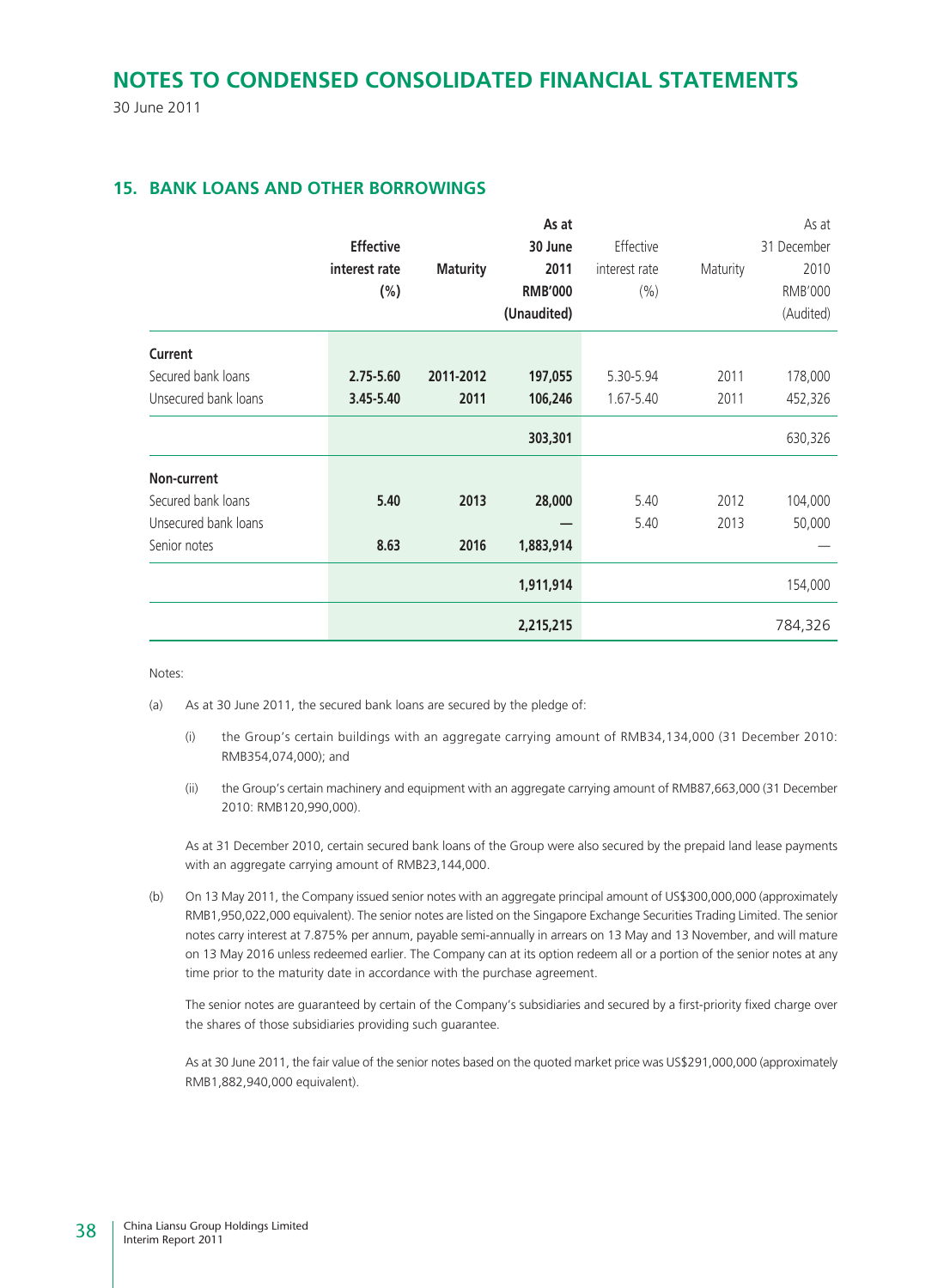# NOTES TO CONDENSED CONSOLIDATED FINANCIAL STATEMENTS

30 June 2011

## 15. BANK LOANS AND OTHER BORROWINGS

| | **Effective interest rate (%)** | **Maturity** | **As at 30 June 2011 RMB'000 (Unaudited)** | Effective interest rate (%) | Maturity | As at 31 December 2010 RMB'000 (Audited) |
|---|---|---|---|---|---|---|
| **Current** | | | | | | |
| Secured bank loans | **2.75-5.60** | **2011-2012** | **197,055** | 5.30-5.94 | 2011 | 178,000 |
| Unsecured bank loans | **3.45-5.40** | **2011** | **106,246** | 1.67-5.40 | 2011 | 452,326 |
| | | | **303,301** | | | 630,326 |
| **Non-current** | | | | | | |
| Secured bank loans | **5.40** | **2013** | **28,000** | 5.40 | 2012 | 104,000 |
| Unsecured bank loans | | | **—** | 5.40 | 2013 | 50,000 |
| Senior notes | **8.63** | **2016** | **1,883,914** | | | — |
| | | | **1,911,914** | | | 154,000 |
| | | | **2,215,215** | | | 784,326 |

Notes:

(a) As at 30 June 2011, the secured bank loans are secured by the pledge of:

(i) the Group's certain buildings with an aggregate carrying amount of RMB34,134,000 (31 December 2010: RMB354,074,000); and

(ii) the Group's certain machinery and equipment with an aggregate carrying amount of RMB87,663,000 (31 December 2010: RMB120,990,000).

As at 31 December 2010, certain secured bank loans of the Group were also secured by the prepaid land lease payments with an aggregate carrying amount of RMB23,144,000.

(b) On 13 May 2011, the Company issued senior notes with an aggregate principal amount of US$300,000,000 (approximately RMB1,950,022,000 equivalent). The senior notes are listed on the Singapore Exchange Securities Trading Limited. The senior notes carry interest at 7.875% per annum, payable semi-annually in arrears on 13 May and 13 November, and will mature on 13 May 2016 unless redeemed earlier. The Company can at its option redeem all or a portion of the senior notes at any time prior to the maturity date in accordance with the purchase agreement.

The senior notes are guaranteed by certain of the Company's subsidiaries and secured by a first-priority fixed charge over the shares of those subsidiaries providing such guarantee.

As at 30 June 2011, the fair value of the senior notes based on the quoted market price was US$291,000,000 (approximately RMB1,882,940,000 equivalent).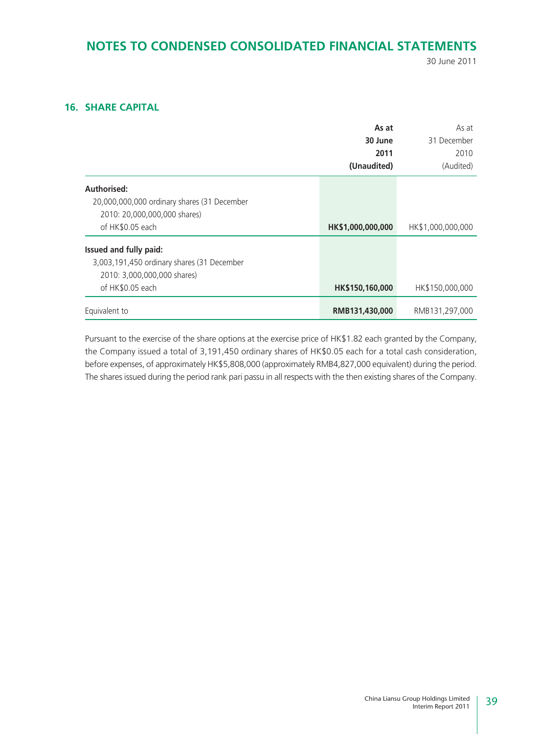## 16. SHARE CAPITAL

| | As at 30 June 2011 (Unaudited) | As at 31 December 2010 (Audited) |
|---|---|---|
| **Authorised:** | | |
| 20,000,000,000 ordinary shares (31 December 2010: 20,000,000,000 shares) of HK$0.05 each | **HK$1,000,000,000** | HK$1,000,000,000 |
| **Issued and fully paid:** | | |
| 3,003,191,450 ordinary shares (31 December 2010: 3,000,000,000 shares) of HK$0.05 each | **HK$150,160,000** | HK$150,000,000 |
| Equivalent to | **RMB131,430,000** | RMB131,297,000 |

Pursuant to the exercise of the share options at the exercise price of HK$1.82 each granted by the Company, the Company issued a total of 3,191,450 ordinary shares of HK$0.05 each for a total cash consideration, before expenses, of approximately HK$5,808,000 (approximately RMB4,827,000 equivalent) during the period. The shares issued during the period rank pari passu in all respects with the then existing shares of the Company.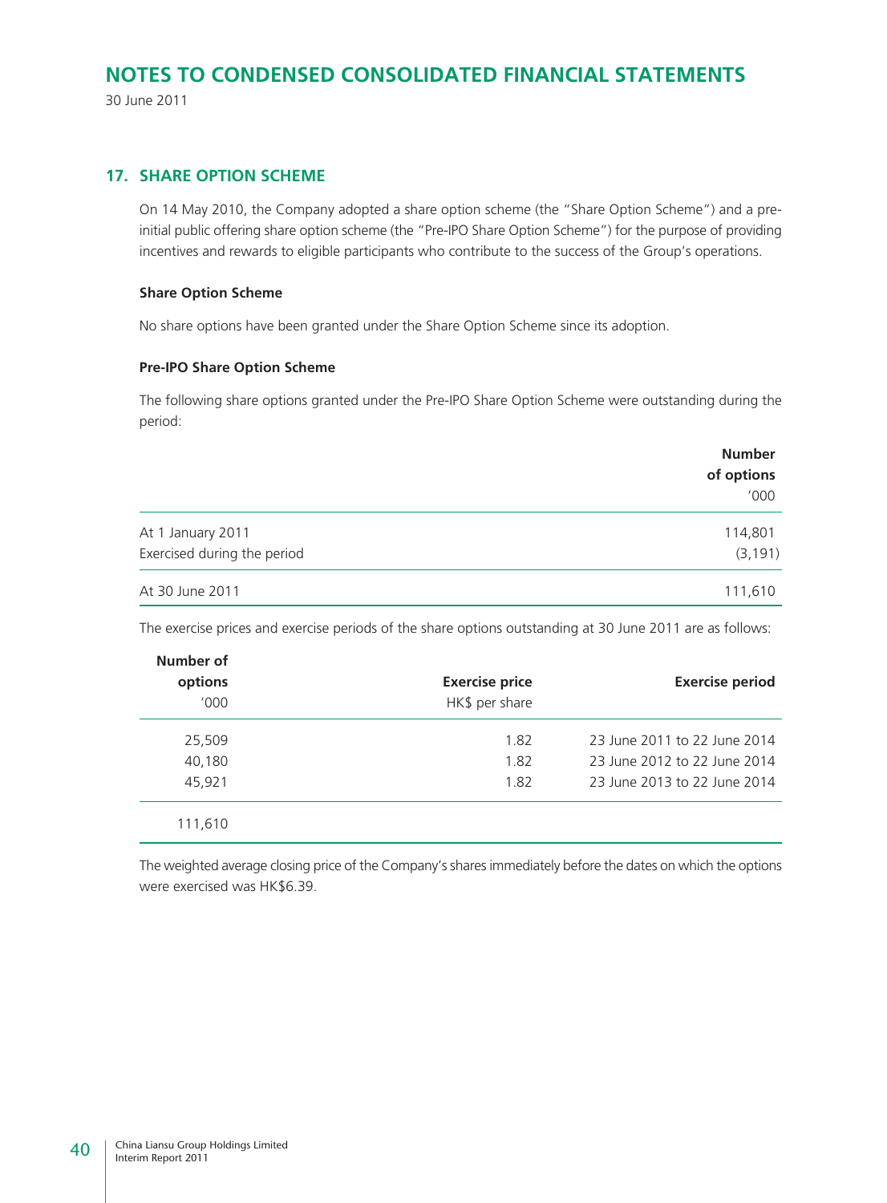# NOTES TO CONDENSED CONSOLIDATED FINANCIAL STATEMENTS

30 June 2011

## 17. SHARE OPTION SCHEME

On 14 May 2010, the Company adopted a share option scheme (the "Share Option Scheme") and a pre-initial public offering share option scheme (the "Pre-IPO Share Option Scheme") for the purpose of providing incentives and rewards to eligible participants who contribute to the success of the Group's operations.

### Share Option Scheme

No share options have been granted under the Share Option Scheme since its adoption.

### Pre-IPO Share Option Scheme

The following share options granted under the Pre-IPO Share Option Scheme were outstanding during the period:

| | Number of options '000 |
|---|---|
| At 1 January 2011 | 114,801 |
| Exercised during the period | (3,191) |
| At 30 June 2011 | 111,610 |

The exercise prices and exercise periods of the share options outstanding at 30 June 2011 are as follows:

| Number of options '000 | Exercise price HK$ per share | Exercise period |
|---|---|---|
| 25,509 | 1.82 | 23 June 2011 to 22 June 2014 |
| 40,180 | 1.82 | 23 June 2012 to 22 June 2014 |
| 45,921 | 1.82 | 23 June 2013 to 22 June 2014 |
| 111,610 | | |

The weighted average closing price of the Company's shares immediately before the dates on which the options were exercised was HK$6.39.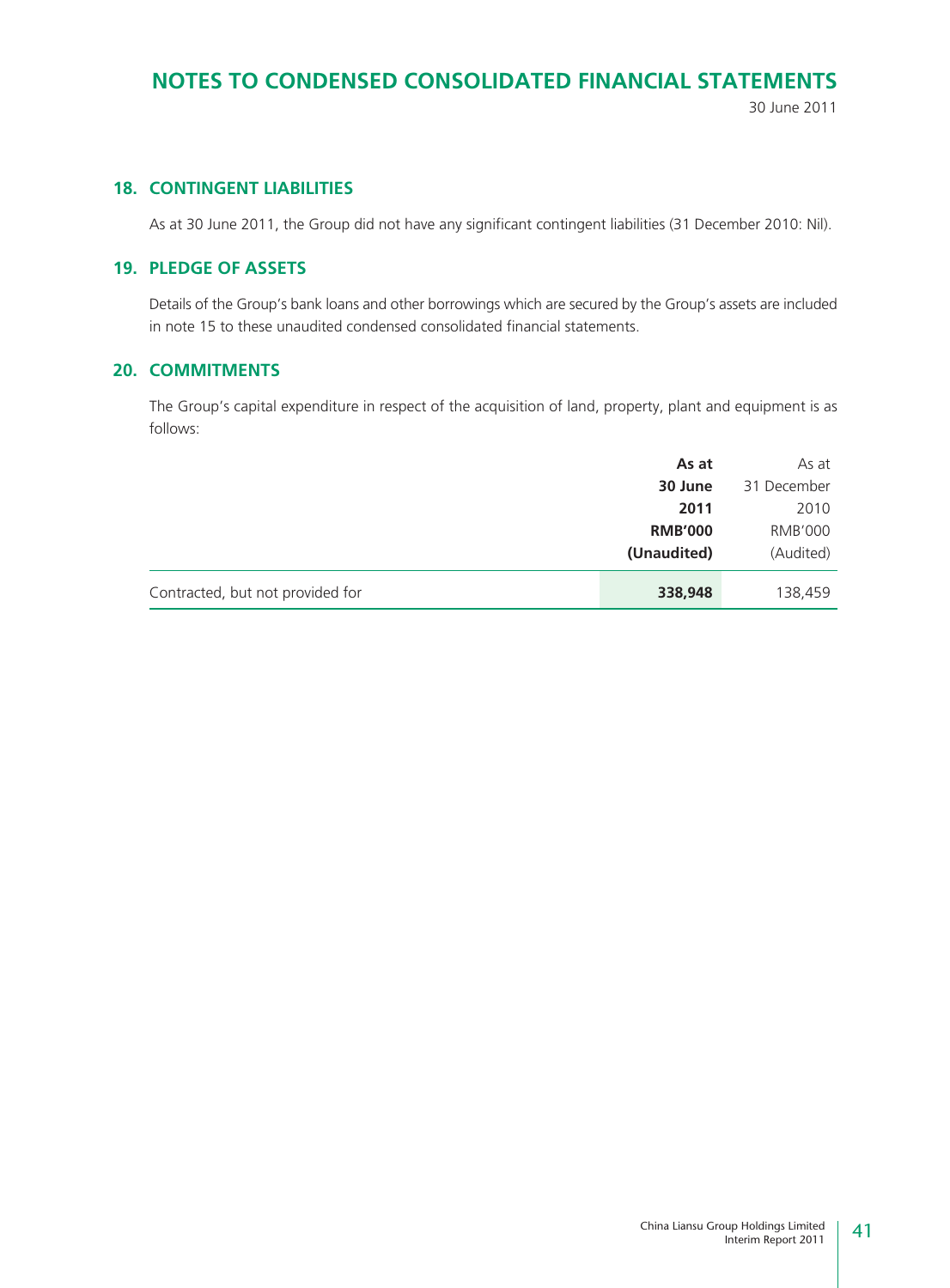# NOTES TO CONDENSED CONSOLIDATED FINANCIAL STATEMENTS

30 June 2011

## 18. CONTINGENT LIABILITIES

As at 30 June 2011, the Group did not have any significant contingent liabilities (31 December 2010: Nil).

## 19. PLEDGE OF ASSETS

Details of the Group's bank loans and other borrowings which are secured by the Group's assets are included in note 15 to these unaudited condensed consolidated financial statements.

## 20. COMMITMENTS

The Group's capital expenditure in respect of the acquisition of land, property, plant and equipment is as follows:

| | **As at 30 June 2011 RMB'000 (Unaudited)** | As at 31 December 2010 RMB'000 (Audited) |
|---|---|---|
| Contracted, but not provided for | **338,948** | 138,459 |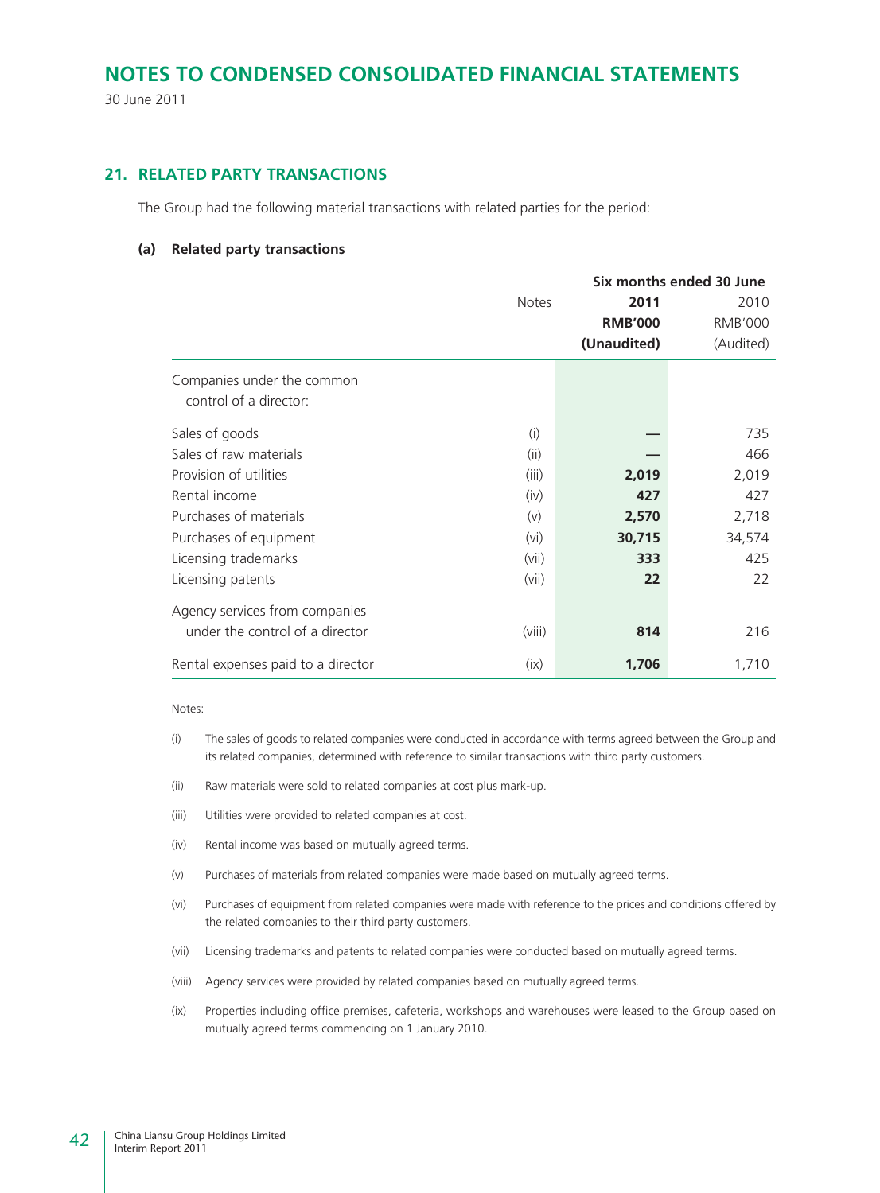# NOTES TO CONDENSED CONSOLIDATED FINANCIAL STATEMENTS

30 June 2011

## 21. RELATED PARTY TRANSACTIONS

The Group had the following material transactions with related parties for the period:

### (a) Related party transactions

| | Notes | Six months ended 30 June | |
|---|---|---|---|
| | | **2011** | 2010 |
| | | **RMB'000** | RMB'000 |
| | | **(Unaudited)** | (Audited) |
| Companies under the common control of a director: | | | |
| Sales of goods | (i) | **—** | 735 |
| Sales of raw materials | (ii) | **—** | 466 |
| Provision of utilities | (iii) | **2,019** | 2,019 |
| Rental income | (iv) | **427** | 427 |
| Purchases of materials | (v) | **2,570** | 2,718 |
| Purchases of equipment | (vi) | **30,715** | 34,574 |
| Licensing trademarks | (vii) | **333** | 425 |
| Licensing patents | (vii) | **22** | 22 |
| Agency services from companies under the control of a director | (viii) | **814** | 216 |
| Rental expenses paid to a director | (ix) | **1,706** | 1,710 |

Notes:

(i) The sales of goods to related companies were conducted in accordance with terms agreed between the Group and its related companies, determined with reference to similar transactions with third party customers.

(ii) Raw materials were sold to related companies at cost plus mark-up.

(iii) Utilities were provided to related companies at cost.

(iv) Rental income was based on mutually agreed terms.

(v) Purchases of materials from related companies were made based on mutually agreed terms.

(vi) Purchases of equipment from related companies were made with reference to the prices and conditions offered by the related companies to their third party customers.

(vii) Licensing trademarks and patents to related companies were conducted based on mutually agreed terms.

(viii) Agency services were provided by related companies based on mutually agreed terms.

(ix) Properties including office premises, cafeteria, workshops and warehouses were leased to the Group based on mutually agreed terms commencing on 1 January 2010.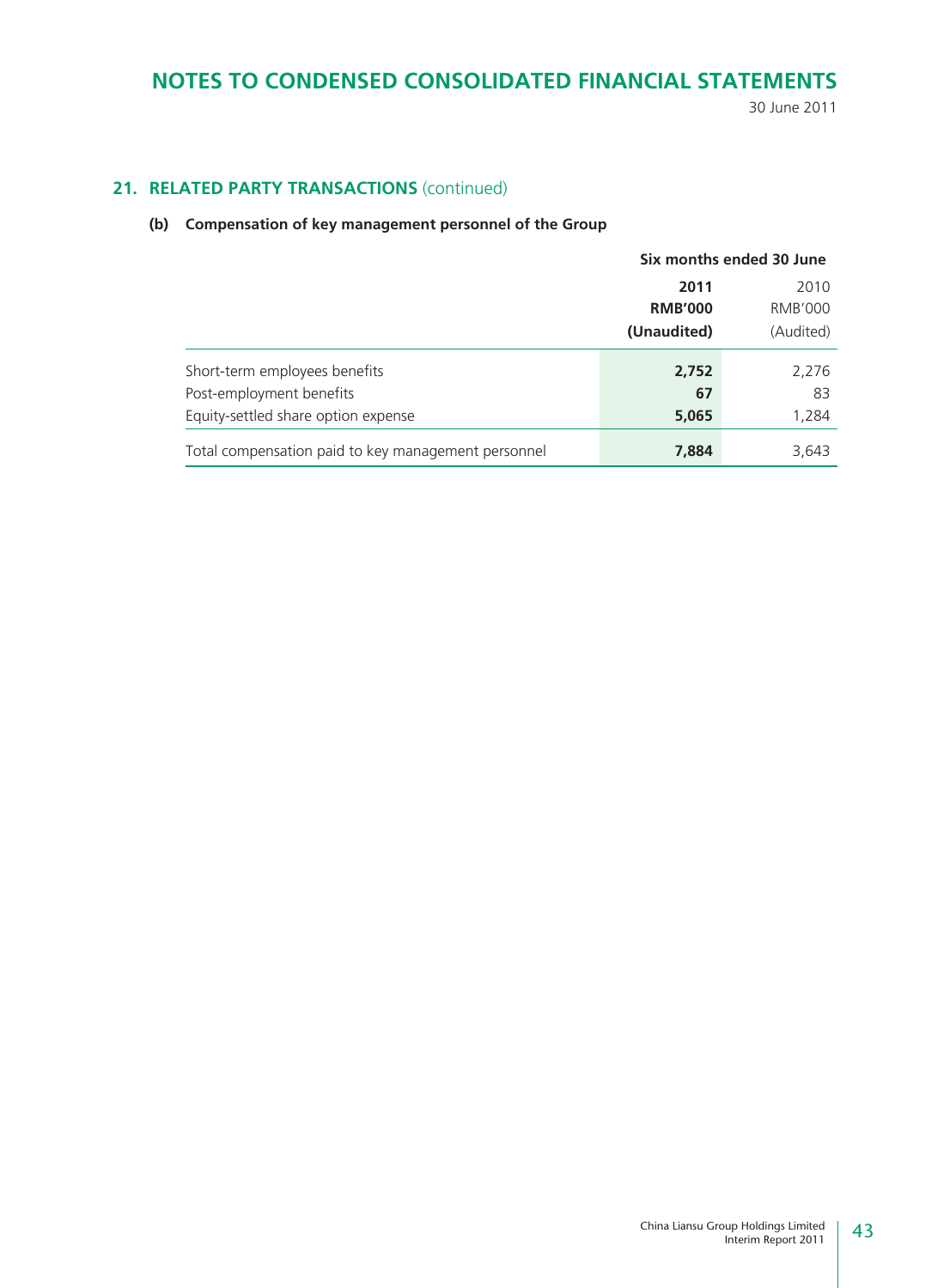# NOTES TO CONDENSED CONSOLIDATED FINANCIAL STATEMENTS

30 June 2011

## 21. RELATED PARTY TRANSACTIONS (continued)

### (b) Compensation of key management personnel of the Group

| | Six months ended 30 June | |
|---|---|---|
| | **2011** | 2010 |
| | **RMB'000** | RMB'000 |
| | **(Unaudited)** | (Audited) |
| Short-term employees benefits | **2,752** | 2,276 |
| Post-employment benefits | **67** | 83 |
| Equity-settled share option expense | **5,065** | 1,284 |
| Total compensation paid to key management personnel | **7,884** | 3,643 |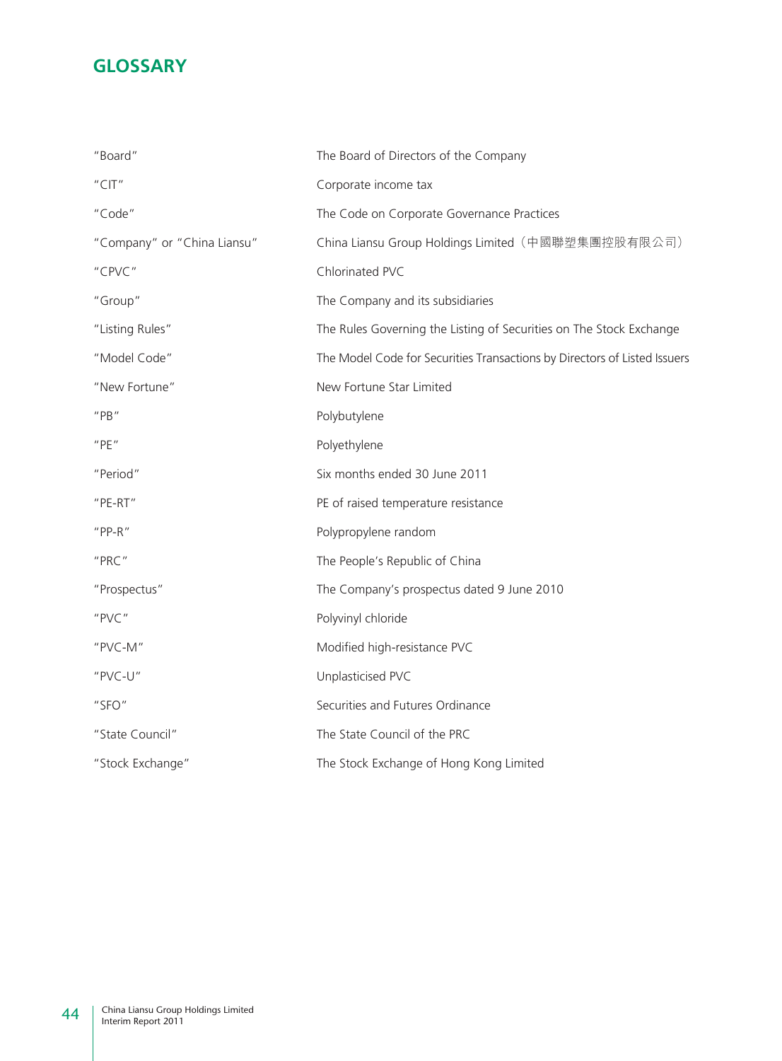# GLOSSARY

| | |
|---|---|
| "Board" | The Board of Directors of the Company |
| "CIT" | Corporate income tax |
| "Code" | The Code on Corporate Governance Practices |
| "Company" or "China Liansu" | China Liansu Group Holdings Limited（中國聯塑集團控股有限公司） |
| "CPVC" | Chlorinated PVC |
| "Group" | The Company and its subsidiaries |
| "Listing Rules" | The Rules Governing the Listing of Securities on The Stock Exchange |
| "Model Code" | The Model Code for Securities Transactions by Directors of Listed Issuers |
| "New Fortune" | New Fortune Star Limited |
| "PB" | Polybutylene |
| "PE" | Polyethylene |
| "Period" | Six months ended 30 June 2011 |
| "PE-RT" | PE of raised temperature resistance |
| "PP-R" | Polypropylene random |
| "PRC" | The People's Republic of China |
| "Prospectus" | The Company's prospectus dated 9 June 2010 |
| "PVC" | Polyvinyl chloride |
| "PVC-M" | Modified high-resistance PVC |
| "PVC-U" | Unplasticised PVC |
| "SFO" | Securities and Futures Ordinance |
| "State Council" | The State Council of the PRC |
| "Stock Exchange" | The Stock Exchange of Hong Kong Limited |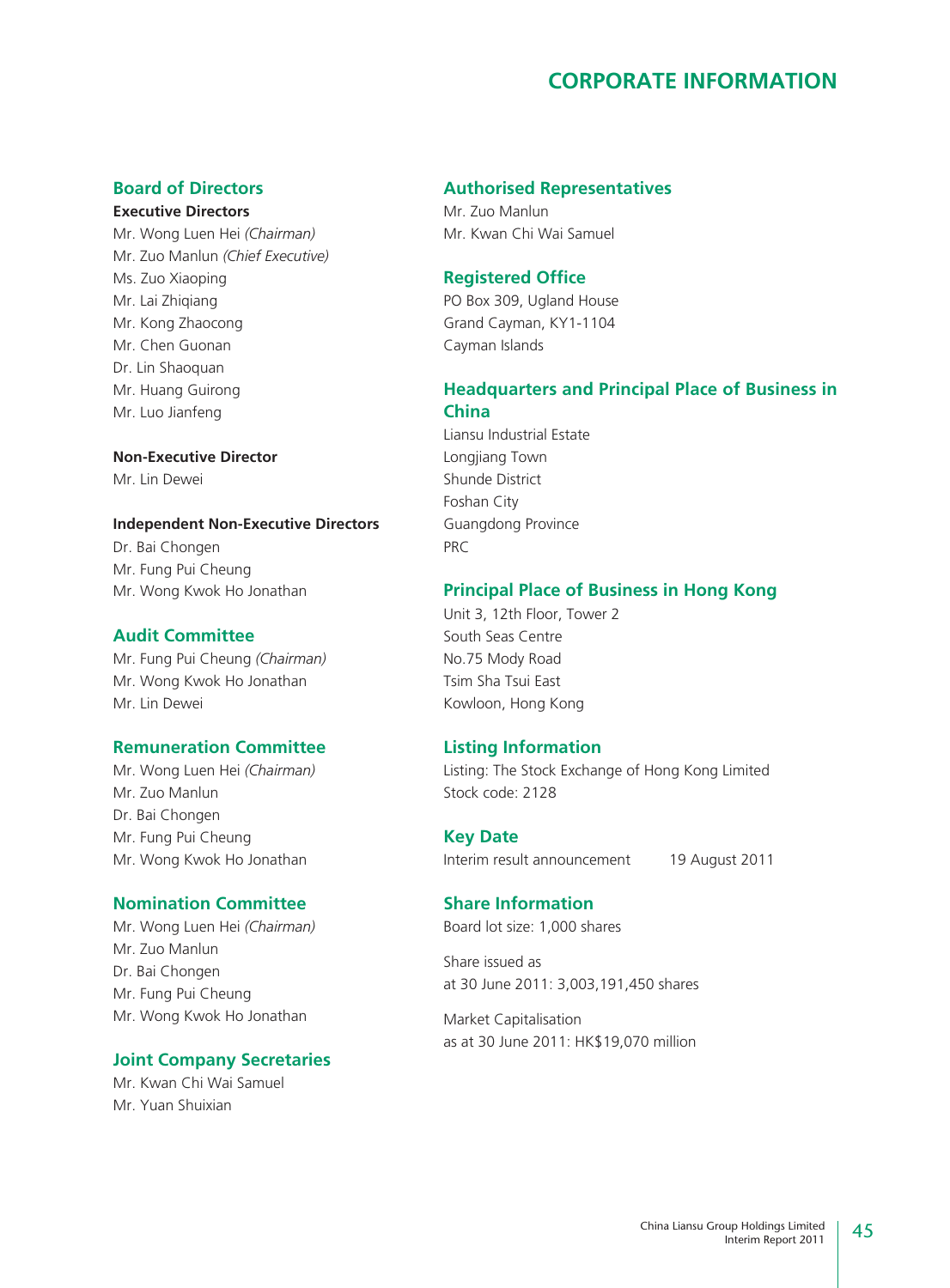# CORPORATE INFORMATION

## Board of Directors

**Executive Directors**

Mr. Wong Luen Hei *(Chairman)*
Mr. Zuo Manlun *(Chief Executive)*
Ms. Zuo Xiaoping
Mr. Lai Zhiqiang
Mr. Kong Zhaocong
Mr. Chen Guonan
Dr. Lin Shaoquan
Mr. Huang Guirong
Mr. Luo Jianfeng

**Non-Executive Director**

Mr. Lin Dewei

**Independent Non-Executive Directors**

Dr. Bai Chongen
Mr. Fung Pui Cheung
Mr. Wong Kwok Ho Jonathan

## Audit Committee

Mr. Fung Pui Cheung *(Chairman)*
Mr. Wong Kwok Ho Jonathan
Mr. Lin Dewei

## Remuneration Committee

Mr. Wong Luen Hei *(Chairman)*
Mr. Zuo Manlun
Dr. Bai Chongen
Mr. Fung Pui Cheung
Mr. Wong Kwok Ho Jonathan

## Nomination Committee

Mr. Wong Luen Hei *(Chairman)*
Mr. Zuo Manlun
Dr. Bai Chongen
Mr. Fung Pui Cheung
Mr. Wong Kwok Ho Jonathan

## Joint Company Secretaries

Mr. Kwan Chi Wai Samuel
Mr. Yuan Shuixian

## Authorised Representatives

Mr. Zuo Manlun
Mr. Kwan Chi Wai Samuel

## Registered Office

PO Box 309, Ugland House
Grand Cayman, KY1-1104
Cayman Islands

## Headquarters and Principal Place of Business in China

Liansu Industrial Estate
Longjiang Town
Shunde District
Foshan City
Guangdong Province
PRC

## Principal Place of Business in Hong Kong

Unit 3, 12th Floor, Tower 2
South Seas Centre
No.75 Mody Road
Tsim Sha Tsui East
Kowloon, Hong Kong

## Listing Information

Listing: The Stock Exchange of Hong Kong Limited
Stock code: 2128

## Key Date

Interim result announcement 19 August 2011

## Share Information

Board lot size: 1,000 shares

Share issued as
at 30 June 2011: 3,003,191,450 shares

Market Capitalisation
as at 30 June 2011: HK$19,070 million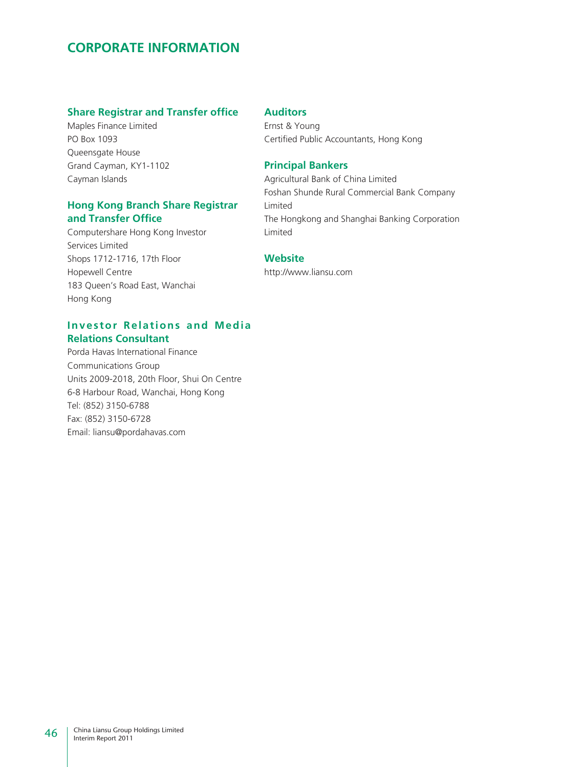# CORPORATE INFORMATION

## Share Registrar and Transfer office

Maples Finance Limited
PO Box 1093
Queensgate House
Grand Cayman, KY1-1102
Cayman Islands

## Hong Kong Branch Share Registrar and Transfer Office

Computershare Hong Kong Investor Services Limited
Shops 1712-1716, 17th Floor
Hopewell Centre
183 Queen's Road East, Wanchai
Hong Kong

## Investor Relations and Media Relations Consultant

Porda Havas International Finance Communications Group
Units 2009-2018, 20th Floor, Shui On Centre
6-8 Harbour Road, Wanchai, Hong Kong
Tel: (852) 3150-6788
Fax: (852) 3150-6728
Email: liansu@pordahavas.com

## Auditors

Ernst & Young
Certified Public Accountants, Hong Kong

## Principal Bankers

Agricultural Bank of China Limited
Foshan Shunde Rural Commercial Bank Company Limited
The Hongkong and Shanghai Banking Corporation Limited

## Website

http://www.liansu.com